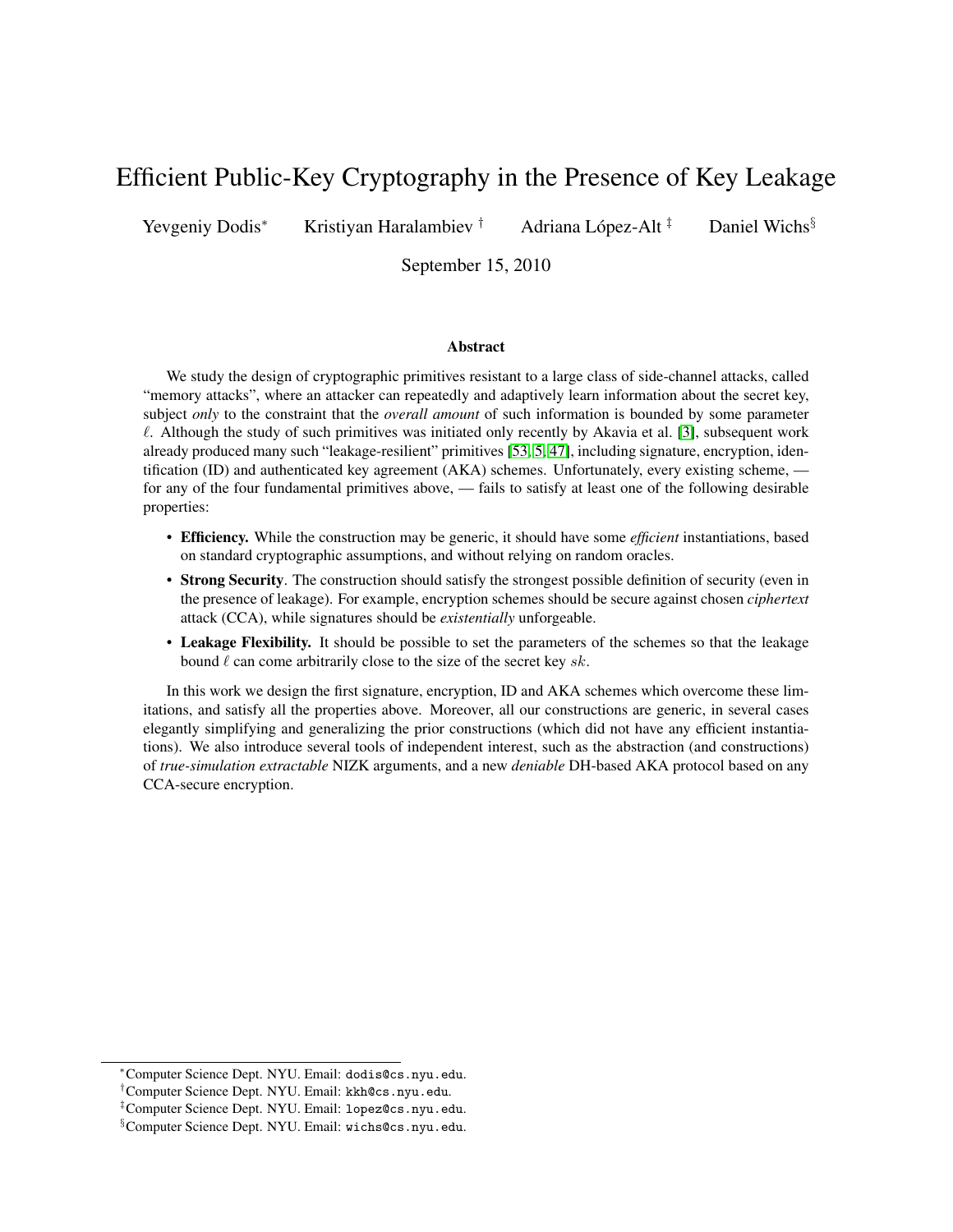# Efficient Public-Key Cryptography in the Presence of Key Leakage

Yevgeniy Dodis[*] Kristiyan Haralambiev[†] Adriana López-Alt[‡] Daniel Wichs[§]

September 15, 2010

### Abstract

We study the design of cryptographic primitives resistant to a large class of side-channel attacks, called "memory attacks", where an attacker can repeatedly and adaptively learn information about the secret key, subject *only* to the constraint that the *overall amount* of such information is bounded by some parameter $\ell$. Although the study of such primitives was initiated only recently by Akavia et al. [3], subsequent work already produced many such "leakage-resilient" primitives [53, 5, 47], including signature, encryption, identification (ID) and authenticated key agreement (AKA) schemes. Unfortunately, every existing scheme, — for any of the four fundamental primitives above, — fails to satisfy at least one of the following desirable properties:

- **Efficiency.** While the construction may be generic, it should have some *efficient* instantiations, based on standard cryptographic assumptions, and without relying on random oracles.
- **Strong Security**. The construction should satisfy the strongest possible definition of security (even in the presence of leakage). For example, encryption schemes should be secure against chosen *ciphertext* attack (CCA), while signatures should be *existentially* unforgeable.
- **Leakage Flexibility.** It should be possible to set the parameters of the schemes so that the leakage bound $\ell$ can come arbitrarily close to the size of the secret key $sk$.

In this work we design the first signature, encryption, ID and AKA schemes which overcome these limitations, and satisfy all the properties above. Moreover, all our constructions are generic, in several cases elegantly simplifying and generalizing the prior constructions (which did not have any efficient instantiations). We also introduce several tools of independent interest, such as the abstraction (and constructions) of *true-simulation extractable* NIZK arguments, and a new *deniable* DH-based AKA protocol based on any CCA-secure encryption.

---

[*] Computer Science Dept. NYU. Email: dodis@cs.nyu.edu.

[†] Computer Science Dept. NYU. Email: kkh@cs.nyu.edu.

[‡] Computer Science Dept. NYU. Email: lopez@cs.nyu.edu.

[§] Computer Science Dept. NYU. Email: wichs@cs.nyu.edu.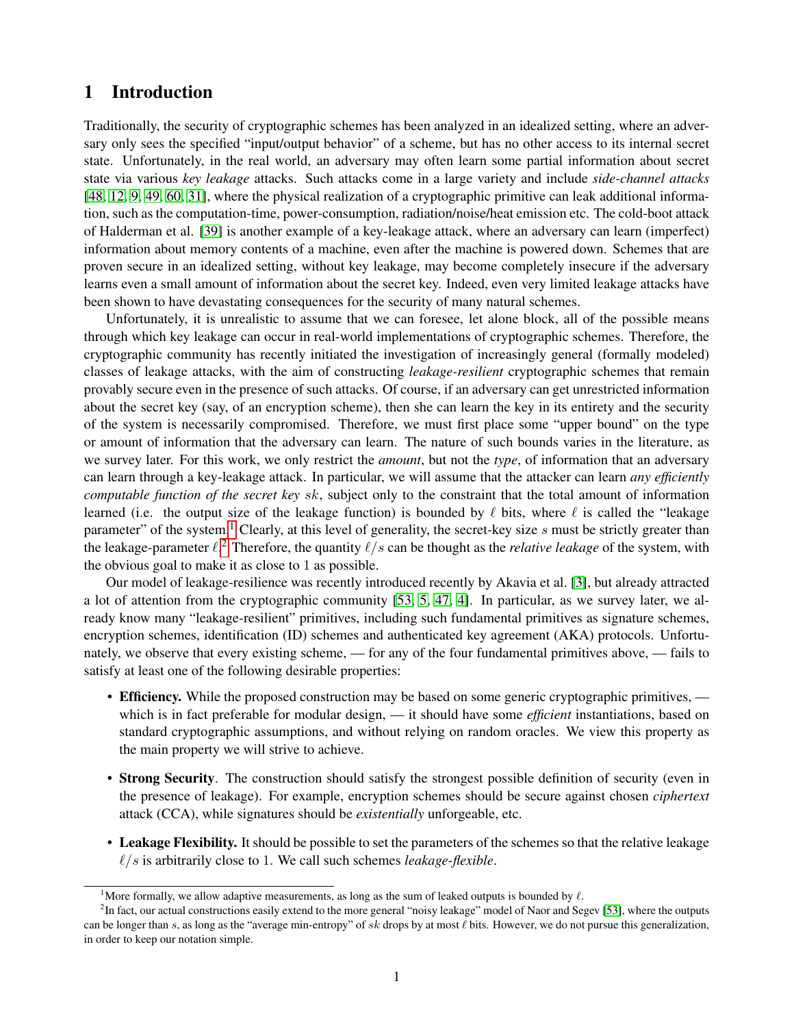# 1 Introduction

Traditionally, the security of cryptographic schemes has been analyzed in an idealized setting, where an adversary only sees the specified "input/output behavior" of a scheme, but has no other access to its internal secret state. Unfortunately, in the real world, an adversary may often learn some partial information about secret state via various *key leakage* attacks. Such attacks come in a large variety and include *side-channel attacks* [48, 12, 9, 49, 60, 31], where the physical realization of a cryptographic primitive can leak additional information, such as the computation-time, power-consumption, radiation/noise/heat emission etc. The cold-boot attack of Halderman et al. [39] is another example of a key-leakage attack, where an adversary can learn (imperfect) information about memory contents of a machine, even after the machine is powered down. Schemes that are proven secure in an idealized setting, without key leakage, may become completely insecure if the adversary learns even a small amount of information about the secret key. Indeed, even very limited leakage attacks have been shown to have devastating consequences for the security of many natural schemes.

Unfortunately, it is unrealistic to assume that we can foresee, let alone block, all of the possible means through which key leakage can occur in real-world implementations of cryptographic schemes. Therefore, the cryptographic community has recently initiated the investigation of increasingly general (formally modeled) classes of leakage attacks, with the aim of constructing *leakage-resilient* cryptographic schemes that remain provably secure even in the presence of such attacks. Of course, if an adversary can get unrestricted information about the secret key (say, of an encryption scheme), then she can learn the key in its entirety and the security of the system is necessarily compromised. Therefore, we must first place some "upper bound" on the type or amount of information that the adversary can learn. The nature of such bounds varies in the literature, as we survey later. For this work, we only restrict the *amount*, but not the *type*, of information that an adversary can learn through a key-leakage attack. In particular, we will assume that the attacker can learn *any efficiently computable function of the secret key $sk$*, subject only to the constraint that the total amount of information learned (i.e. the output size of the leakage function) is bounded by $\ell$ bits, where $\ell$ is called the "leakage parameter" of the system.[1] Clearly, at this level of generality, the secret-key size $s$ must be strictly greater than the leakage-parameter $\ell$.[2] Therefore, the quantity $\ell/s$ can be thought as the *relative leakage* of the system, with the obvious goal to make it as close to 1 as possible.

Our model of leakage-resilience was recently introduced recently by Akavia et al. [3], but already attracted a lot of attention from the cryptographic community [53, 5, 47, 4]. In particular, as we survey later, we already know many "leakage-resilient" primitives, including such fundamental primitives as signature schemes, encryption schemes, identification (ID) schemes and authenticated key agreement (AKA) protocols. Unfortunately, we observe that every existing scheme, — for any of the four fundamental primitives above, — fails to satisfy at least one of the following desirable properties:

- **Efficiency.** While the proposed construction may be based on some generic cryptographic primitives, — which is in fact preferable for modular design, — it should have some *efficient* instantiations, based on standard cryptographic assumptions, and without relying on random oracles. We view this property as the main property we will strive to achieve.
- **Strong Security**. The construction should satisfy the strongest possible definition of security (even in the presence of leakage). For example, encryption schemes should be secure against chosen *ciphertext* attack (CCA), while signatures should be *existentially* unforgeable, etc.
- **Leakage Flexibility.** It should be possible to set the parameters of the schemes so that the relative leakage $\ell/s$ is arbitrarily close to 1. We call such schemes *leakage-flexible*.

[1] More formally, we allow adaptive measurements, as long as the sum of leaked outputs is bounded by $\ell$.

[2] In fact, our actual constructions easily extend to the more general "noisy leakage" model of Naor and Segev [53], where the outputs can be longer than $s$, as long as the "average min-entropy" of $sk$ drops by at most $\ell$ bits. However, we do not pursue this generalization, in order to keep our notation simple.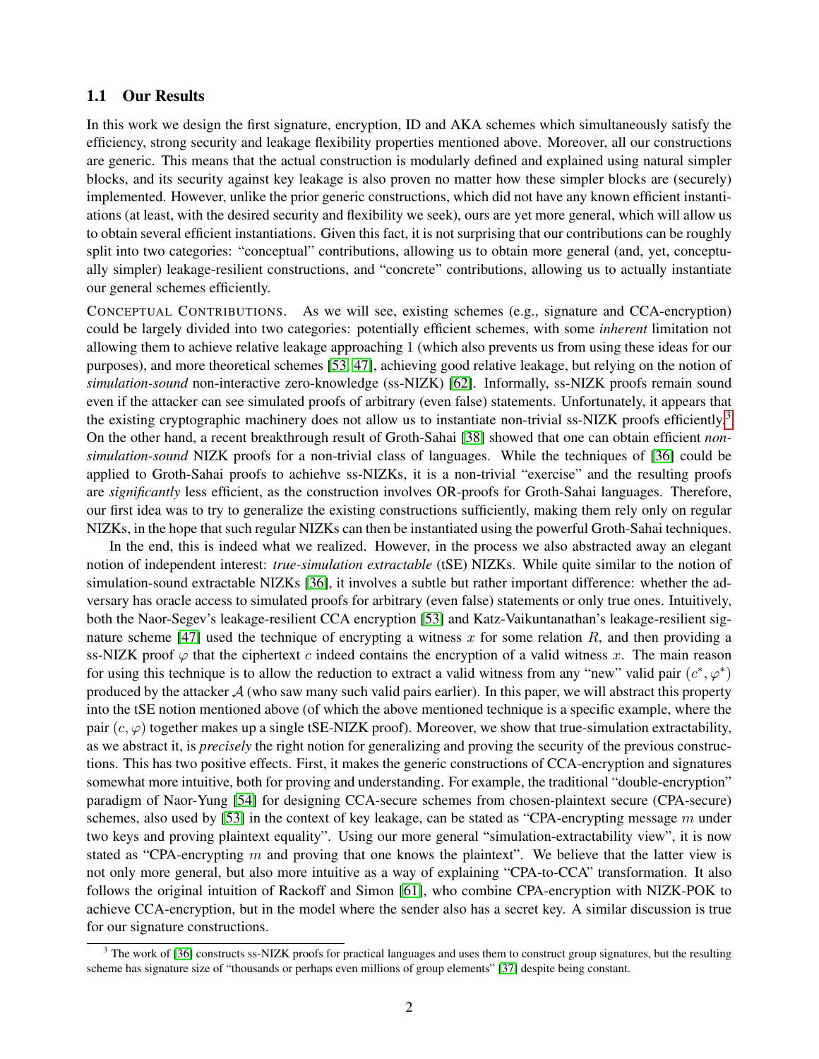### 1.1 Our Results

In this work we design the first signature, encryption, ID and AKA schemes which simultaneously satisfy the efficiency, strong security and leakage flexibility properties mentioned above. Moreover, all our constructions are generic. This means that the actual construction is modularly defined and explained using natural simpler blocks, and its security against key leakage is also proven no matter how these simpler blocks are (securely) implemented. However, unlike the prior generic constructions, which did not have any known efficient instantiations (at least, with the desired security and flexibility we seek), ours are yet more general, which will allow us to obtain several efficient instantiations. Given this fact, it is not surprising that our contributions can be roughly split into two categories: "conceptual" contributions, allowing us to obtain more general (and, yet, conceptually simpler) leakage-resilient constructions, and "concrete" contributions, allowing us to actually instantiate our general schemes efficiently.

CONCEPTUAL CONTRIBUTIONS. As we will see, existing schemes (e.g., signature and CCA-encryption) could be largely divided into two categories: potentially efficient schemes, with some *inherent* limitation not allowing them to achieve relative leakage approaching 1 (which also prevents us from using these ideas for our purposes), and more theoretical schemes [53, 47], achieving good relative leakage, but relying on the notion of *simulation-sound* non-interactive zero-knowledge (ss-NIZK) [62]. Informally, ss-NIZK proofs remain sound even if the attacker can see simulated proofs of arbitrary (even false) statements. Unfortunately, it appears that the existing cryptographic machinery does not allow us to instantiate non-trivial ss-NIZK proofs efficiently.[3] On the other hand, a recent breakthrough result of Groth-Sahai [38] showed that one can obtain efficient *non-simulation-sound* NIZK proofs for a non-trivial class of languages. While the techniques of [36] could be applied to Groth-Sahai proofs to achiehve ss-NIZKs, it is a non-trivial "exercise" and the resulting proofs are *significantly* less efficient, as the construction involves OR-proofs for Groth-Sahai languages. Therefore, our first idea was to try to generalize the existing constructions sufficiently, making them rely only on regular NIZKs, in the hope that such regular NIZKs can then be instantiated using the powerful Groth-Sahai techniques.

In the end, this is indeed what we realized. However, in the process we also abstracted away an elegant notion of independent interest: *true-simulation extractable* (tSE) NIZKs. While quite similar to the notion of simulation-sound extractable NIZKs [36], it involves a subtle but rather important difference: whether the adversary has oracle access to simulated proofs for arbitrary (even false) statements or only true ones. Intuitively, both the Naor-Segev's leakage-resilient CCA encryption [53] and Katz-Vaikuntanathan's leakage-resilient signature scheme [47] used the technique of encrypting a witness $x$ for some relation $R$, and then providing a ss-NIZK proof $\varphi$ that the ciphertext $c$ indeed contains the encryption of a valid witness $x$. The main reason for using this technique is to allow the reduction to extract a valid witness from any "new" valid pair $(c^*, \varphi^*)$ produced by the attacker $\mathcal{A}$ (who saw many such valid pairs earlier). In this paper, we will abstract this property into the tSE notion mentioned above (of which the above mentioned technique is a specific example, where the pair $(c, \varphi)$ together makes up a single tSE-NIZK proof). Moreover, we show that true-simulation extractability, as we abstract it, is *precisely* the right notion for generalizing and proving the security of the previous constructions. This has two positive effects. First, it makes the generic constructions of CCA-encryption and signatures somewhat more intuitive, both for proving and understanding. For example, the traditional "double-encryption" paradigm of Naor-Yung [54] for designing CCA-secure schemes from chosen-plaintext secure (CPA-secure) schemes, also used by [53] in the context of key leakage, can be stated as "CPA-encrypting message $m$ under two keys and proving plaintext equality". Using our more general "simulation-extractability view", it is now stated as "CPA-encrypting $m$ and proving that one knows the plaintext". We believe that the latter view is not only more general, but also more intuitive as a way of explaining "CPA-to-CCA" transformation. It also follows the original intuition of Rackoff and Simon [61], who combine CPA-encryption with NIZK-POK to achieve CCA-encryption, but in the model where the sender also has a secret key. A similar discussion is true for our signature constructions.

[3] The work of [36] constructs ss-NIZK proofs for practical languages and uses them to construct group signatures, but the resulting scheme has signature size of "thousands or perhaps even millions of group elements" [37] despite being constant.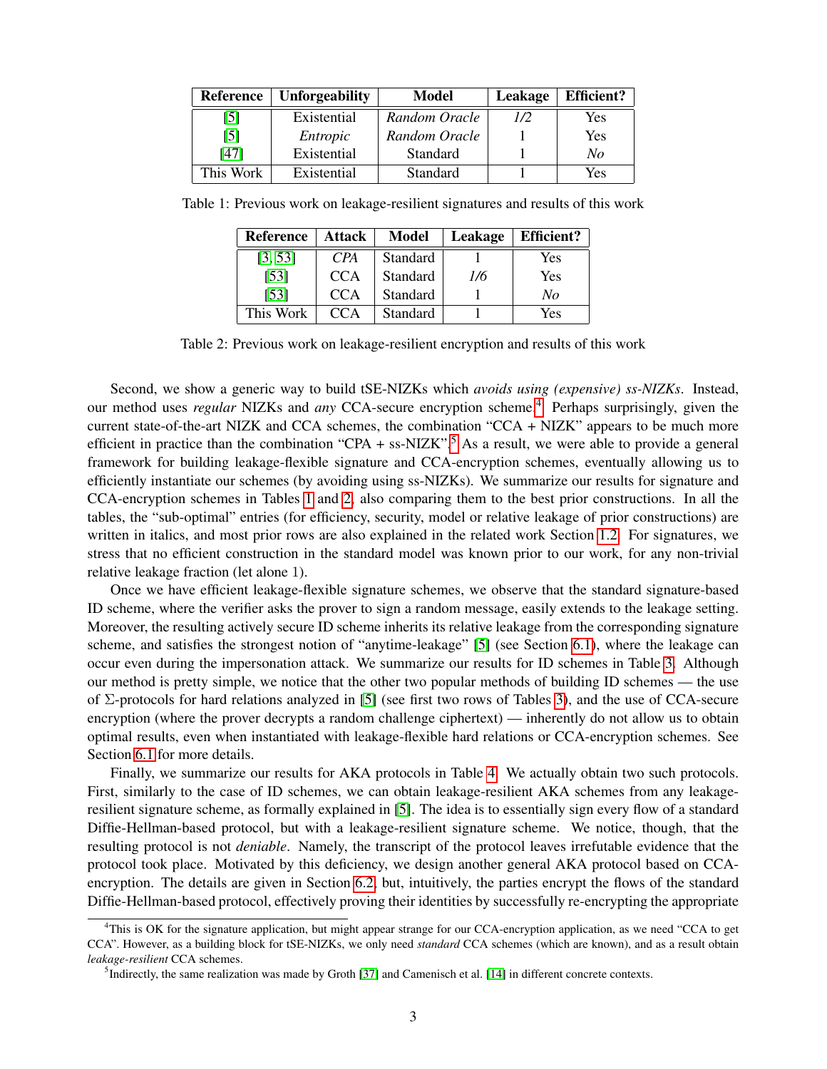| Reference | Unforgeability | Model | Leakage | Efficient? |
|---|---|---|---|---|
| [5] | Existential | *Random Oracle* | *1/2* | Yes |
| [5] | *Entropic* | *Random Oracle* | 1 | Yes |
| [47] | Existential | Standard | 1 | *No* |
| This Work | Existential | Standard | 1 | Yes |

Table 1: Previous work on leakage-resilient signatures and results of this work

| Reference | Attack | Model | Leakage | Efficient? |
|---|---|---|---|---|
| [3, 53] | *CPA* | Standard | 1 | Yes |
| [53] | CCA | Standard | *1/6* | Yes |
| [53] | CCA | Standard | 1 | *No* |
| This Work | CCA | Standard | 1 | Yes |

Table 2: Previous work on leakage-resilient encryption and results of this work

Second, we show a generic way to build tSE-NIZKs which *avoids using (expensive) ss-NIZKs*. Instead, our method uses *regular* NIZKs and *any* CCA-secure encryption scheme.[4] Perhaps surprisingly, given the current state-of-the-art NIZK and CCA schemes, the combination "CCA + NIZK" appears to be much more efficient in practice than the combination "CPA + ss-NIZK".[5] As a result, we were able to provide a general framework for building leakage-flexible signature and CCA-encryption schemes, eventually allowing us to efficiently instantiate our schemes (by avoiding using ss-NIZKs). We summarize our results for signature and CCA-encryption schemes in Tables 1 and 2, also comparing them to the best prior constructions. In all the tables, the "sub-optimal" entries (for efficiency, security, model or relative leakage of prior constructions) are written in italics, and most prior rows are also explained in the related work Section 1.2. For signatures, we stress that no efficient construction in the standard model was known prior to our work, for any non-trivial relative leakage fraction (let alone 1).

Once we have efficient leakage-flexible signature schemes, we observe that the standard signature-based ID scheme, where the verifier asks the prover to sign a random message, easily extends to the leakage setting. Moreover, the resulting actively secure ID scheme inherits its relative leakage from the corresponding signature scheme, and satisfies the strongest notion of "anytime-leakage" [5] (see Section 6.1), where the leakage can occur even during the impersonation attack. We summarize our results for ID schemes in Table 3. Although our method is pretty simple, we notice that the other two popular methods of building ID schemes — the use of $\Sigma$-protocols for hard relations analyzed in [5] (see first two rows of Tables 3), and the use of CCA-secure encryption (where the prover decrypts a random challenge ciphertext) — inherently do not allow us to obtain optimal results, even when instantiated with leakage-flexible hard relations or CCA-encryption schemes. See Section 6.1 for more details.

Finally, we summarize our results for AKA protocols in Table 4. We actually obtain two such protocols. First, similarly to the case of ID schemes, we can obtain leakage-resilient AKA schemes from any leakage-resilient signature scheme, as formally explained in [5]. The idea is to essentially sign every flow of a standard Diffie-Hellman-based protocol, but with a leakage-resilient signature scheme. We notice, though, that the resulting protocol is not *deniable*. Namely, the transcript of the protocol leaves irrefutable evidence that the protocol took place. Motivated by this deficiency, we design another general AKA protocol based on CCA-encryption. The details are given in Section 6.2, but, intuitively, the parties encrypt the flows of the standard Diffie-Hellman-based protocol, effectively proving their identities by successfully re-encrypting the appropriate

[4]This is OK for the signature application, but might appear strange for our CCA-encryption application, as we need "CCA to get CCA". However, as a building block for tSE-NIZKs, we only need *standard* CCA schemes (which are known), and as a result obtain *leakage-resilient* CCA schemes.

[5]Indirectly, the same realization was made by Groth [37] and Camenisch et al. [14] in different concrete contexts.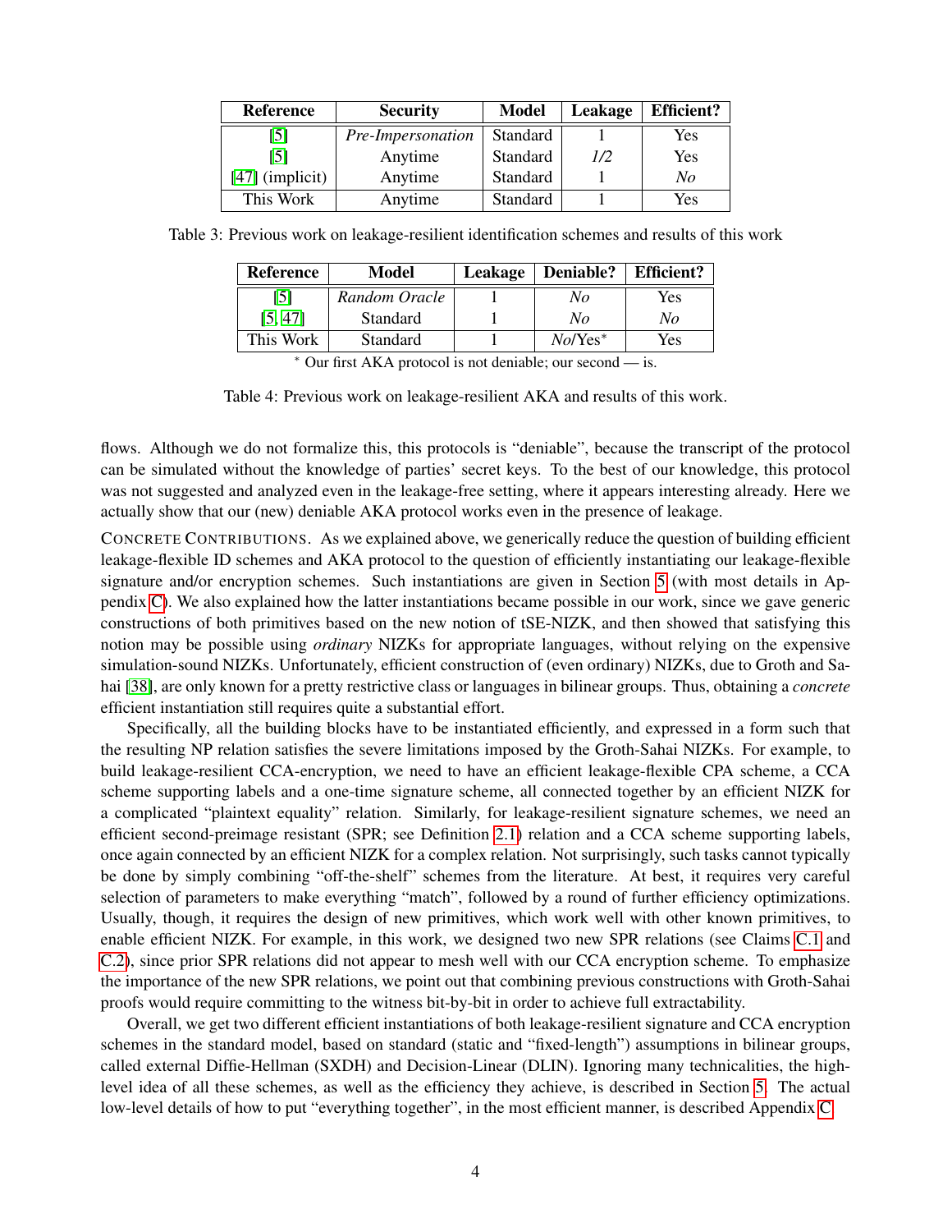| Reference | Security | Model | Leakage | Efficient? |
|---|---|---|---|---|
| [5] | *Pre-Impersonation* | Standard | 1 | Yes |
| [5] | Anytime | Standard | *1/2* | Yes |
| [47] (implicit) | Anytime | Standard | 1 | *No* |
| This Work | Anytime | Standard | 1 | Yes |

Table 3: Previous work on leakage-resilient identification schemes and results of this work

| Reference | Model | Leakage | Deniable? | Efficient? |
|---|---|---|---|---|
| [5] | *Random Oracle* | 1 | *No* | Yes |
| [5, 47] | Standard | 1 | *No* | *No* |
| This Work | Standard | 1 | *No*/Yes* | Yes |

* Our first AKA protocol is not deniable; our second — is.

Table 4: Previous work on leakage-resilient AKA and results of this work.

flows. Although we do not formalize this, this protocols is "deniable", because the transcript of the protocol can be simulated without the knowledge of parties' secret keys. To the best of our knowledge, this protocol was not suggested and analyzed even in the leakage-free setting, where it appears interesting already. Here we actually show that our (new) deniable AKA protocol works even in the presence of leakage.

CONCRETE CONTRIBUTIONS. As we explained above, we generically reduce the question of building efficient leakage-flexible ID schemes and AKA protocol to the question of efficiently instantiating our leakage-flexible signature and/or encryption schemes. Such instantiations are given in Section 5 (with most details in Appendix C). We also explained how the latter instantiations became possible in our work, since we gave generic constructions of both primitives based on the new notion of tSE-NIZK, and then showed that satisfying this notion may be possible using *ordinary* NIZKs for appropriate languages, without relying on the expensive simulation-sound NIZKs. Unfortunately, efficient construction of (even ordinary) NIZKs, due to Groth and Sahai [38], are only known for a pretty restrictive class or languages in bilinear groups. Thus, obtaining a *concrete* efficient instantiation still requires quite a substantial effort.

Specifically, all the building blocks have to be instantiated efficiently, and expressed in a form such that the resulting NP relation satisfies the severe limitations imposed by the Groth-Sahai NIZKs. For example, to build leakage-resilient CCA-encryption, we need to have an efficient leakage-flexible CPA scheme, a CCA scheme supporting labels and a one-time signature scheme, all connected together by an efficient NIZK for a complicated "plaintext equality" relation. Similarly, for leakage-resilient signature schemes, we need an efficient second-preimage resistant (SPR; see Definition 2.1) relation and a CCA scheme supporting labels, once again connected by an efficient NIZK for a complex relation. Not surprisingly, such tasks cannot typically be done by simply combining "off-the-shelf" schemes from the literature. At best, it requires very careful selection of parameters to make everything "match", followed by a round of further efficiency optimizations. Usually, though, it requires the design of new primitives, which work well with other known primitives, to enable efficient NIZK. For example, in this work, we designed two new SPR relations (see Claims C.1 and C.2), since prior SPR relations did not appear to mesh well with our CCA encryption scheme. To emphasize the importance of the new SPR relations, we point out that combining previous constructions with Groth-Sahai proofs would require committing to the witness bit-by-bit in order to achieve full extractability.

Overall, we get two different efficient instantiations of both leakage-resilient signature and CCA encryption schemes in the standard model, based on standard (static and "fixed-length") assumptions in bilinear groups, called external Diffie-Hellman (SXDH) and Decision-Linear (DLIN). Ignoring many technicalities, the high-level idea of all these schemes, as well as the efficiency they achieve, is described in Section 5. The actual low-level details of how to put "everything together", in the most efficient manner, is described Appendix C.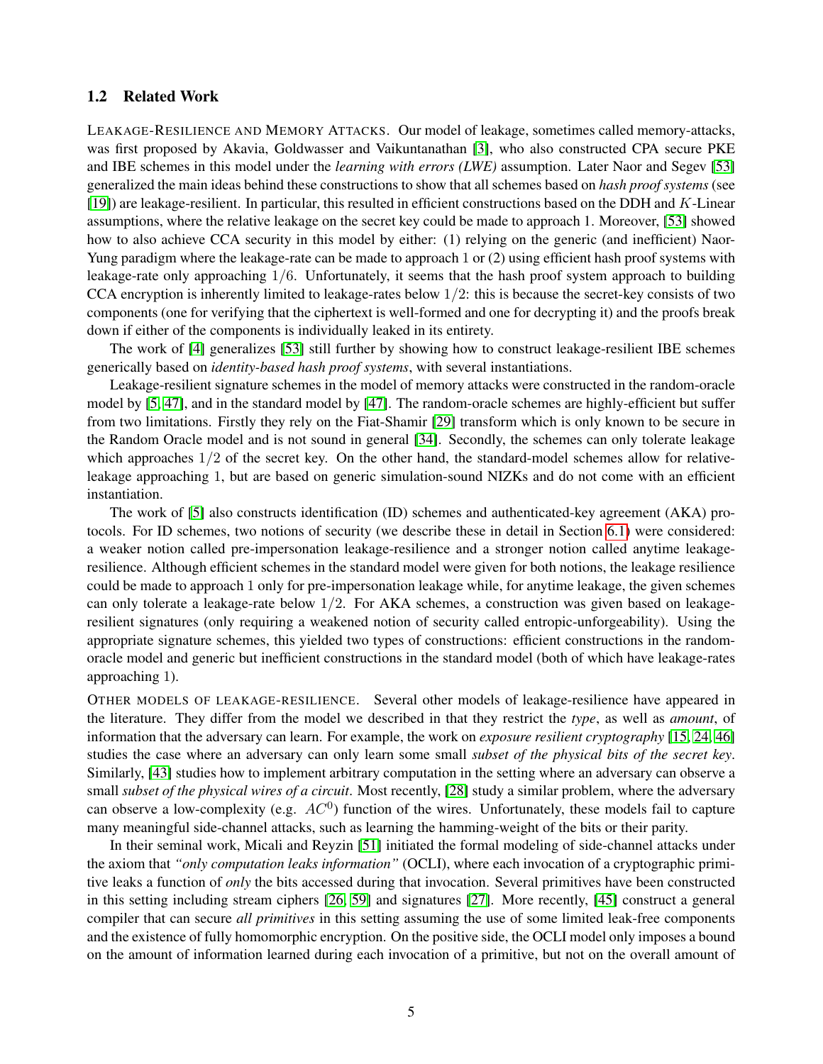### 1.2 Related Work

LEAKAGE-RESILIENCE AND MEMORY ATTACKS. Our model of leakage, sometimes called memory-attacks, was first proposed by Akavia, Goldwasser and Vaikuntanathan [3], who also constructed CPA secure PKE and IBE schemes in this model under the *learning with errors (LWE)* assumption. Later Naor and Segev [53] generalized the main ideas behind these constructions to show that all schemes based on *hash proof systems* (see [19]) are leakage-resilient. In particular, this resulted in efficient constructions based on the DDH and $K$-Linear assumptions, where the relative leakage on the secret key could be made to approach 1. Moreover, [53] showed how to also achieve CCA security in this model by either: (1) relying on the generic (and inefficient) Naor-Yung paradigm where the leakage-rate can be made to approach 1 or (2) using efficient hash proof systems with leakage-rate only approaching $1/6$. Unfortunately, it seems that the hash proof system approach to building CCA encryption is inherently limited to leakage-rates below $1/2$: this is because the secret-key consists of two components (one for verifying that the ciphertext is well-formed and one for decrypting it) and the proofs break down if either of the components is individually leaked in its entirety.

The work of [4] generalizes [53] still further by showing how to construct leakage-resilient IBE schemes generically based on *identity-based hash proof systems*, with several instantiations.

Leakage-resilient signature schemes in the model of memory attacks were constructed in the random-oracle model by [5, 47], and in the standard model by [47]. The random-oracle schemes are highly-efficient but suffer from two limitations. Firstly they rely on the Fiat-Shamir [29] transform which is only known to be secure in the Random Oracle model and is not sound in general [34]. Secondly, the schemes can only tolerate leakage which approaches $1/2$ of the secret key. On the other hand, the standard-model schemes allow for relative-leakage approaching 1, but are based on generic simulation-sound NIZKs and do not come with an efficient instantiation.

The work of [5] also constructs identification (ID) schemes and authenticated-key agreement (AKA) protocols. For ID schemes, two notions of security (we describe these in detail in Section 6.1) were considered: a weaker notion called pre-impersonation leakage-resilience and a stronger notion called anytime leakage-resilience. Although efficient schemes in the standard model were given for both notions, the leakage resilience could be made to approach 1 only for pre-impersonation leakage while, for anytime leakage, the given schemes can only tolerate a leakage-rate below $1/2$. For AKA schemes, a construction was given based on leakage-resilient signatures (only requiring a weakened notion of security called entropic-unforgeability). Using the appropriate signature schemes, this yielded two types of constructions: efficient constructions in the random-oracle model and generic but inefficient constructions in the standard model (both of which have leakage-rates approaching 1).

OTHER MODELS OF LEAKAGE-RESILIENCE. Several other models of leakage-resilience have appeared in the literature. They differ from the model we described in that they restrict the *type*, as well as *amount*, of information that the adversary can learn. For example, the work on *exposure resilient cryptography* [15, 24, 46] studies the case where an adversary can only learn some small *subset of the physical bits of the secret key*. Similarly, [43] studies how to implement arbitrary computation in the setting where an adversary can observe a small *subset of the physical wires of a circuit*. Most recently, [28] study a similar problem, where the adversary can observe a low-complexity (e.g. $AC^0$) function of the wires. Unfortunately, these models fail to capture many meaningful side-channel attacks, such as learning the hamming-weight of the bits or their parity.

In their seminal work, Micali and Reyzin [51] initiated the formal modeling of side-channel attacks under the axiom that *"only computation leaks information"* (OCLI), where each invocation of a cryptographic primitive leaks a function of *only* the bits accessed during that invocation. Several primitives have been constructed in this setting including stream ciphers [26, 59] and signatures [27]. More recently, [45] construct a general compiler that can secure *all primitives* in this setting assuming the use of some limited leak-free components and the existence of fully homomorphic encryption. On the positive side, the OCLI model only imposes a bound on the amount of information learned during each invocation of a primitive, but not on the overall amount of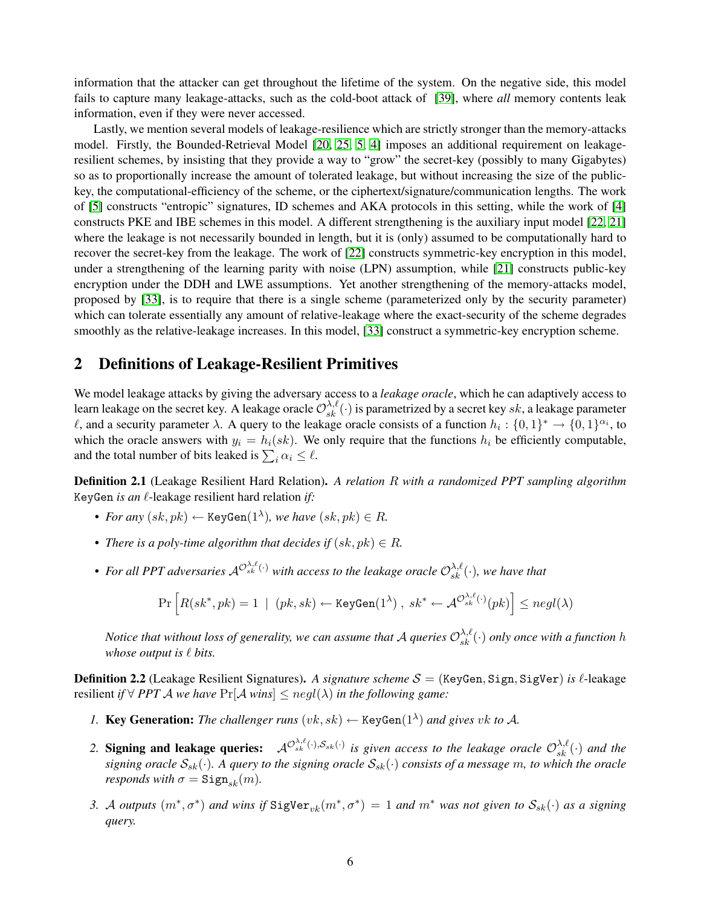information that the attacker can get throughout the lifetime of the system. On the negative side, this model fails to capture many leakage-attacks, such as the cold-boot attack of [39], where *all* memory contents leak information, even if they were never accessed.

Lastly, we mention several models of leakage-resilience which are strictly stronger than the memory-attacks model. Firstly, the Bounded-Retrieval Model [20, 25, 5, 4] imposes an additional requirement on leakage-resilient schemes, by insisting that they provide a way to "grow" the secret-key (possibly to many Gigabytes) so as to proportionally increase the amount of tolerated leakage, but without increasing the size of the public-key, the computational-efficiency of the scheme, or the ciphertext/signature/communication lengths. The work of [5] constructs "entropic" signatures, ID schemes and AKA protocols in this setting, while the work of [4] constructs PKE and IBE schemes in this model. A different strengthening is the auxiliary input model [22, 21] where the leakage is not necessarily bounded in length, but it is (only) assumed to be computationally hard to recover the secret-key from the leakage. The work of [22] constructs symmetric-key encryption in this model, under a strengthening of the learning parity with noise (LPN) assumption, while [21] constructs public-key encryption under the DDH and LWE assumptions. Yet another strengthening of the memory-attacks model, proposed by [33], is to require that there is a single scheme (parameterized only by the security parameter) which can tolerate essentially any amount of relative-leakage where the exact-security of the scheme degrades smoothly as the relative-leakage increases. In this model, [33] construct a symmetric-key encryption scheme.

## 2 Definitions of Leakage-Resilient Primitives

We model leakage attacks by giving the adversary access to a *leakage oracle*, which he can adaptively access to learn leakage on the secret key. A leakage oracle $\mathcal{O}_{sk}^{\lambda,\ell}(\cdot)$ is parametrized by a secret key $sk$, a leakage parameter $\ell$, and a security parameter $\lambda$. A query to the leakage oracle consists of a function $h_i : \{0,1\}^* \to \{0,1\}^{\alpha_i}$, to which the oracle answers with $y_i = h_i(sk)$. We only require that the functions $h_i$ be efficiently computable, and the total number of bits leaked is $\sum_i \alpha_i \leq \ell$.

**Definition 2.1** (Leakage Resilient Hard Relation). *A relation $R$ with a randomized PPT sampling algorithm* KeyGen *is an $\ell$-*leakage resilient hard relation *if:*

- *For any $(sk, pk) \leftarrow \texttt{KeyGen}(1^\lambda)$, we have $(sk, pk) \in R$.*
- *There is a poly-time algorithm that decides if $(sk, pk) \in R$.*
- *For all PPT adversaries $\mathcal{A}^{\mathcal{O}_{sk}^{\lambda,\ell}(\cdot)}$ with access to the leakage oracle $\mathcal{O}_{sk}^{\lambda,\ell}(\cdot)$, we have that*

$$\Pr\left[R(sk^*, pk) = 1 \;\mid\; (pk, sk) \leftarrow \texttt{KeyGen}(1^\lambda)\;,\; sk^* \leftarrow \mathcal{A}^{\mathcal{O}_{sk}^{\lambda,\ell}(\cdot)}(pk)\right] \leq negl(\lambda)$$

*Notice that without loss of generality, we can assume that $\mathcal{A}$ queries $\mathcal{O}_{sk}^{\lambda,\ell}(\cdot)$ only once with a function $h$ whose output is $\ell$ bits.*

**Definition 2.2** (Leakage Resilient Signatures). *A signature scheme $\mathcal{S} = (\texttt{KeyGen}, \texttt{Sign}, \texttt{SigVer})$ is $\ell$-*leakage resilient *if $\forall$ PPT $\mathcal{A}$ we have $\Pr[\mathcal{A}$ wins$] \leq negl(\lambda)$ in the following game:*

1. **Key Generation:** *The challenger runs $(vk, sk) \leftarrow \texttt{KeyGen}(1^\lambda)$ and gives $vk$ to $\mathcal{A}$.*
2. **Signing and leakage queries:** $\mathcal{A}^{\mathcal{O}_{sk}^{\lambda,\ell}(\cdot), \mathcal{S}_{sk}(\cdot)}$ *is given access to the leakage oracle $\mathcal{O}_{sk}^{\lambda,\ell}(\cdot)$ and the signing oracle $\mathcal{S}_{sk}(\cdot)$. A query to the signing oracle $\mathcal{S}_{sk}(\cdot)$ consists of a message $m$, to which the oracle responds with $\sigma = \texttt{Sign}_{sk}(m)$.*
3. *$\mathcal{A}$ outputs $(m^*, \sigma^*)$ and wins if $\texttt{SigVer}_{vk}(m^*, \sigma^*) = 1$ and $m^*$ was not given to $\mathcal{S}_{sk}(\cdot)$ as a signing query.*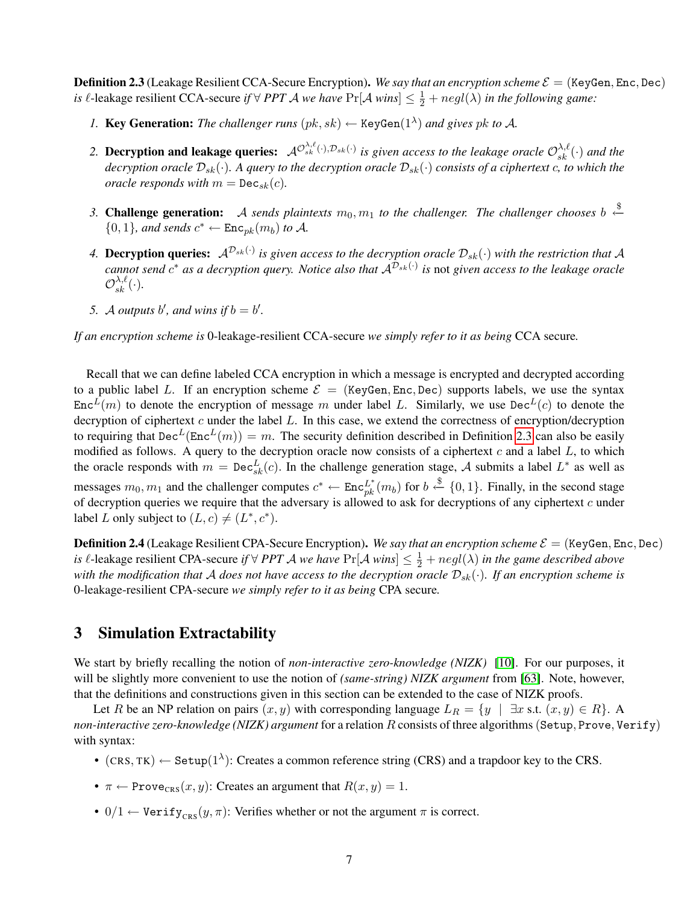**Definition 2.3** (Leakage Resilient CCA-Secure Encryption). *We say that an encryption scheme $\mathcal{E} = (\texttt{KeyGen}, \texttt{Enc}, \texttt{Dec})$ is $\ell$-leakage resilient CCA-secure if $\forall$ PPT $\mathcal{A}$ we have $\Pr[\mathcal{A}\ wins] \leq \frac{1}{2} + negl(\lambda)$ in the following game:*

1. **Key Generation:** *The challenger runs $(pk, sk) \leftarrow \texttt{KeyGen}(1^\lambda)$ and gives $pk$ to $\mathcal{A}$.*
2. **Decryption and leakage queries:** *$\mathcal{A}^{\mathcal{O}_{sk}^{\lambda,\ell}(\cdot), \mathcal{D}_{sk}(\cdot)}$ is given access to the leakage oracle $\mathcal{O}_{sk}^{\lambda,\ell}(\cdot)$ and the decryption oracle $\mathcal{D}_{sk}(\cdot)$. A query to the decryption oracle $\mathcal{D}_{sk}(\cdot)$ consists of a ciphertext $c$, to which the oracle responds with $m = \texttt{Dec}_{sk}(c)$.*
3. **Challenge generation:** *$\mathcal{A}$ sends plaintexts $m_0, m_1$ to the challenger. The challenger chooses $b \xleftarrow{\$} \{0,1\}$, and sends $c^* \leftarrow \texttt{Enc}_{pk}(m_b)$ to $\mathcal{A}$.*
4. **Decryption queries:** *$\mathcal{A}^{\mathcal{D}_{sk}(\cdot)}$ is given access to the decryption oracle $\mathcal{D}_{sk}(\cdot)$ with the restriction that $\mathcal{A}$ cannot send $c^*$ as a decryption query. Notice also that $\mathcal{A}^{\mathcal{D}_{sk}(\cdot)}$ is* not *given access to the leakage oracle $\mathcal{O}_{sk}^{\lambda,\ell}(\cdot)$.*
5. *$\mathcal{A}$ outputs $b'$, and wins if $b = b'$.*

*If an encryption scheme is* 0-leakage-resilient CCA-secure *we simply refer to it as being* CCA secure*.*

Recall that we can define labeled CCA encryption in which a message is encrypted and decrypted according to a public label $L$. If an encryption scheme $\mathcal{E} = (\texttt{KeyGen}, \texttt{Enc}, \texttt{Dec})$ supports labels, we use the syntax $\texttt{Enc}^L(m)$ to denote the encryption of message $m$ under label $L$. Similarly, we use $\texttt{Dec}^L(c)$ to denote the decryption of ciphertext $c$ under the label $L$. In this case, we extend the correctness of encryption/decryption to requiring that $\texttt{Dec}^L(\texttt{Enc}^L(m)) = m$. The security definition described in Definition 2.3 can also be easily modified as follows. A query to the decryption oracle now consists of a ciphertext $c$ and a label $L$, to which the oracle responds with $m = \texttt{Dec}_{sk}^L(c)$. In the challenge generation stage, $\mathcal{A}$ submits a label $L^*$ as well as messages $m_0, m_1$ and the challenger computes $c^* \leftarrow \texttt{Enc}_{pk}^{L^*}(m_b)$ for $b \xleftarrow{\$} \{0,1\}$. Finally, in the second stage of decryption queries we require that the adversary is allowed to ask for decryptions of any ciphertext $c$ under label $L$ only subject to $(L, c) \neq (L^*, c^*)$.

**Definition 2.4** (Leakage Resilient CPA-Secure Encryption). *We say that an encryption scheme $\mathcal{E} = (\texttt{KeyGen}, \texttt{Enc}, \texttt{Dec})$ is $\ell$-leakage resilient CPA-secure if $\forall$ PPT $\mathcal{A}$ we have $\Pr[\mathcal{A}\ wins] \leq \frac{1}{2} + negl(\lambda)$ in the game described above with the modification that $\mathcal{A}$ does not have access to the decryption oracle $\mathcal{D}_{sk}(\cdot)$. If an encryption scheme is* 0-leakage-resilient CPA-secure *we simply refer to it as being* CPA secure*.*

## 3 Simulation Extractability

We start by briefly recalling the notion of *non-interactive zero-knowledge (NIZK)* [10]. For our purposes, it will be slightly more convenient to use the notion of *(same-string) NIZK argument* from [63]. Note, however, that the definitions and constructions given in this section can be extended to the case of NIZK proofs.

Let $R$ be an NP relation on pairs $(x, y)$ with corresponding language $L_R = \{y \mid \exists x \text{ s.t. } (x, y) \in R\}$. A *non-interactive zero-knowledge (NIZK) argument* for a relation $R$ consists of three algorithms $(\texttt{Setup}, \texttt{Prove}, \texttt{Verify})$ with syntax:

- $(\text{CRS}, \text{TK}) \leftarrow \texttt{Setup}(1^\lambda)$: Creates a common reference string (CRS) and a trapdoor key to the CRS.
- $\pi \leftarrow \texttt{Prove}_{\text{CRS}}(x, y)$: Creates an argument that $R(x, y) = 1$.
- $0/1 \leftarrow \texttt{Verify}_{\text{CRS}}(y, \pi)$: Verifies whether or not the argument $\pi$ is correct.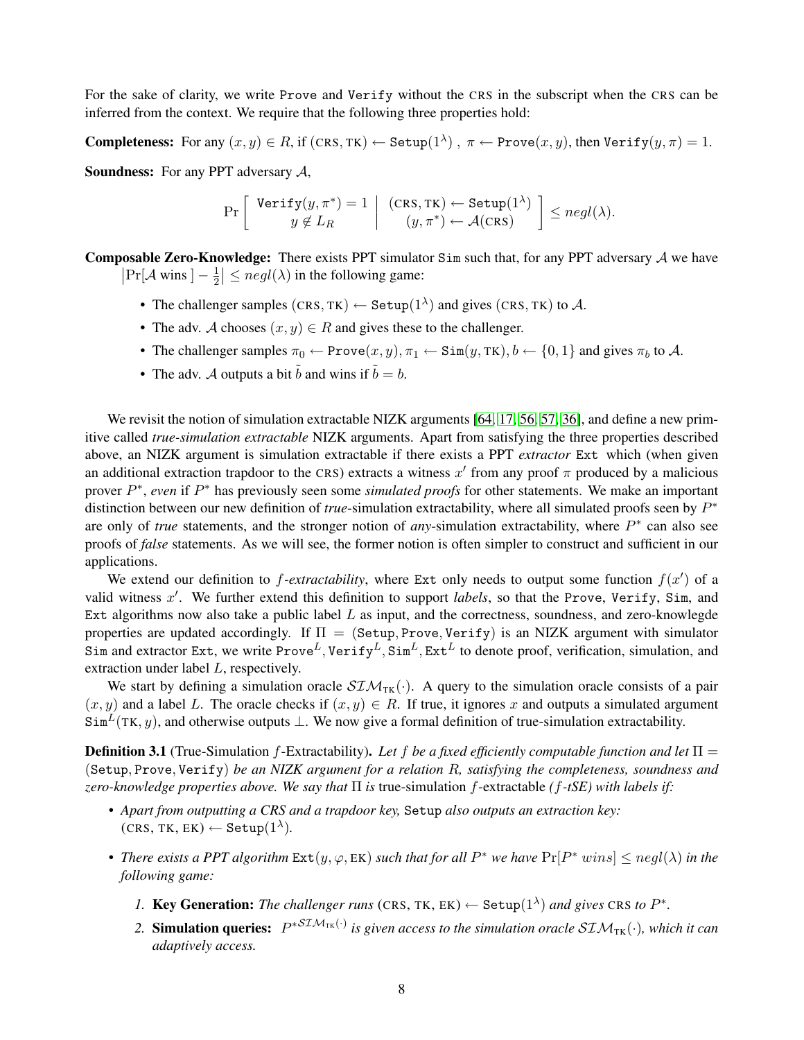For the sake of clarity, we write Prove and Verify without the CRS in the subscript when the CRS can be inferred from the context. We require that the following three properties hold:

**Completeness:** For any $(x, y) \in R$, if $(\text{CRS}, \text{TK}) \leftarrow \texttt{Setup}(1^\lambda)$ , $\pi \leftarrow \texttt{Prove}(x, y)$, then $\texttt{Verify}(y, \pi) = 1$.

**Soundness:** For any PPT adversary $\mathcal{A}$,

$$\Pr\left[\begin{array}{c} \texttt{Verify}(y, \pi^*) = 1 \\ y \notin L_R \end{array} \middle| \begin{array}{c} (\text{CRS}, \text{TK}) \leftarrow \texttt{Setup}(1^\lambda) \\ (y, \pi^*) \leftarrow \mathcal{A}(\text{CRS}) \end{array}\right] \leq negl(\lambda).$$

**Composable Zero-Knowledge:** There exists PPT simulator Sim such that, for any PPT adversary $\mathcal{A}$ we have $\left|\Pr[\mathcal{A} \text{ wins }] - \frac{1}{2}\right| \leq negl(\lambda)$ in the following game:

- The challenger samples $(\text{CRS}, \text{TK}) \leftarrow \texttt{Setup}(1^\lambda)$ and gives $(\text{CRS}, \text{TK})$ to $\mathcal{A}$.
- The adv. $\mathcal{A}$ chooses $(x, y) \in R$ and gives these to the challenger.
- The challenger samples $\pi_0 \leftarrow \texttt{Prove}(x, y), \pi_1 \leftarrow \texttt{Sim}(y, \text{TK}), b \leftarrow \{0, 1\}$ and gives $\pi_b$ to $\mathcal{A}$.
- The adv. $\mathcal{A}$ outputs a bit $\tilde{b}$ and wins if $\tilde{b} = b$.

We revisit the notion of simulation extractable NIZK arguments [64, 17, 56, 57, 36], and define a new primitive called *true-simulation extractable* NIZK arguments. Apart from satisfying the three properties described above, an NIZK argument is simulation extractable if there exists a PPT *extractor* Ext which (when given an additional extraction trapdoor to the CRS) extracts a witness $x'$ from any proof $\pi$ produced by a malicious prover $P^*$, *even* if $P^*$ has previously seen some *simulated proofs* for other statements. We make an important distinction between our new definition of *true*-simulation extractability, where all simulated proofs seen by $P^*$ are only of *true* statements, and the stronger notion of *any*-simulation extractability, where $P^*$ can also see proofs of *false* statements. As we will see, the former notion is often simpler to construct and sufficient in our applications.

We extend our definition to $f$*-extractability*, where Ext only needs to output some function $f(x')$ of a valid witness $x'$. We further extend this definition to support *labels*, so that the Prove, Verify, Sim, and Ext algorithms now also take a public label $L$ as input, and the correctness, soundness, and zero-knowlegde properties are updated accordingly. If $\Pi = (\texttt{Setup}, \texttt{Prove}, \texttt{Verify})$ is an NIZK argument with simulator Sim and extractor Ext, we write $\texttt{Prove}^L, \texttt{Verify}^L, \texttt{Sim}^L, \texttt{Ext}^L$ to denote proof, verification, simulation, and extraction under label $L$, respectively.

We start by defining a simulation oracle $\mathcal{SIM}_{\text{TK}}(\cdot)$. A query to the simulation oracle consists of a pair $(x, y)$ and a label $L$. The oracle checks if $(x, y) \in R$. If true, it ignores $x$ and outputs a simulated argument $\texttt{Sim}^L(\text{TK}, y)$, and otherwise outputs $\perp$. We now give a formal definition of true-simulation extractability.

**Definition 3.1** (True-Simulation $f$-Extractability)**.** *Let $f$ be a fixed efficiently computable function and let $\Pi = (\texttt{Setup}, \texttt{Prove}, \texttt{Verify})$ be an NIZK argument for a relation $R$, satisfying the completeness, soundness and zero-knowledge properties above. We say that $\Pi$ is* true-simulation $f$-extractable *($f$-tSE) with labels if:*

- *Apart from outputting a CRS and a trapdoor key,* Setup *also outputs an extraction key:* $(\text{CRS}, \text{TK}, \text{EK}) \leftarrow \texttt{Setup}(1^\lambda)$.
- *There exists a PPT algorithm* $\texttt{Ext}(y, \varphi, \text{EK})$ *such that for all $P^*$ we have $\Pr[P^* \; wins] \leq negl(\lambda)$ in the following game:*
  1. **Key Generation:** *The challenger runs* $(\text{CRS}, \text{TK}, \text{EK}) \leftarrow \texttt{Setup}(1^\lambda)$ *and gives* CRS *to $P^*$.*
  2. **Simulation queries:** $P^{*\mathcal{SIM}_{\text{TK}}(\cdot)}$ *is given access to the simulation oracle* $\mathcal{SIM}_{\text{TK}}(\cdot)$*, which it can adaptively access.*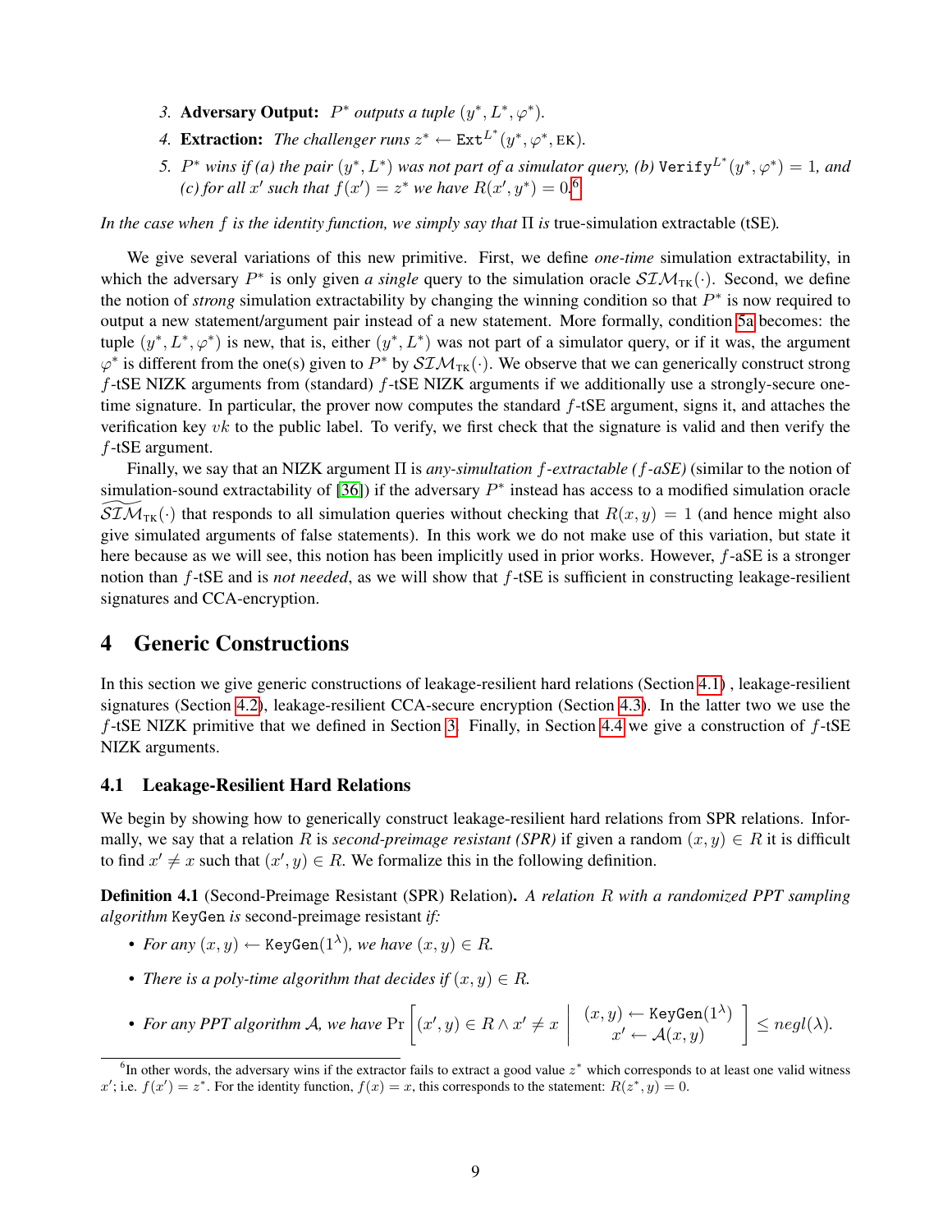3. **Adversary Output:** $P^*$ *outputs a tuple* $(y^*, L^*, \varphi^*)$.
4. **Extraction:** *The challenger runs* $z^* \leftarrow \texttt{Ext}^{L^*}(y^*, \varphi^*, \text{EK})$.
5. $P^*$ *wins if (a) the pair* $(y^*, L^*)$ *was not part of a simulator query, (b)* $\texttt{Verify}^{L^*}(y^*, \varphi^*) = 1$*, and (c) for all* $x'$ *such that* $f(x') = z^*$ *we have* $R(x', y^*) = 0$.[6]

*In the case when* $f$ *is the identity function, we simply say that* $\Pi$ *is* true-simulation extractable (tSE)*.*

We give several variations of this new primitive. First, we define *one-time* simulation extractability, in which the adversary $P^*$ is only given *a single* query to the simulation oracle $\mathcal{SIM}_{\text{TK}}(\cdot)$. Second, we define the notion of *strong* simulation extractability by changing the winning condition so that $P^*$ is now required to output a new statement/argument pair instead of a new statement. More formally, condition 5a becomes: the tuple $(y^*, L^*, \varphi^*)$ is new, that is, either $(y^*, L^*)$ was not part of a simulator query, or if it was, the argument $\varphi^*$ is different from the one(s) given to $P^*$ by $\mathcal{SIM}_{\text{TK}}(\cdot)$. We observe that we can generically construct strong $f$-tSE NIZK arguments from (standard) $f$-tSE NIZK arguments if we additionally use a strongly-secure one-time signature. In particular, the prover now computes the standard $f$-tSE argument, signs it, and attaches the verification key $vk$ to the public label. To verify, we first check that the signature is valid and then verify the $f$-tSE argument.

Finally, we say that an NIZK argument $\Pi$ is *any-simultation $f$-extractable ($f$-aSE)* (similar to the notion of simulation-sound extractability of [36]) if the adversary $P^*$ instead has access to a modified simulation oracle $\widetilde{\mathcal{SIM}}_{\text{TK}}(\cdot)$ that responds to all simulation queries without checking that $R(x, y) = 1$ (and hence might also give simulated arguments of false statements). In this work we do not make use of this variation, but state it here because as we will see, this notion has been implicitly used in prior works. However, $f$-aSE is a stronger notion than $f$-tSE and is *not needed*, as we will show that $f$-tSE is sufficient in constructing leakage-resilient signatures and CCA-encryption.

# 4 Generic Constructions

In this section we give generic constructions of leakage-resilient hard relations (Section 4.1) , leakage-resilient signatures (Section 4.2), leakage-resilient CCA-secure encryption (Section 4.3). In the latter two we use the $f$-tSE NIZK primitive that we defined in Section 3. Finally, in Section 4.4 we give a construction of $f$-tSE NIZK arguments.

## 4.1 Leakage-Resilient Hard Relations

We begin by showing how to generically construct leakage-resilient hard relations from SPR relations. Informally, we say that a relation $R$ is *second-preimage resistant (SPR)* if given a random $(x, y) \in R$ it is difficult to find $x' \neq x$ such that $(x', y) \in R$. We formalize this in the following definition.

**Definition 4.1** (Second-Preimage Resistant (SPR) Relation)**.** *A relation* $R$ *with a randomized PPT sampling algorithm* $\texttt{KeyGen}$ *is* second-preimage resistant *if:*

- *For any* $(x, y) \leftarrow \texttt{KeyGen}(1^\lambda)$*, we have* $(x, y) \in R$.
- *There is a poly-time algorithm that decides if* $(x, y) \in R$.
- *For any PPT algorithm* $\mathcal{A}$*, we have* $\Pr\left[ (x', y) \in R \wedge x' \neq x \;\middle|\; \begin{array}{c} (x, y) \leftarrow \texttt{KeyGen}(1^\lambda) \\ x' \leftarrow \mathcal{A}(x, y) \end{array} \right] \leq negl(\lambda)$.

[6] In other words, the adversary wins if the extractor fails to extract a good value $z^*$ which corresponds to at least one valid witness $x'$; i.e. $f(x') = z^*$. For the identity function, $f(x) = x$, this corresponds to the statement: $R(z^*, y) = 0$.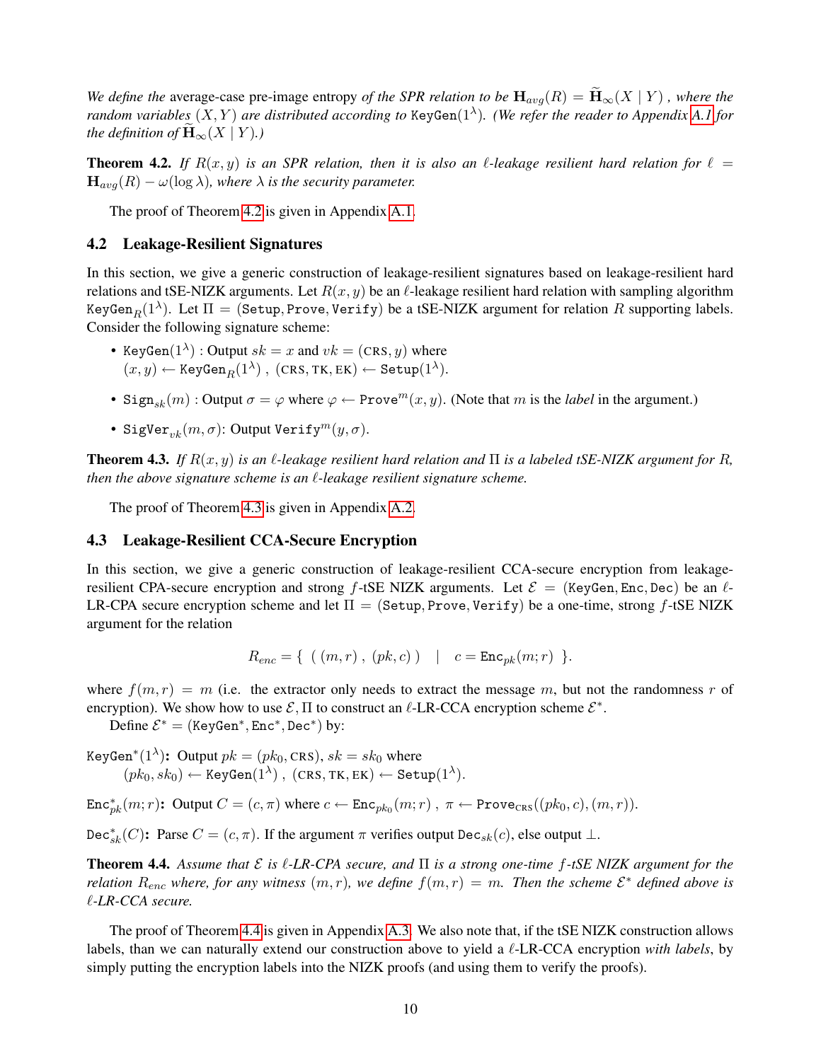*We define the* average-case pre-image entropy *of the SPR relation to be* $\mathbf{H}_{avg}(R) = \widetilde{\mathbf{H}}_\infty(X \mid Y)$ *, where the random variables* $(X, Y)$ *are distributed according to* $\mathtt{KeyGen}(1^\lambda)$*. (We refer the reader to Appendix A.1 for the definition of* $\widetilde{\mathbf{H}}_\infty(X \mid Y)$*.)*

**Theorem 4.2.** *If* $R(x, y)$ *is an SPR relation, then it is also an* $\ell$*-leakage resilient hard relation for* $\ell = \mathbf{H}_{avg}(R) - \omega(\log \lambda)$*, where* $\lambda$ *is the security parameter.*

The proof of Theorem 4.2 is given in Appendix A.1.

## 4.2 Leakage-Resilient Signatures

In this section, we give a generic construction of leakage-resilient signatures based on leakage-resilient hard relations and tSE-NIZK arguments. Let $R(x, y)$ be an $\ell$-leakage resilient hard relation with sampling algorithm $\mathtt{KeyGen}_R(1^\lambda)$. Let $\Pi = (\mathtt{Setup}, \mathtt{Prove}, \mathtt{Verify})$ be a tSE-NIZK argument for relation $R$ supporting labels. Consider the following signature scheme:

- $\mathtt{KeyGen}(1^\lambda)$ : Output $sk = x$ and $vk = (\textsc{crs}, y)$ where $(x, y) \leftarrow \mathtt{KeyGen}_R(1^\lambda)$ , $(\textsc{crs}, \textsc{tk}, \textsc{ek}) \leftarrow \mathtt{Setup}(1^\lambda)$.
- $\mathtt{Sign}_{sk}(m)$ : Output $\sigma = \varphi$ where $\varphi \leftarrow \mathtt{Prove}^m(x, y)$. (Note that $m$ is the *label* in the argument.)
- $\mathtt{SigVer}_{vk}(m, \sigma)$: Output $\mathtt{Verify}^m(y, \sigma)$.

**Theorem 4.3.** *If* $R(x, y)$ *is an* $\ell$*-leakage resilient hard relation and* $\Pi$ *is a labeled tSE-NIZK argument for* $R$*, then the above signature scheme is an* $\ell$*-leakage resilient signature scheme.*

The proof of Theorem 4.3 is given in Appendix A.2.

## 4.3 Leakage-Resilient CCA-Secure Encryption

In this section, we give a generic construction of leakage-resilient CCA-secure encryption from leakage-resilient CPA-secure encryption and strong $f$-tSE NIZK arguments. Let $\mathcal{E} = (\mathtt{KeyGen}, \mathtt{Enc}, \mathtt{Dec})$ be an $\ell$-LR-CPA secure encryption scheme and let $\Pi = (\mathtt{Setup}, \mathtt{Prove}, \mathtt{Verify})$ be a one-time, strong $f$-tSE NIZK argument for the relation

$$R_{enc} = \{ \ ( (m, r) \ , \ (pk, c) \ ) \quad | \quad c = \mathtt{Enc}_{pk}(m; r) \ \}.$$

where $f(m, r) = m$ (i.e. the extractor only needs to extract the message $m$, but not the randomness $r$ of encryption). We show how to use $\mathcal{E}, \Pi$ to construct an $\ell$-LR-CCA encryption scheme $\mathcal{E}^*$.

Define $\mathcal{E}^* = (\mathtt{KeyGen}^*, \mathtt{Enc}^*, \mathtt{Dec}^*)$ by:

$\mathtt{KeyGen}^*(1^\lambda)$**:** Output $pk = (pk_0, \textsc{crs})$, $sk = sk_0$ where $(pk_0, sk_0) \leftarrow \mathtt{KeyGen}(1^\lambda)$ , $(\textsc{crs}, \textsc{tk}, \textsc{ek}) \leftarrow \mathtt{Setup}(1^\lambda)$.

$\mathtt{Enc}^*_{pk}(m; r)$**:** Output $C = (c, \pi)$ where $c \leftarrow \mathtt{Enc}_{pk_0}(m; r)$ , $\pi \leftarrow \mathtt{Prove}_{\textsc{crs}}((pk_0, c), (m, r))$.

$\mathtt{Dec}^*_{sk}(C)$**:** Parse $C = (c, \pi)$. If the argument $\pi$ verifies output $\mathtt{Dec}_{sk}(c)$, else output $\perp$.

**Theorem 4.4.** *Assume that* $\mathcal{E}$ *is* $\ell$*-LR-CPA secure, and* $\Pi$ *is a strong one-time* $f$*-tSE NIZK argument for the relation* $R_{enc}$ *where, for any witness* $(m, r)$*, we define* $f(m, r) = m$*. Then the scheme* $\mathcal{E}^*$ *defined above is* $\ell$*-LR-CCA secure.*

The proof of Theorem 4.4 is given in Appendix A.3. We also note that, if the tSE NIZK construction allows labels, than we can naturally extend our construction above to yield a $\ell$-LR-CCA encryption *with labels*, by simply putting the encryption labels into the NIZK proofs (and using them to verify the proofs).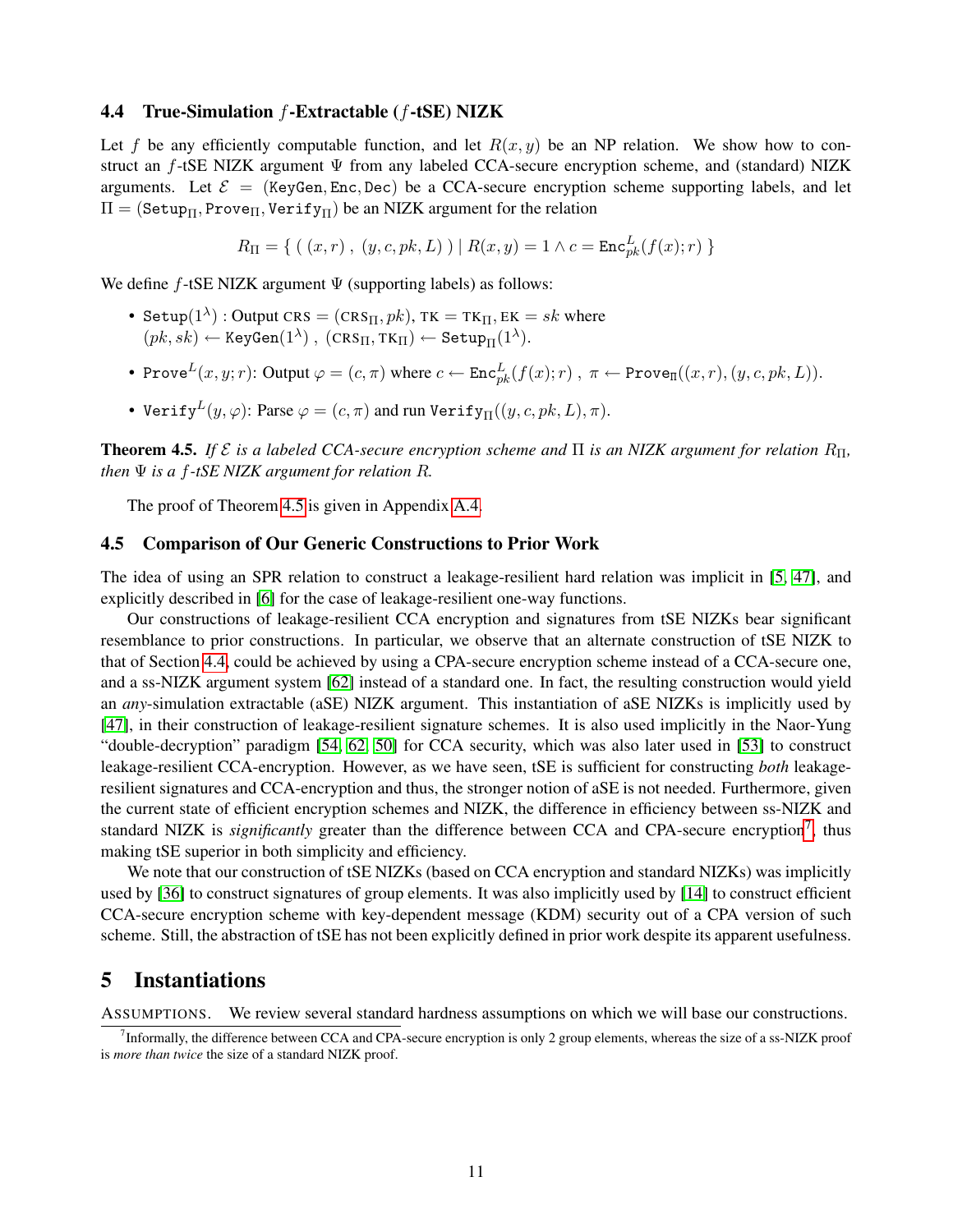### 4.4 True-Simulation $f$-Extractable ($f$-tSE) NIZK

Let $f$ be any efficiently computable function, and let $R(x, y)$ be an NP relation. We show how to construct an $f$-tSE NIZK argument $\Psi$ from any labeled CCA-secure encryption scheme, and (standard) NIZK arguments. Let $\mathcal{E} = (\texttt{KeyGen}, \texttt{Enc}, \texttt{Dec})$ be a CCA-secure encryption scheme supporting labels, and let $\Pi = (\texttt{Setup}_\Pi, \texttt{Prove}_\Pi, \texttt{Verify}_\Pi)$ be an NIZK argument for the relation

$$R_\Pi = \{ \ ( \ (x, r) \ , \ (y, c, pk, L) \ ) \mid R(x, y) = 1 \wedge c = \texttt{Enc}^L_{pk}(f(x); r) \ \}$$

We define $f$-tSE NIZK argument $\Psi$ (supporting labels) as follows:

- $\texttt{Setup}(1^\lambda)$ : Output $\text{CRS} = (\text{CRS}_\Pi, pk)$, $\text{TK} = \text{TK}_\Pi$, $\text{EK} = sk$ where $(pk, sk) \leftarrow \texttt{KeyGen}(1^\lambda)$ , $(\text{CRS}_\Pi, \text{TK}_\Pi) \leftarrow \texttt{Setup}_\Pi(1^\lambda)$.
- $\texttt{Prove}^L(x, y; r)$: Output $\varphi = (c, \pi)$ where $c \leftarrow \texttt{Enc}^L_{pk}(f(x); r)$ , $\pi \leftarrow \texttt{Prove}_\Pi((x, r), (y, c, pk, L))$.
- $\texttt{Verify}^L(y, \varphi)$: Parse $\varphi = (c, \pi)$ and run $\texttt{Verify}_\Pi((y, c, pk, L), \pi)$.

**Theorem 4.5.** *If $\mathcal{E}$ is a labeled CCA-secure encryption scheme and $\Pi$ is an NIZK argument for relation $R_\Pi$, then $\Psi$ is a $f$-tSE NIZK argument for relation $R$.*

The proof of Theorem 4.5 is given in Appendix A.4.

### 4.5 Comparison of Our Generic Constructions to Prior Work

The idea of using an SPR relation to construct a leakage-resilient hard relation was implicit in [5, 47], and explicitly described in [6] for the case of leakage-resilient one-way functions.

Our constructions of leakage-resilient CCA encryption and signatures from tSE NIZKs bear significant resemblance to prior constructions. In particular, we observe that an alternate construction of tSE NIZK to that of Section 4.4 could be achieved by using a CPA-secure encryption scheme instead of a CCA-secure one, and a ss-NIZK argument system [62] instead of a standard one. In fact, the resulting construction would yield an *any*-simulation extractable (aSE) NIZK argument. This instantiation of aSE NIZKs is implicitly used by [47], in their construction of leakage-resilient signature schemes. It is also used implicitly in the Naor-Yung "double-decryption" paradigm [54, 62, 50] for CCA security, which was also later used in [53] to construct leakage-resilient CCA-encryption. However, as we have seen, tSE is sufficient for constructing *both* leakage-resilient signatures and CCA-encryption and thus, the stronger notion of aSE is not needed. Furthermore, given the current state of efficient encryption schemes and NIZK, the difference in efficiency between ss-NIZK and standard NIZK is *significantly* greater than the difference between CCA and CPA-secure encryption[7], thus making tSE superior in both simplicity and efficiency.

We note that our construction of tSE NIZKs (based on CCA encryption and standard NIZKs) was implicitly used by [36] to construct signatures of group elements. It was also implicitly used by [14] to construct efficient CCA-secure encryption scheme with key-dependent message (KDM) security out of a CPA version of such scheme. Still, the abstraction of tSE has not been explicitly defined in prior work despite its apparent usefulness.

## 5 Instantiations

ASSUMPTIONS. We review several standard hardness assumptions on which we will base our constructions.

[7] Informally, the difference between CCA and CPA-secure encryption is only 2 group elements, whereas the size of a ss-NIZK proof is *more than twice* the size of a standard NIZK proof.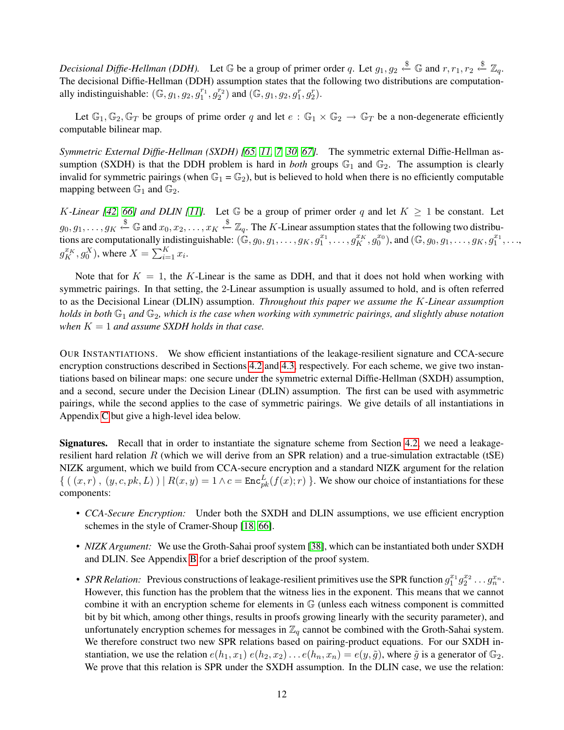*Decisional Diffie-Hellman (DDH).* Let $\mathbb{G}$ be a group of primer order $q$. Let $g_1, g_2 \xleftarrow{\$} \mathbb{G}$ and $r, r_1, r_2 \xleftarrow{\$} \mathbb{Z}_q$. The decisional Diffie-Hellman (DDH) assumption states that the following two distributions are computationally indistinguishable: $(\mathbb{G}, g_1, g_2, g_1^{r_1}, g_2^{r_2})$ and $(\mathbb{G}, g_1, g_2, g_1^{r}, g_2^{r})$.

Let $\mathbb{G}_1, \mathbb{G}_2, \mathbb{G}_T$ be groups of prime order $q$ and let $e : \mathbb{G}_1 \times \mathbb{G}_2 \to \mathbb{G}_T$ be a non-degenerate efficiently computable bilinear map.

*Symmetric External Diffie-Hellman (SXDH) [65, 11, 7, 30, 67].* The symmetric external Diffie-Hellman assumption (SXDH) is that the DDH problem is hard in *both* groups $\mathbb{G}_1$ and $\mathbb{G}_2$. The assumption is clearly invalid for symmetric pairings (when $\mathbb{G}_1 = \mathbb{G}_2$), but is believed to hold when there is no efficiently computable mapping between $\mathbb{G}_1$ and $\mathbb{G}_2$.

*$K$-Linear [42, 66] and DLIN [11].* Let $\mathbb{G}$ be a group of primer order $q$ and let $K \geq 1$ be constant. Let $g_0, g_1, \ldots, g_K \xleftarrow{\$} \mathbb{G}$ and $x_0, x_2, \ldots, x_K \xleftarrow{\$} \mathbb{Z}_q$. The $K$-Linear assumption states that the following two distributions are computationally indistinguishable: $(\mathbb{G}, g_0, g_1, \ldots, g_K, g_1^{x_1}, \ldots, g_K^{x_K}, g_0^{x_0})$, and $(\mathbb{G}, g_0, g_1, \ldots, g_K, g_1^{x_1}, \ldots, g_K^{x_K}, g_0^{X})$, where $X = \sum_{i=1}^{K} x_i$.

Note that for $K = 1$, the $K$-Linear is the same as DDH, and that it does not hold when working with symmetric pairings. In that setting, the 2-Linear assumption is usually assumed to hold, and is often referred to as the Decisional Linear (DLIN) assumption. *Throughout this paper we assume the $K$-Linear assumption holds in both $\mathbb{G}_1$ and $\mathbb{G}_2$, which is the case when working with symmetric pairings, and slightly abuse notation when $K = 1$ and assume SXDH holds in that case.*

OUR INSTANTIATIONS. We show efficient instantiations of the leakage-resilient signature and CCA-secure encryption constructions described in Sections 4.2 and 4.3, respectively. For each scheme, we give two instantiations based on bilinear maps: one secure under the symmetric external Diffie-Hellman (SXDH) assumption, and a second, secure under the Decision Linear (DLIN) assumption. The first can be used with asymmetric pairings, while the second applies to the case of symmetric pairings. We give details of all instantiations in Appendix C but give a high-level idea below.

**Signatures.** Recall that in order to instantiate the signature scheme from Section 4.2, we need a leakage-resilient hard relation $R$ (which we will derive from an SPR relation) and a true-simulation extractable (tSE) NIZK argument, which we build from CCA-secure encryption and a standard NIZK argument for the relation $\{ \ ( \ (x, r) \ , \ (y, c, pk, L) \ ) \mid R(x, y) = 1 \land c = \mathtt{Enc}_{pk}^{L}(f(x); r) \ \}$. We show our choice of instantiations for these components:

- *CCA-Secure Encryption:* Under both the SXDH and DLIN assumptions, we use efficient encryption schemes in the style of Cramer-Shoup [18, 66].
- *NIZK Argument:* We use the Groth-Sahai proof system [38], which can be instantiated both under SXDH and DLIN. See Appendix B for a brief description of the proof system.
- *SPR Relation:* Previous constructions of leakage-resilient primitives use the SPR function $g_1^{x_1} g_2^{x_2} \ldots g_n^{x_n}$. However, this function has the problem that the witness lies in the exponent. This means that we cannot combine it with an encryption scheme for elements in $\mathbb{G}$ (unless each witness component is committed bit by bit which, among other things, results in proofs growing linearly with the security parameter), and unfortunately encryption schemes for messages in $\mathbb{Z}_q$ cannot be combined with the Groth-Sahai system. We therefore construct two new SPR relations based on pairing-product equations. For our SXDH instantiation, we use the relation $e(h_1, x_1)\ e(h_2, x_2) \ldots e(h_n, x_n) = e(y, \tilde{g})$, where $\tilde{g}$ is a generator of $\mathbb{G}_2$. We prove that this relation is SPR under the SXDH assumption. In the DLIN case, we use the relation: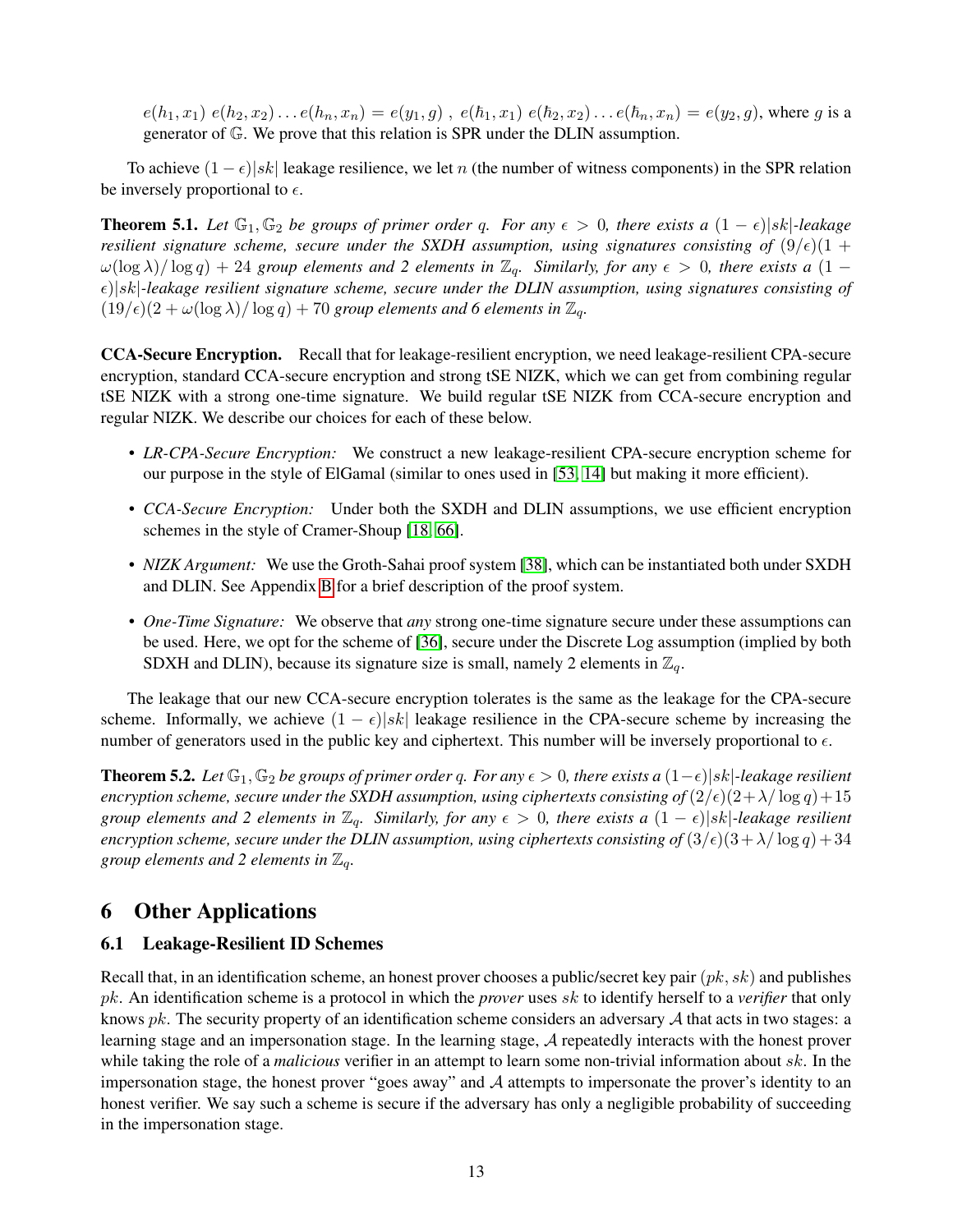$e(h_1, x_1)\ e(h_2, x_2) \ldots e(h_n, x_n) = e(y_1, g)$ , $e(\hbar_1, x_1)\ e(\hbar_2, x_2) \ldots e(\hbar_n, x_n) = e(y_2, g)$, where $g$ is a generator of $\mathbb{G}$. We prove that this relation is SPR under the DLIN assumption.

To achieve $(1 - \epsilon)|sk|$ leakage resilience, we let $n$ (the number of witness components) in the SPR relation be inversely proportional to $\epsilon$.

**Theorem 5.1.** *Let $\mathbb{G}_1, \mathbb{G}_2$ be groups of primer order $q$. For any $\epsilon > 0$, there exists a $(1 - \epsilon)|sk|$-leakage resilient signature scheme, secure under the SXDH assumption, using signatures consisting of $(9/\epsilon)(1 + \omega(\log \lambda)/\log q) + 24$ group elements and 2 elements in $\mathbb{Z}_q$. Similarly, for any $\epsilon > 0$, there exists a $(1 - \epsilon)|sk|$-leakage resilient signature scheme, secure under the DLIN assumption, using signatures consisting of $(19/\epsilon)(2 + \omega(\log \lambda)/\log q) + 70$ group elements and 6 elements in $\mathbb{Z}_q$.*

**CCA-Secure Encryption.** Recall that for leakage-resilient encryption, we need leakage-resilient CPA-secure encryption, standard CCA-secure encryption and strong tSE NIZK, which we can get from combining regular tSE NIZK with a strong one-time signature. We build regular tSE NIZK from CCA-secure encryption and regular NIZK. We describe our choices for each of these below.

- *LR-CPA-Secure Encryption:* We construct a new leakage-resilient CPA-secure encryption scheme for our purpose in the style of ElGamal (similar to ones used in [53, 14] but making it more efficient).
- *CCA-Secure Encryption:* Under both the SXDH and DLIN assumptions, we use efficient encryption schemes in the style of Cramer-Shoup [18, 66].
- *NIZK Argument:* We use the Groth-Sahai proof system [38], which can be instantiated both under SXDH and DLIN. See Appendix B for a brief description of the proof system.
- *One-Time Signature:* We observe that *any* strong one-time signature secure under these assumptions can be used. Here, we opt for the scheme of [36], secure under the Discrete Log assumption (implied by both SDXH and DLIN), because its signature size is small, namely 2 elements in $\mathbb{Z}_q$.

The leakage that our new CCA-secure encryption tolerates is the same as the leakage for the CPA-secure scheme. Informally, we achieve $(1 - \epsilon)|sk|$ leakage resilience in the CPA-secure scheme by increasing the number of generators used in the public key and ciphertext. This number will be inversely proportional to $\epsilon$.

**Theorem 5.2.** *Let $\mathbb{G}_1, \mathbb{G}_2$ be groups of primer order $q$. For any $\epsilon > 0$, there exists a $(1-\epsilon)|sk|$-leakage resilient encryption scheme, secure under the SXDH assumption, using ciphertexts consisting of $(2/\epsilon)(2+\lambda/\log q)+15$ group elements and 2 elements in $\mathbb{Z}_q$. Similarly, for any $\epsilon > 0$, there exists a $(1 - \epsilon)|sk|$-leakage resilient encryption scheme, secure under the DLIN assumption, using ciphertexts consisting of $(3/\epsilon)(3+\lambda/\log q)+34$ group elements and 2 elements in $\mathbb{Z}_q$.*

# 6 Other Applications

## 6.1 Leakage-Resilient ID Schemes

Recall that, in an identification scheme, an honest prover chooses a public/secret key pair $(pk, sk)$ and publishes $pk$. An identification scheme is a protocol in which the *prover* uses $sk$ to identify herself to a *verifier* that only knows $pk$. The security property of an identification scheme considers an adversary $\mathcal{A}$ that acts in two stages: a learning stage and an impersonation stage. In the learning stage, $\mathcal{A}$ repeatedly interacts with the honest prover while taking the role of a *malicious* verifier in an attempt to learn some non-trivial information about $sk$. In the impersonation stage, the honest prover "goes away" and $\mathcal{A}$ attempts to impersonate the prover's identity to an honest verifier. We say such a scheme is secure if the adversary has only a negligible probability of succeeding in the impersonation stage.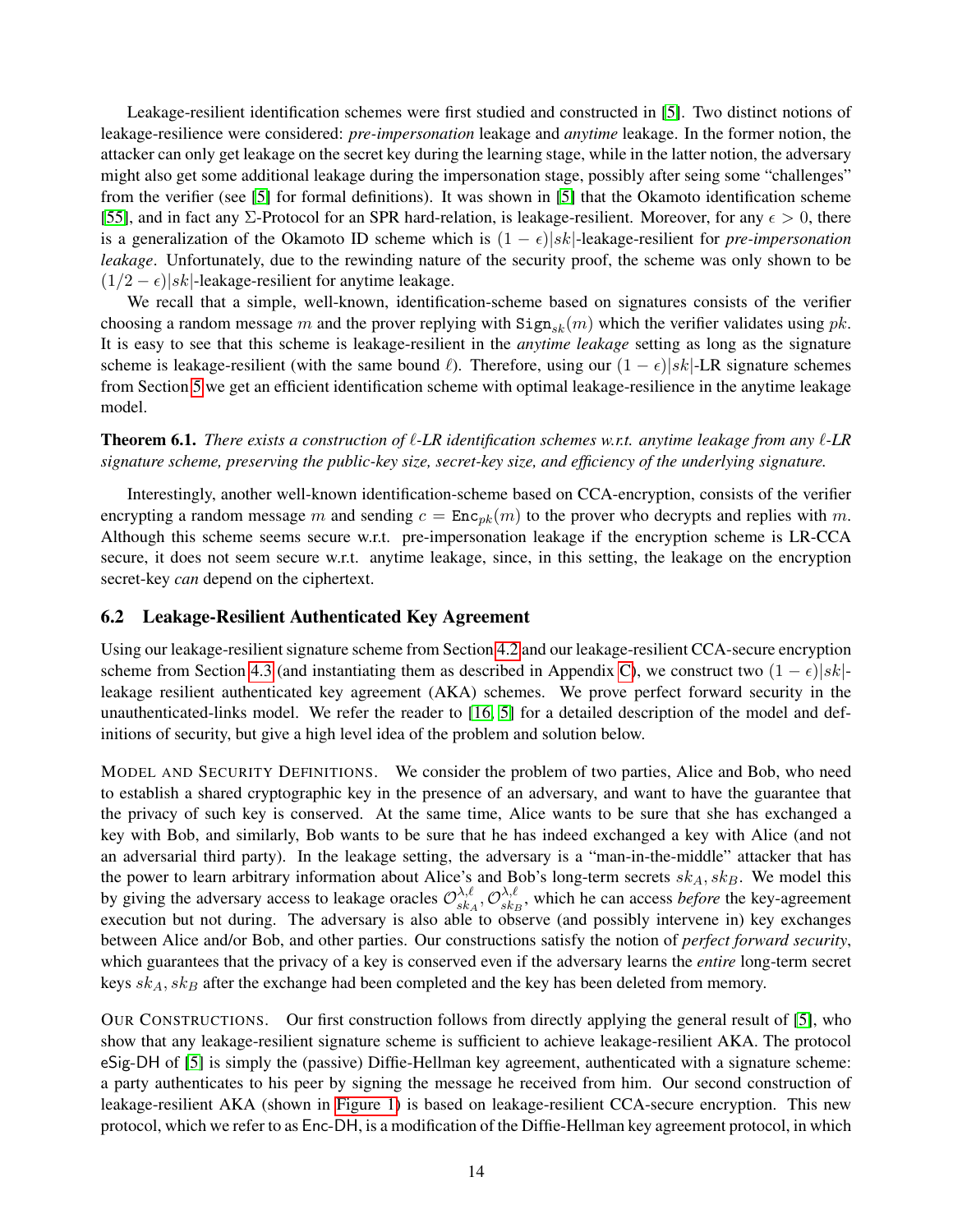Leakage-resilient identification schemes were first studied and constructed in [5]. Two distinct notions of leakage-resilience were considered: *pre-impersonation* leakage and *anytime* leakage. In the former notion, the attacker can only get leakage on the secret key during the learning stage, while in the latter notion, the adversary might also get some additional leakage during the impersonation stage, possibly after seing some "challenges" from the verifier (see [5] for formal definitions). It was shown in [5] that the Okamoto identification scheme [55], and in fact any $\Sigma$-Protocol for an SPR hard-relation, is leakage-resilient. Moreover, for any $\epsilon > 0$, there is a generalization of the Okamoto ID scheme which is $(1-\epsilon)|sk|$-leakage-resilient for *pre-impersonation leakage*. Unfortunately, due to the rewinding nature of the security proof, the scheme was only shown to be $(1/2-\epsilon)|sk|$-leakage-resilient for anytime leakage.

We recall that a simple, well-known, identification-scheme based on signatures consists of the verifier choosing a random message $m$ and the prover replying with $\mathtt{Sign}_{sk}(m)$ which the verifier validates using $pk$. It is easy to see that this scheme is leakage-resilient in the *anytime leakage* setting as long as the signature scheme is leakage-resilient (with the same bound $\ell$). Therefore, using our $(1-\epsilon)|sk|$-LR signature schemes from Section 5 we get an efficient identification scheme with optimal leakage-resilience in the anytime leakage model.

**Theorem 6.1.** *There exists a construction of $\ell$-LR identification schemes w.r.t. anytime leakage from any $\ell$-LR signature scheme, preserving the public-key size, secret-key size, and efficiency of the underlying signature.*

Interestingly, another well-known identification-scheme based on CCA-encryption, consists of the verifier encrypting a random message $m$ and sending $c = \mathtt{Enc}_{pk}(m)$ to the prover who decrypts and replies with $m$. Although this scheme seems secure w.r.t. pre-impersonation leakage if the encryption scheme is LR-CCA secure, it does not seem secure w.r.t. anytime leakage, since, in this setting, the leakage on the encryption secret-key *can* depend on the ciphertext.

## 6.2 Leakage-Resilient Authenticated Key Agreement

Using our leakage-resilient signature scheme from Section 4.2 and our leakage-resilient CCA-secure encryption scheme from Section 4.3 (and instantiating them as described in Appendix C), we construct two $(1-\epsilon)|sk|$-leakage resilient authenticated key agreement (AKA) schemes. We prove perfect forward security in the unauthenticated-links model. We refer the reader to [16, 5] for a detailed description of the model and definitions of security, but give a high level idea of the problem and solution below.

MODEL AND SECURITY DEFINITIONS. We consider the problem of two parties, Alice and Bob, who need to establish a shared cryptographic key in the presence of an adversary, and want to have the guarantee that the privacy of such key is conserved. At the same time, Alice wants to be sure that she has exchanged a key with Bob, and similarly, Bob wants to be sure that he has indeed exchanged a key with Alice (and not an adversarial third party). In the leakage setting, the adversary is a "man-in-the-middle" attacker that has the power to learn arbitrary information about Alice's and Bob's long-term secrets $sk_A, sk_B$. We model this by giving the adversary access to leakage oracles $\mathcal{O}^{\lambda,\ell}_{sk_A}, \mathcal{O}^{\lambda,\ell}_{sk_B}$, which he can access *before* the key-agreement execution but not during. The adversary is also able to observe (and possibly intervene in) key exchanges between Alice and/or Bob, and other parties. Our constructions satisfy the notion of *perfect forward security*, which guarantees that the privacy of a key is conserved even if the adversary learns the *entire* long-term secret keys $sk_A, sk_B$ after the exchange had been completed and the key has been deleted from memory.

OUR CONSTRUCTIONS. Our first construction follows from directly applying the general result of [5], who show that any leakage-resilient signature scheme is sufficient to achieve leakage-resilient AKA. The protocol eSig-DH of [5] is simply the (passive) Diffie-Hellman key agreement, authenticated with a signature scheme: a party authenticates to his peer by signing the message he received from him. Our second construction of leakage-resilient AKA (shown in Figure 1) is based on leakage-resilient CCA-secure encryption. This new protocol, which we refer to as Enc-DH, is a modification of the Diffie-Hellman key agreement protocol, in which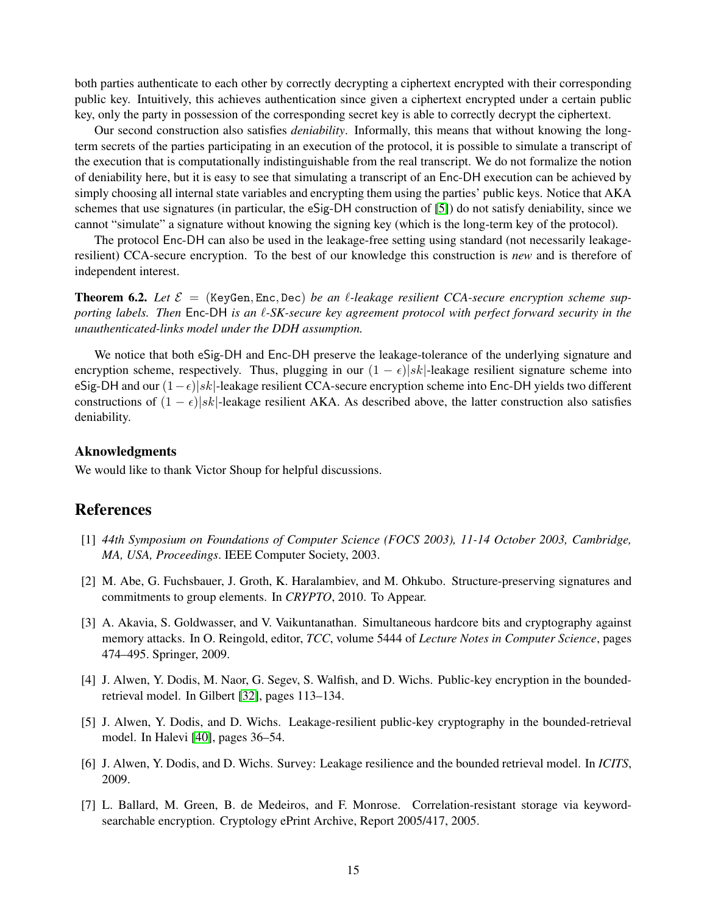both parties authenticate to each other by correctly decrypting a ciphertext encrypted with their corresponding public key. Intuitively, this achieves authentication since given a ciphertext encrypted under a certain public key, only the party in possession of the corresponding secret key is able to correctly decrypt the ciphertext.

Our second construction also satisfies *deniability*. Informally, this means that without knowing the long-term secrets of the parties participating in an execution of the protocol, it is possible to simulate a transcript of the execution that is computationally indistinguishable from the real transcript. We do not formalize the notion of deniability here, but it is easy to see that simulating a transcript of an Enc-DH execution can be achieved by simply choosing all internal state variables and encrypting them using the parties' public keys. Notice that AKA schemes that use signatures (in particular, the eSig-DH construction of [5]) do not satisfy deniability, since we cannot "simulate" a signature without knowing the signing key (which is the long-term key of the protocol).

The protocol Enc-DH can also be used in the leakage-free setting using standard (not necessarily leakage-resilient) CCA-secure encryption. To the best of our knowledge this construction is *new* and is therefore of independent interest.

**Theorem 6.2.** *Let $\mathcal{E} = (\texttt{KeyGen}, \texttt{Enc}, \texttt{Dec})$ be an $\ell$-leakage resilient CCA-secure encryption scheme supporting labels. Then* Enc-DH *is an $\ell$-SK-secure key agreement protocol with perfect forward security in the unauthenticated-links model under the DDH assumption.*

We notice that both eSig-DH and Enc-DH preserve the leakage-tolerance of the underlying signature and encryption scheme, respectively. Thus, plugging in our $(1-\epsilon)|sk|$-leakage resilient signature scheme into eSig-DH and our $(1-\epsilon)|sk|$-leakage resilient CCA-secure encryption scheme into Enc-DH yields two different constructions of $(1-\epsilon)|sk|$-leakage resilient AKA. As described above, the latter construction also satisfies deniability.

### Aknowledgments

We would like to thank Victor Shoup for helpful discussions.

## References

[1] *44th Symposium on Foundations of Computer Science (FOCS 2003), 11-14 October 2003, Cambridge, MA, USA, Proceedings*. IEEE Computer Society, 2003.

[2] M. Abe, G. Fuchsbauer, J. Groth, K. Haralambiev, and M. Ohkubo. Structure-preserving signatures and commitments to group elements. In *CRYPTO*, 2010. To Appear.

[3] A. Akavia, S. Goldwasser, and V. Vaikuntanathan. Simultaneous hardcore bits and cryptography against memory attacks. In O. Reingold, editor, *TCC*, volume 5444 of *Lecture Notes in Computer Science*, pages 474–495. Springer, 2009.

[4] J. Alwen, Y. Dodis, M. Naor, G. Segev, S. Walfish, and D. Wichs. Public-key encryption in the bounded-retrieval model. In Gilbert [32], pages 113–134.

[5] J. Alwen, Y. Dodis, and D. Wichs. Leakage-resilient public-key cryptography in the bounded-retrieval model. In Halevi [40], pages 36–54.

[6] J. Alwen, Y. Dodis, and D. Wichs. Survey: Leakage resilience and the bounded retrieval model. In *ICITS*, 2009.

[7] L. Ballard, M. Green, B. de Medeiros, and F. Monrose. Correlation-resistant storage via keyword-searchable encryption. Cryptology ePrint Archive, Report 2005/417, 2005.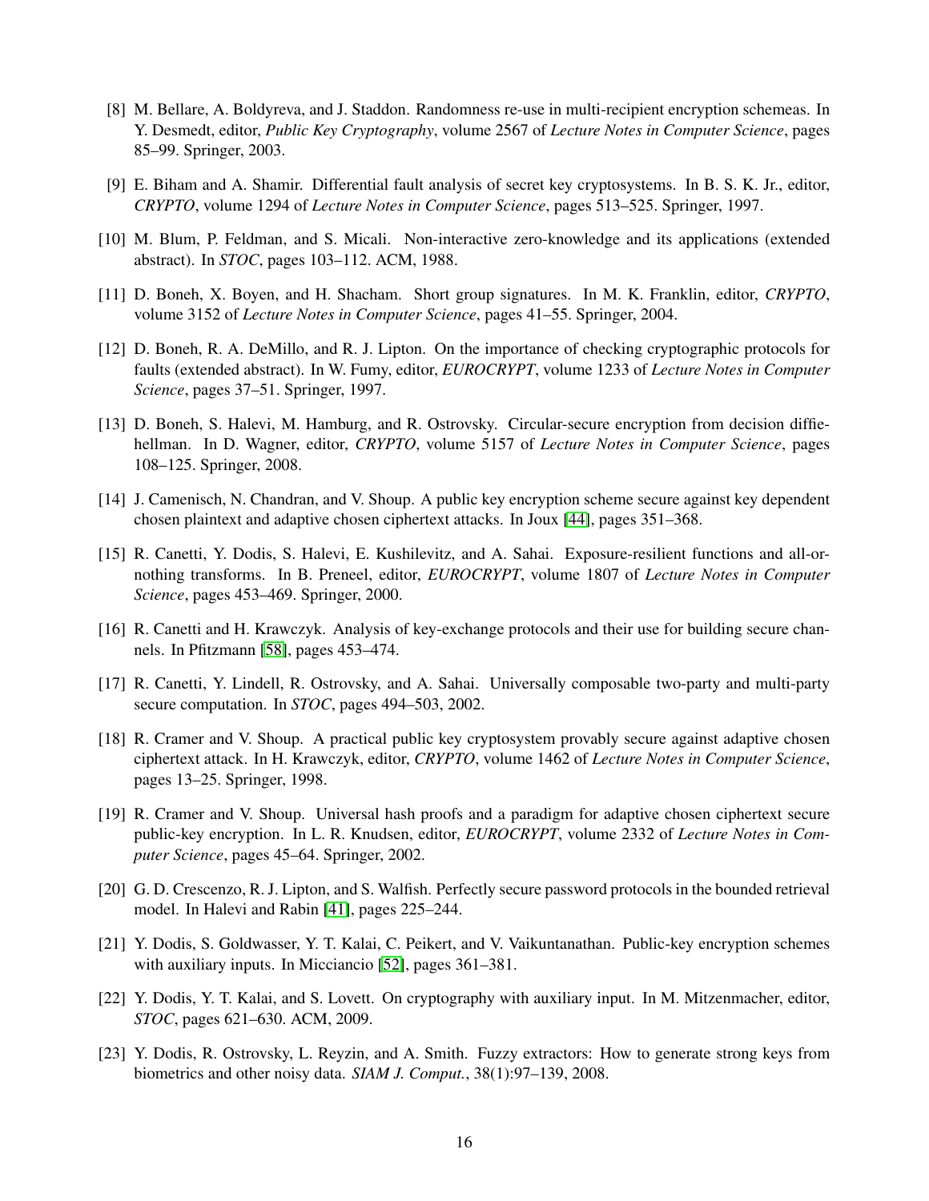[8] M. Bellare, A. Boldyreva, and J. Staddon. Randomness re-use in multi-recipient encryption schemeas. In Y. Desmedt, editor, *Public Key Cryptography*, volume 2567 of *Lecture Notes in Computer Science*, pages 85–99. Springer, 2003.

[9] E. Biham and A. Shamir. Differential fault analysis of secret key cryptosystems. In B. S. K. Jr., editor, *CRYPTO*, volume 1294 of *Lecture Notes in Computer Science*, pages 513–525. Springer, 1997.

[10] M. Blum, P. Feldman, and S. Micali. Non-interactive zero-knowledge and its applications (extended abstract). In *STOC*, pages 103–112. ACM, 1988.

[11] D. Boneh, X. Boyen, and H. Shacham. Short group signatures. In M. K. Franklin, editor, *CRYPTO*, volume 3152 of *Lecture Notes in Computer Science*, pages 41–55. Springer, 2004.

[12] D. Boneh, R. A. DeMillo, and R. J. Lipton. On the importance of checking cryptographic protocols for faults (extended abstract). In W. Fumy, editor, *EUROCRYPT*, volume 1233 of *Lecture Notes in Computer Science*, pages 37–51. Springer, 1997.

[13] D. Boneh, S. Halevi, M. Hamburg, and R. Ostrovsky. Circular-secure encryption from decision diffie-hellman. In D. Wagner, editor, *CRYPTO*, volume 5157 of *Lecture Notes in Computer Science*, pages 108–125. Springer, 2008.

[14] J. Camenisch, N. Chandran, and V. Shoup. A public key encryption scheme secure against key dependent chosen plaintext and adaptive chosen ciphertext attacks. In Joux [44], pages 351–368.

[15] R. Canetti, Y. Dodis, S. Halevi, E. Kushilevitz, and A. Sahai. Exposure-resilient functions and all-or-nothing transforms. In B. Preneel, editor, *EUROCRYPT*, volume 1807 of *Lecture Notes in Computer Science*, pages 453–469. Springer, 2000.

[16] R. Canetti and H. Krawczyk. Analysis of key-exchange protocols and their use for building secure channels. In Pfitzmann [58], pages 453–474.

[17] R. Canetti, Y. Lindell, R. Ostrovsky, and A. Sahai. Universally composable two-party and multi-party secure computation. In *STOC*, pages 494–503, 2002.

[18] R. Cramer and V. Shoup. A practical public key cryptosystem provably secure against adaptive chosen ciphertext attack. In H. Krawczyk, editor, *CRYPTO*, volume 1462 of *Lecture Notes in Computer Science*, pages 13–25. Springer, 1998.

[19] R. Cramer and V. Shoup. Universal hash proofs and a paradigm for adaptive chosen ciphertext secure public-key encryption. In L. R. Knudsen, editor, *EUROCRYPT*, volume 2332 of *Lecture Notes in Computer Science*, pages 45–64. Springer, 2002.

[20] G. D. Crescenzo, R. J. Lipton, and S. Walfish. Perfectly secure password protocols in the bounded retrieval model. In Halevi and Rabin [41], pages 225–244.

[21] Y. Dodis, S. Goldwasser, Y. T. Kalai, C. Peikert, and V. Vaikuntanathan. Public-key encryption schemes with auxiliary inputs. In Micciancio [52], pages 361–381.

[22] Y. Dodis, Y. T. Kalai, and S. Lovett. On cryptography with auxiliary input. In M. Mitzenmacher, editor, *STOC*, pages 621–630. ACM, 2009.

[23] Y. Dodis, R. Ostrovsky, L. Reyzin, and A. Smith. Fuzzy extractors: How to generate strong keys from biometrics and other noisy data. *SIAM J. Comput.*, 38(1):97–139, 2008.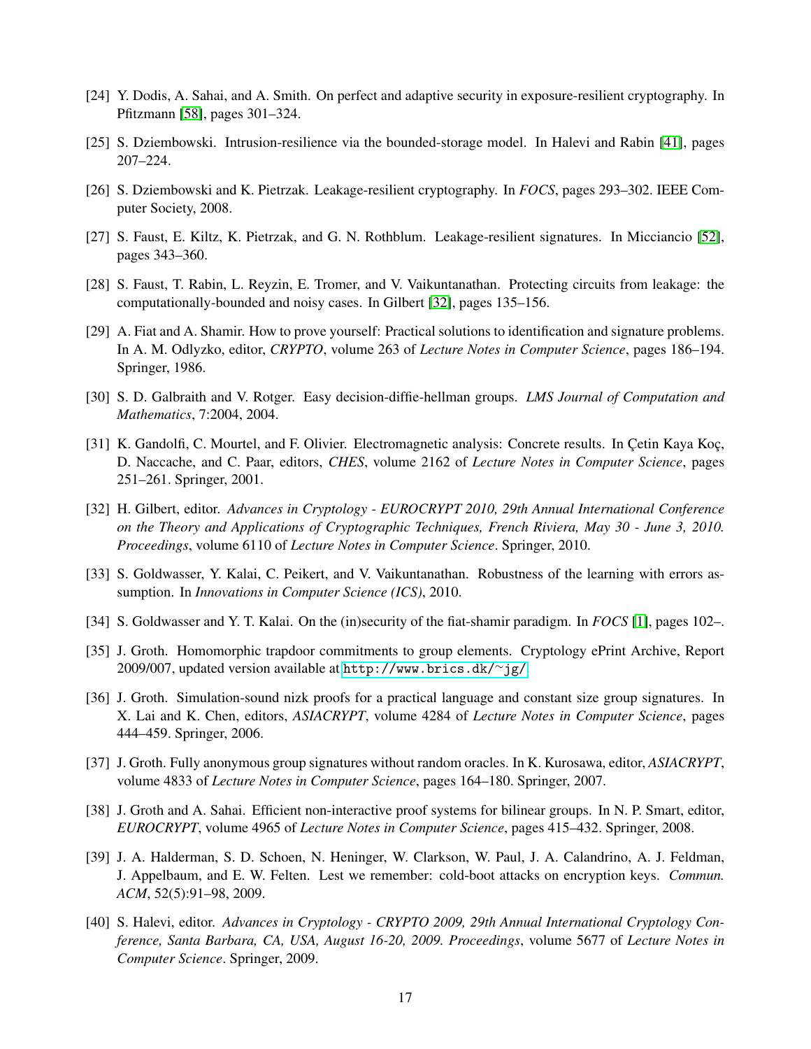[24] Y. Dodis, A. Sahai, and A. Smith. On perfect and adaptive security in exposure-resilient cryptography. In Pfitzmann [58], pages 301–324.

[25] S. Dziembowski. Intrusion-resilience via the bounded-storage model. In Halevi and Rabin [41], pages 207–224.

[26] S. Dziembowski and K. Pietrzak. Leakage-resilient cryptography. In *FOCS*, pages 293–302. IEEE Computer Society, 2008.

[27] S. Faust, E. Kiltz, K. Pietrzak, and G. N. Rothblum. Leakage-resilient signatures. In Micciancio [52], pages 343–360.

[28] S. Faust, T. Rabin, L. Reyzin, E. Tromer, and V. Vaikuntanathan. Protecting circuits from leakage: the computationally-bounded and noisy cases. In Gilbert [32], pages 135–156.

[29] A. Fiat and A. Shamir. How to prove yourself: Practical solutions to identification and signature problems. In A. M. Odlyzko, editor, *CRYPTO*, volume 263 of *Lecture Notes in Computer Science*, pages 186–194. Springer, 1986.

[30] S. D. Galbraith and V. Rotger. Easy decision-diffie-hellman groups. *LMS Journal of Computation and Mathematics*, 7:2004, 2004.

[31] K. Gandolfi, C. Mourtel, and F. Olivier. Electromagnetic analysis: Concrete results. In Çetin Kaya Koç, D. Naccache, and C. Paar, editors, *CHES*, volume 2162 of *Lecture Notes in Computer Science*, pages 251–261. Springer, 2001.

[32] H. Gilbert, editor. *Advances in Cryptology - EUROCRYPT 2010, 29th Annual International Conference on the Theory and Applications of Cryptographic Techniques, French Riviera, May 30 - June 3, 2010. Proceedings*, volume 6110 of *Lecture Notes in Computer Science*. Springer, 2010.

[33] S. Goldwasser, Y. Kalai, C. Peikert, and V. Vaikuntanathan. Robustness of the learning with errors assumption. In *Innovations in Computer Science (ICS)*, 2010.

[34] S. Goldwasser and Y. T. Kalai. On the (in)security of the fiat-shamir paradigm. In *FOCS* [1], pages 102–.

[35] J. Groth. Homomorphic trapdoor commitments to group elements. Cryptology ePrint Archive, Report 2009/007, updated version available at http://www.brics.dk/~jg/.

[36] J. Groth. Simulation-sound nizk proofs for a practical language and constant size group signatures. In X. Lai and K. Chen, editors, *ASIACRYPT*, volume 4284 of *Lecture Notes in Computer Science*, pages 444–459. Springer, 2006.

[37] J. Groth. Fully anonymous group signatures without random oracles. In K. Kurosawa, editor, *ASIACRYPT*, volume 4833 of *Lecture Notes in Computer Science*, pages 164–180. Springer, 2007.

[38] J. Groth and A. Sahai. Efficient non-interactive proof systems for bilinear groups. In N. P. Smart, editor, *EUROCRYPT*, volume 4965 of *Lecture Notes in Computer Science*, pages 415–432. Springer, 2008.

[39] J. A. Halderman, S. D. Schoen, N. Heninger, W. Clarkson, W. Paul, J. A. Calandrino, A. J. Feldman, J. Appelbaum, and E. W. Felten. Lest we remember: cold-boot attacks on encryption keys. *Commun. ACM*, 52(5):91–98, 2009.

[40] S. Halevi, editor. *Advances in Cryptology - CRYPTO 2009, 29th Annual International Cryptology Conference, Santa Barbara, CA, USA, August 16-20, 2009. Proceedings*, volume 5677 of *Lecture Notes in Computer Science*. Springer, 2009.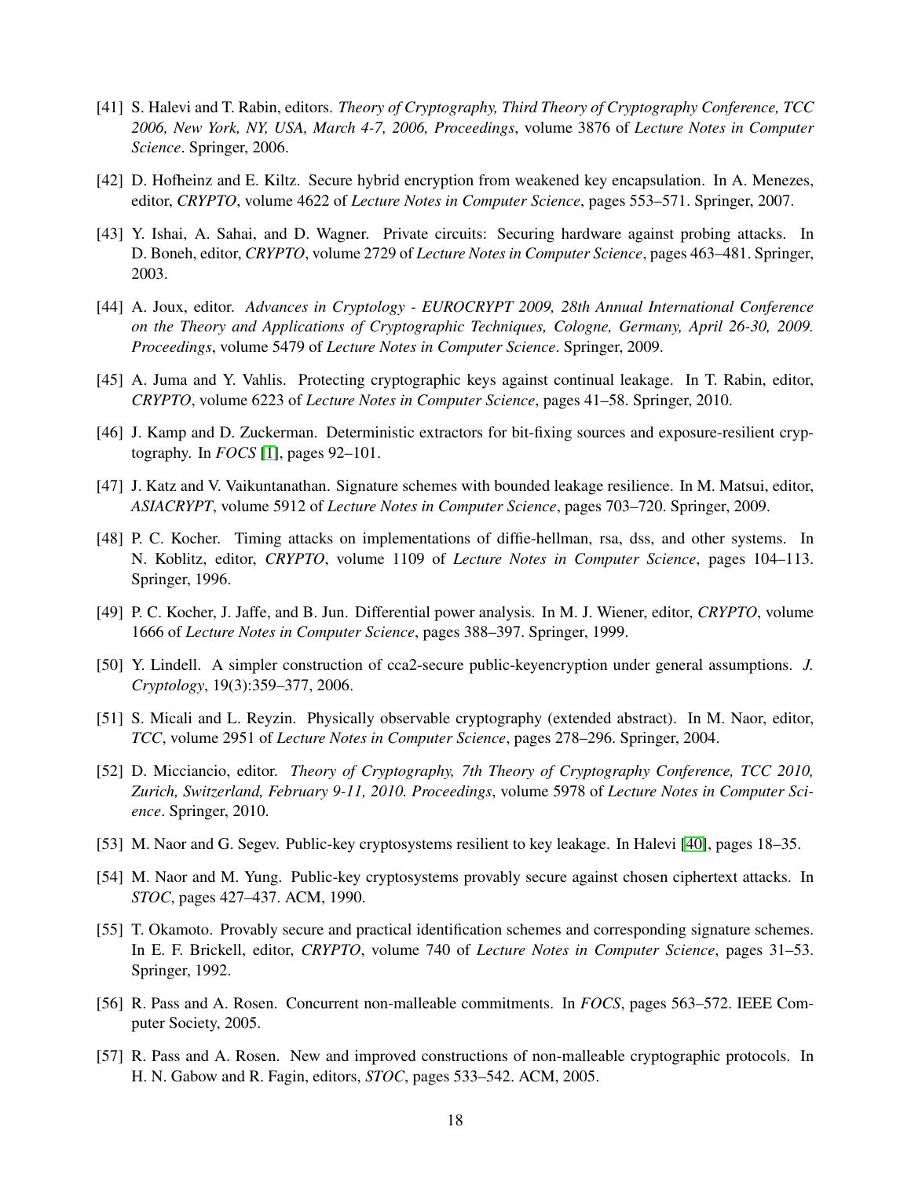[41] S. Halevi and T. Rabin, editors. *Theory of Cryptography, Third Theory of Cryptography Conference, TCC 2006, New York, NY, USA, March 4-7, 2006, Proceedings*, volume 3876 of *Lecture Notes in Computer Science*. Springer, 2006.

[42] D. Hofheinz and E. Kiltz. Secure hybrid encryption from weakened key encapsulation. In A. Menezes, editor, *CRYPTO*, volume 4622 of *Lecture Notes in Computer Science*, pages 553–571. Springer, 2007.

[43] Y. Ishai, A. Sahai, and D. Wagner. Private circuits: Securing hardware against probing attacks. In D. Boneh, editor, *CRYPTO*, volume 2729 of *Lecture Notes in Computer Science*, pages 463–481. Springer, 2003.

[44] A. Joux, editor. *Advances in Cryptology - EUROCRYPT 2009, 28th Annual International Conference on the Theory and Applications of Cryptographic Techniques, Cologne, Germany, April 26-30, 2009. Proceedings*, volume 5479 of *Lecture Notes in Computer Science*. Springer, 2009.

[45] A. Juma and Y. Vahlis. Protecting cryptographic keys against continual leakage. In T. Rabin, editor, *CRYPTO*, volume 6223 of *Lecture Notes in Computer Science*, pages 41–58. Springer, 2010.

[46] J. Kamp and D. Zuckerman. Deterministic extractors for bit-fixing sources and exposure-resilient cryptography. In *FOCS* [1], pages 92–101.

[47] J. Katz and V. Vaikuntanathan. Signature schemes with bounded leakage resilience. In M. Matsui, editor, *ASIACRYPT*, volume 5912 of *Lecture Notes in Computer Science*, pages 703–720. Springer, 2009.

[48] P. C. Kocher. Timing attacks on implementations of diffie-hellman, rsa, dss, and other systems. In N. Koblitz, editor, *CRYPTO*, volume 1109 of *Lecture Notes in Computer Science*, pages 104–113. Springer, 1996.

[49] P. C. Kocher, J. Jaffe, and B. Jun. Differential power analysis. In M. J. Wiener, editor, *CRYPTO*, volume 1666 of *Lecture Notes in Computer Science*, pages 388–397. Springer, 1999.

[50] Y. Lindell. A simpler construction of cca2-secure public-keyencryption under general assumptions. *J. Cryptology*, 19(3):359–377, 2006.

[51] S. Micali and L. Reyzin. Physically observable cryptography (extended abstract). In M. Naor, editor, *TCC*, volume 2951 of *Lecture Notes in Computer Science*, pages 278–296. Springer, 2004.

[52] D. Micciancio, editor. *Theory of Cryptography, 7th Theory of Cryptography Conference, TCC 2010, Zurich, Switzerland, February 9-11, 2010. Proceedings*, volume 5978 of *Lecture Notes in Computer Science*. Springer, 2010.

[53] M. Naor and G. Segev. Public-key cryptosystems resilient to key leakage. In Halevi [40], pages 18–35.

[54] M. Naor and M. Yung. Public-key cryptosystems provably secure against chosen ciphertext attacks. In *STOC*, pages 427–437. ACM, 1990.

[55] T. Okamoto. Provably secure and practical identification schemes and corresponding signature schemes. In E. F. Brickell, editor, *CRYPTO*, volume 740 of *Lecture Notes in Computer Science*, pages 31–53. Springer, 1992.

[56] R. Pass and A. Rosen. Concurrent non-malleable commitments. In *FOCS*, pages 563–572. IEEE Computer Society, 2005.

[57] R. Pass and A. Rosen. New and improved constructions of non-malleable cryptographic protocols. In H. N. Gabow and R. Fagin, editors, *STOC*, pages 533–542. ACM, 2005.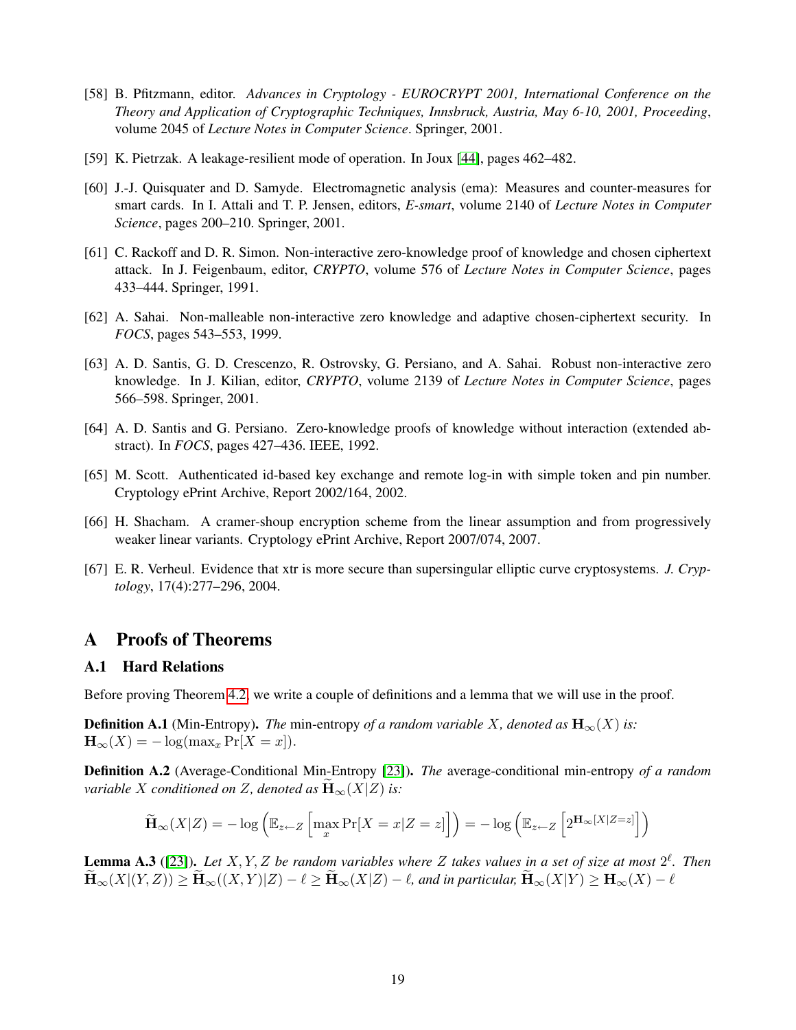[58] B. Pfitzmann, editor. *Advances in Cryptology - EUROCRYPT 2001, International Conference on the Theory and Application of Cryptographic Techniques, Innsbruck, Austria, May 6-10, 2001, Proceeding*, volume 2045 of *Lecture Notes in Computer Science*. Springer, 2001.

[59] K. Pietrzak. A leakage-resilient mode of operation. In Joux [44], pages 462–482.

[60] J.-J. Quisquater and D. Samyde. Electromagnetic analysis (ema): Measures and counter-measures for smart cards. In I. Attali and T. P. Jensen, editors, *E-smart*, volume 2140 of *Lecture Notes in Computer Science*, pages 200–210. Springer, 2001.

[61] C. Rackoff and D. R. Simon. Non-interactive zero-knowledge proof of knowledge and chosen ciphertext attack. In J. Feigenbaum, editor, *CRYPTO*, volume 576 of *Lecture Notes in Computer Science*, pages 433–444. Springer, 1991.

[62] A. Sahai. Non-malleable non-interactive zero knowledge and adaptive chosen-ciphertext security. In *FOCS*, pages 543–553, 1999.

[63] A. D. Santis, G. D. Crescenzo, R. Ostrovsky, G. Persiano, and A. Sahai. Robust non-interactive zero knowledge. In J. Kilian, editor, *CRYPTO*, volume 2139 of *Lecture Notes in Computer Science*, pages 566–598. Springer, 2001.

[64] A. D. Santis and G. Persiano. Zero-knowledge proofs of knowledge without interaction (extended abstract). In *FOCS*, pages 427–436. IEEE, 1992.

[65] M. Scott. Authenticated id-based key exchange and remote log-in with simple token and pin number. Cryptology ePrint Archive, Report 2002/164, 2002.

[66] H. Shacham. A cramer-shoup encryption scheme from the linear assumption and from progressively weaker linear variants. Cryptology ePrint Archive, Report 2007/074, 2007.

[67] E. R. Verheul. Evidence that xtr is more secure than supersingular elliptic curve cryptosystems. *J. Cryptology*, 17(4):277–296, 2004.

# A Proofs of Theorems

## A.1 Hard Relations

Before proving Theorem 4.2, we write a couple of definitions and a lemma that we will use in the proof.

**Definition A.1** (Min-Entropy)**.** *The* min-entropy *of a random variable $X$, denoted as $\mathbf{H}_\infty(X)$ is:* $\mathbf{H}_\infty(X) = -\log(\max_x \Pr[X = x])$.

**Definition A.2** (Average-Conditional Min-Entropy [23])**.** *The* average-conditional min-entropy *of a random variable $X$ conditioned on $Z$, denoted as $\widetilde{\mathbf{H}}_\infty(X|Z)$ is:*

$$\widetilde{\mathbf{H}}_\infty(X|Z) = -\log\left(\mathbb{E}_{z \leftarrow Z}\left[\max_x \Pr[X = x|Z = z]\right]\right) = -\log\left(\mathbb{E}_{z \leftarrow Z}\left[2^{\mathbf{H}_\infty[X|Z=z]}\right]\right)$$

**Lemma A.3** ([23])**.** *Let $X, Y, Z$ be random variables where $Z$ takes values in a set of size at most $2^\ell$. Then $\widetilde{\mathbf{H}}_\infty(X|(Y, Z)) \geq \widetilde{\mathbf{H}}_\infty((X, Y)|Z) - \ell \geq \widetilde{\mathbf{H}}_\infty(X|Z) - \ell$, and in particular, $\widetilde{\mathbf{H}}_\infty(X|Y) \geq \mathbf{H}_\infty(X) - \ell$*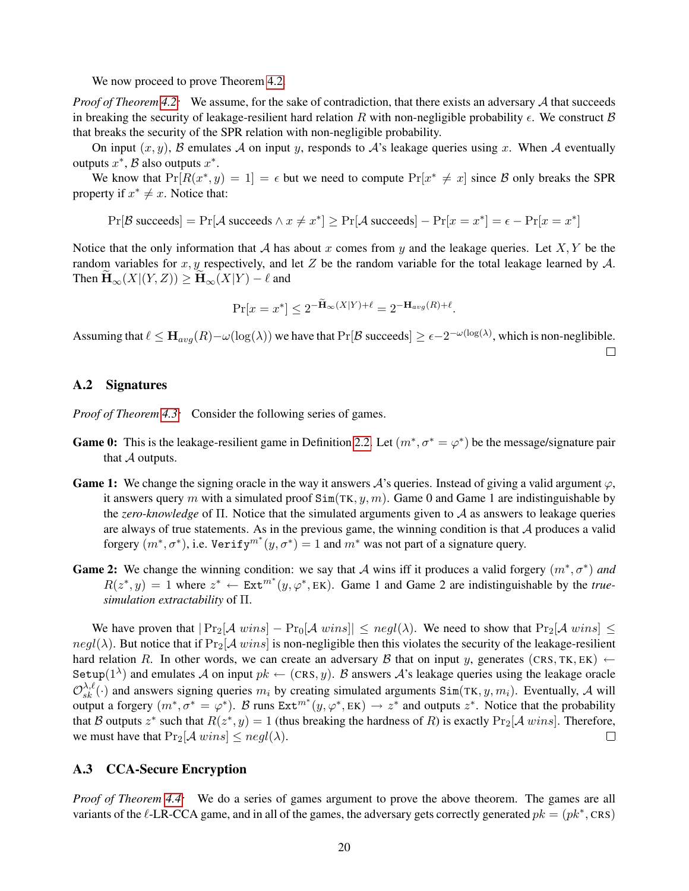We now proceed to prove Theorem 4.2.

*Proof of Theorem 4.2:* We assume, for the sake of contradiction, that there exists an adversary $\mathcal{A}$ that succeeds in breaking the security of leakage-resilient hard relation $R$ with non-negligible probability $\epsilon$. We construct $\mathcal{B}$ that breaks the security of the SPR relation with non-negligible probability.

On input $(x, y)$, $\mathcal{B}$ emulates $\mathcal{A}$ on input $y$, responds to $\mathcal{A}$'s leakage queries using $x$. When $\mathcal{A}$ eventually outputs $x^*$, $\mathcal{B}$ also outputs $x^*$.

We know that $\Pr[R(x^*, y) = 1] = \epsilon$ but we need to compute $\Pr[x^* \neq x]$ since $\mathcal{B}$ only breaks the SPR property if $x^* \neq x$. Notice that:

$$\Pr[\mathcal{B} \text{ succeeds}] = \Pr[\mathcal{A} \text{ succeeds} \wedge x \neq x^*] \geq \Pr[\mathcal{A} \text{ succeeds}] - \Pr[x = x^*] = \epsilon - \Pr[x = x^*]$$

Notice that the only information that $\mathcal{A}$ has about $x$ comes from $y$ and the leakage queries. Let $X, Y$ be the random variables for $x, y$ respectively, and let $Z$ be the random variable for the total leakage learned by $\mathcal{A}$. Then $\widetilde{\mathbf{H}}_\infty(X|(Y,Z)) \geq \widetilde{\mathbf{H}}_\infty(X|Y) - \ell$ and

$$\Pr[x = x^*] \leq 2^{-\widetilde{\mathbf{H}}_\infty(X|Y)+\ell} = 2^{-\mathbf{H}_{avg}(R)+\ell}.$$

Assuming that $\ell \leq \mathbf{H}_{avg}(R) - \omega(\log(\lambda))$ we have that $\Pr[\mathcal{B} \text{ succeeds}] \geq \epsilon - 2^{-\omega(\log(\lambda))}$, which is non-neglibible. □

## A.2 Signatures

*Proof of Theorem 4.3:* Consider the following series of games.

**Game 0:** This is the leakage-resilient game in Definition 2.2. Let $(m^*, \sigma^* = \varphi^*)$ be the message/signature pair that $\mathcal{A}$ outputs.

**Game 1:** We change the signing oracle in the way it answers $\mathcal{A}$'s queries. Instead of giving a valid argument $\varphi$, it answers query $m$ with a simulated proof $\texttt{Sim}(\text{TK}, y, m)$. Game 0 and Game 1 are indistinguishable by the *zero-knowledge* of $\Pi$. Notice that the simulated arguments given to $\mathcal{A}$ as answers to leakage queries are always of true statements. As in the previous game, the winning condition is that $\mathcal{A}$ produces a valid forgery $(m^*, \sigma^*)$, i.e. $\texttt{Verify}^{m^*}(y, \sigma^*) = 1$ and $m^*$ was not part of a signature query.

**Game 2:** We change the winning condition: we say that $\mathcal{A}$ wins iff it produces a valid forgery $(m^*, \sigma^*)$ *and* $R(z^*, y) = 1$ where $z^* \leftarrow \texttt{Ext}^{m^*}(y, \varphi^*, \text{EK})$. Game 1 and Game 2 are indistinguishable by the *true-simulation extractability* of $\Pi$.

We have proven that $|\Pr_2[\mathcal{A}\ wins] - \Pr_0[\mathcal{A}\ wins]| \leq negl(\lambda)$. We need to show that $\Pr_2[\mathcal{A}\ wins] \leq negl(\lambda)$. But notice that if $\Pr_2[\mathcal{A}\ wins]$ is non-negligible then this violates the security of the leakage-resilient hard relation $R$. In other words, we can create an adversary $\mathcal{B}$ that on input $y$, generates $(\text{CRS}, \text{TK}, \text{EK}) \leftarrow \texttt{Setup}(1^\lambda)$ and emulates $\mathcal{A}$ on input $pk \leftarrow (\text{CRS}, y)$. $\mathcal{B}$ answers $\mathcal{A}$'s leakage queries using the leakage oracle $\mathcal{O}_{sk}^{\lambda,\ell}(\cdot)$ and answers signing queries $m_i$ by creating simulated arguments $\texttt{Sim}(\text{TK}, y, m_i)$. Eventually, $\mathcal{A}$ will output a forgery $(m^*, \sigma^* = \varphi^*)$. $\mathcal{B}$ runs $\texttt{Ext}^{m^*}(y, \varphi^*, \text{EK}) \to z^*$ and outputs $z^*$. Notice that the probability that $\mathcal{B}$ outputs $z^*$ such that $R(z^*, y) = 1$ (thus breaking the hardness of $R$) is exactly $\Pr_2[\mathcal{A}\ wins]$. Therefore, we must have that $\Pr_2[\mathcal{A}\ wins] \leq negl(\lambda)$. □

## A.3 CCA-Secure Encryption

*Proof of Theorem 4.4:* We do a series of games argument to prove the above theorem. The games are all variants of the $\ell$-LR-CCA game, and in all of the games, the adversary gets correctly generated $pk = (pk^*, \text{CRS})$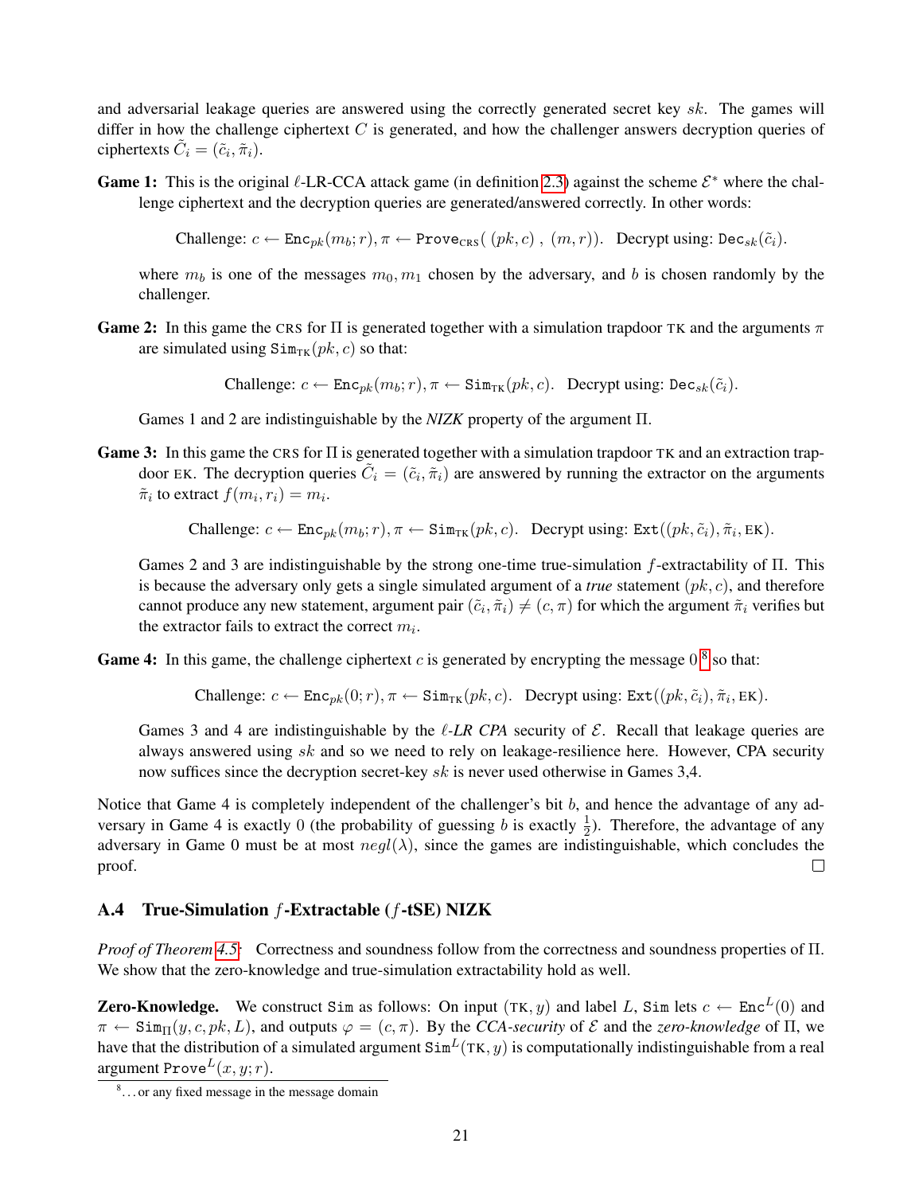and adversarial leakage queries are answered using the correctly generated secret key $sk$. The games will differ in how the challenge ciphertext $C$ is generated, and how the challenger answers decryption queries of ciphertexts $\tilde{C}_i = (\tilde{c}_i, \tilde{\pi}_i)$.

**Game 1:** This is the original $\ell$-LR-CCA attack game (in definition 2.3) against the scheme $\mathcal{E}^*$ where the challenge ciphertext and the decryption queries are generated/answered correctly. In other words:

$$\text{Challenge: } c \leftarrow \mathtt{Enc}_{pk}(m_b; r), \pi \leftarrow \mathtt{Prove}_{\text{CRS}}(\ (pk, c)\ ,\ (m, r)). \quad \text{Decrypt using: } \mathtt{Dec}_{sk}(\tilde{c}_i).$$

where $m_b$ is one of the messages $m_0, m_1$ chosen by the adversary, and $b$ is chosen randomly by the challenger.

**Game 2:** In this game the CRS for $\Pi$ is generated together with a simulation trapdoor TK and the arguments $\pi$ are simulated using $\mathtt{Sim}_{\text{TK}}(pk, c)$ so that:

$$\text{Challenge: } c \leftarrow \mathtt{Enc}_{pk}(m_b; r), \pi \leftarrow \mathtt{Sim}_{\text{TK}}(pk, c). \quad \text{Decrypt using: } \mathtt{Dec}_{sk}(\tilde{c}_i).$$

Games 1 and 2 are indistinguishable by the *NIZK* property of the argument $\Pi$.

**Game 3:** In this game the CRS for $\Pi$ is generated together with a simulation trapdoor TK and an extraction trapdoor EK. The decryption queries $\tilde{C}_i = (\tilde{c}_i, \tilde{\pi}_i)$ are answered by running the extractor on the arguments $\tilde{\pi}_i$ to extract $f(m_i, r_i) = m_i$.

$$\text{Challenge: } c \leftarrow \mathtt{Enc}_{pk}(m_b; r), \pi \leftarrow \mathtt{Sim}_{\text{TK}}(pk, c). \quad \text{Decrypt using: } \mathtt{Ext}((pk, \tilde{c}_i), \tilde{\pi}_i, \text{EK}).$$

Games 2 and 3 are indistinguishable by the strong one-time true-simulation $f$-extractability of $\Pi$. This is because the adversary only gets a single simulated argument of a *true* statement $(pk, c)$, and therefore cannot produce any new statement, argument pair $(\tilde{c}_i, \tilde{\pi}_i) \neq (c, \pi)$ for which the argument $\tilde{\pi}_i$ verifies but the extractor fails to extract the correct $m_i$.

**Game 4:** In this game, the challenge ciphertext $c$ is generated by encrypting the message 0[8] so that:

$$\text{Challenge: } c \leftarrow \mathtt{Enc}_{pk}(0; r), \pi \leftarrow \mathtt{Sim}_{\text{TK}}(pk, c). \quad \text{Decrypt using: } \mathtt{Ext}((pk, \tilde{c}_i), \tilde{\pi}_i, \text{EK}).$$

Games 3 and 4 are indistinguishable by the *$\ell$-LR CPA* security of $\mathcal{E}$. Recall that leakage queries are always answered using $sk$ and so we need to rely on leakage-resilience here. However, CPA security now suffices since the decryption secret-key $sk$ is never used otherwise in Games 3,4.

Notice that Game 4 is completely independent of the challenger's bit $b$, and hence the advantage of any adversary in Game 4 is exactly 0 (the probability of guessing $b$ is exactly $\frac{1}{2}$). Therefore, the advantage of any adversary in Game 0 must be at most $negl(\lambda)$, since the games are indistinguishable, which concludes the proof. □

### A.4 True-Simulation $f$-Extractable ($f$-tSE) NIZK

*Proof of Theorem 4.5:* Correctness and soundness follow from the correctness and soundness properties of $\Pi$. We show that the zero-knowledge and true-simulation extractability hold as well.

**Zero-Knowledge.** We construct Sim as follows: On input $(\text{TK}, y)$ and label $L$, Sim lets $c \leftarrow \mathtt{Enc}^L(0)$ and $\pi \leftarrow \mathtt{Sim}_\Pi(y, c, pk, L)$, and outputs $\varphi = (c, \pi)$. By the *CCA-security* of $\mathcal{E}$ and the *zero-knowledge* of $\Pi$, we have that the distribution of a simulated argument $\mathtt{Sim}^L(\text{TK}, y)$ is computationally indistinguishable from a real argument $\mathtt{Prove}^L(x, y; r)$.

[8] ...or any fixed message in the message domain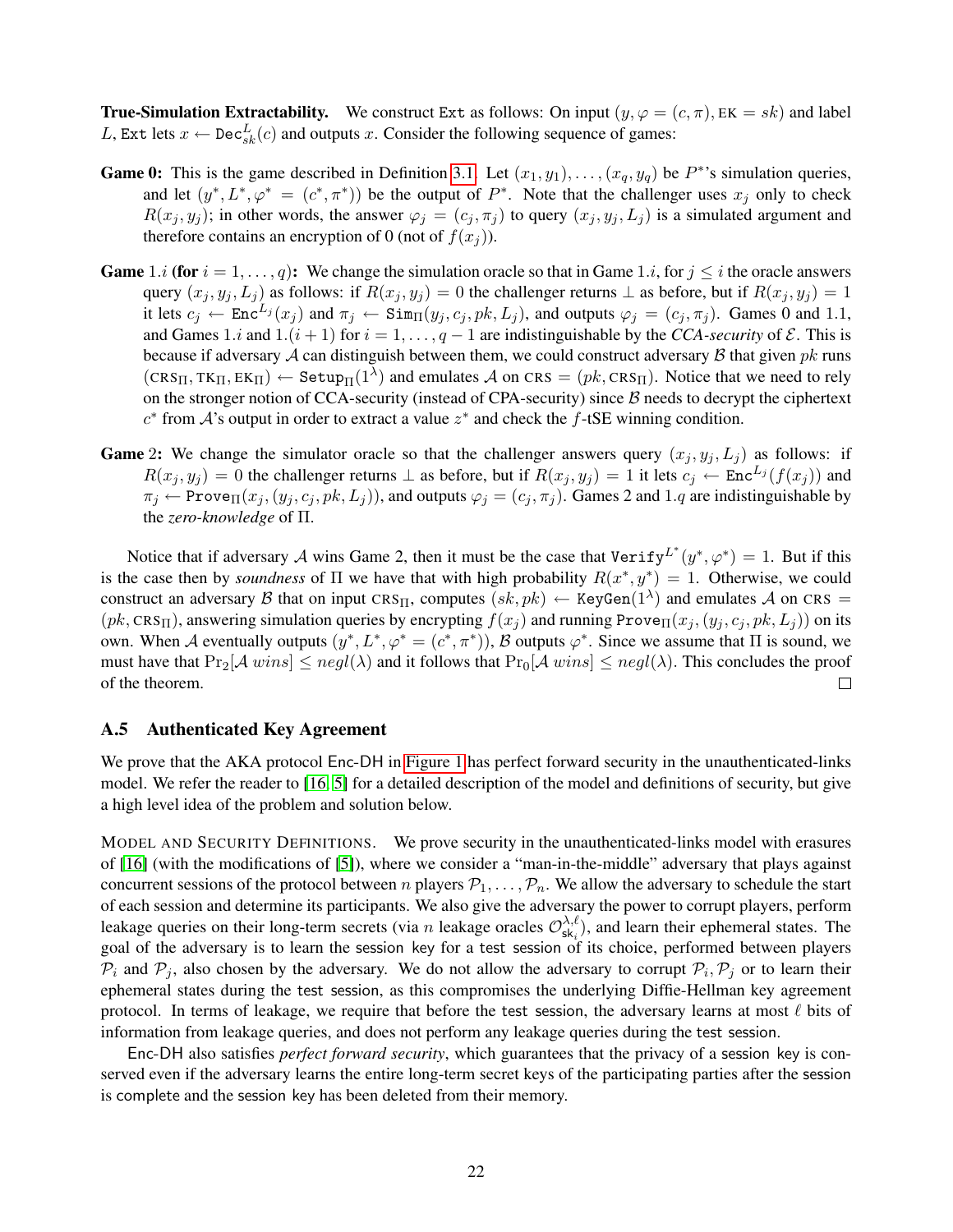**True-Simulation Extractability.** We construct $\mathtt{Ext}$ as follows: On input $(y, \varphi = (c, \pi), \mathtt{EK} = sk)$ and label $L$, $\mathtt{Ext}$ lets $x \leftarrow \mathtt{Dec}^L_{sk}(c)$ and outputs $x$. Consider the following sequence of games:

**Game 0:** This is the game described in Definition 3.1. Let $(x_1, y_1), \ldots, (x_q, y_q)$ be $P^*$'s simulation queries, and let $(y^*, L^*, \varphi^* = (c^*, \pi^*))$ be the output of $P^*$. Note that the challenger uses $x_j$ only to check $R(x_j, y_j)$; in other words, the answer $\varphi_j = (c_j, \pi_j)$ to query $(x_j, y_j, L_j)$ is a simulated argument and therefore contains an encryption of 0 (not of $f(x_j)$).

**Game $1.i$ (for $i = 1, \ldots, q$):** We change the simulation oracle so that in Game $1.i$, for $j \leq i$ the oracle answers query $(x_j, y_j, L_j)$ as follows: if $R(x_j, y_j) = 0$ the challenger returns $\perp$ as before, but if $R(x_j, y_j) = 1$ it lets $c_j \leftarrow \mathtt{Enc}^{L_j}(x_j)$ and $\pi_j \leftarrow \mathtt{Sim}_\Pi(y_j, c_j, pk, L_j)$, and outputs $\varphi_j = (c_j, \pi_j)$. Games 0 and 1.1, and Games $1.i$ and $1.(i+1)$ for $i = 1, \ldots, q-1$ are indistinguishable by the *CCA-security* of $\mathcal{E}$. This is because if adversary $\mathcal{A}$ can distinguish between them, we could construct adversary $\mathcal{B}$ that given $pk$ runs $(\mathrm{CRS}_\Pi, \mathtt{TK}_\Pi, \mathtt{EK}_\Pi) \leftarrow \mathtt{Setup}_\Pi(1^\lambda)$ and emulates $\mathcal{A}$ on $\mathrm{CRS} = (pk, \mathrm{CRS}_\Pi)$. Notice that we need to rely on the stronger notion of CCA-security (instead of CPA-security) since $\mathcal{B}$ needs to decrypt the ciphertext $c^*$ from $\mathcal{A}$'s output in order to extract a value $z^*$ and check the $f$-tSE winning condition.

**Game 2:** We change the simulator oracle so that the challenger answers query $(x_j, y_j, L_j)$ as follows: if $R(x_j, y_j) = 0$ the challenger returns $\perp$ as before, but if $R(x_j, y_j) = 1$ it lets $c_j \leftarrow \mathtt{Enc}^{L_j}(f(x_j))$ and $\pi_j \leftarrow \mathtt{Prove}_\Pi(x_j, (y_j, c_j, pk, L_j))$, and outputs $\varphi_j = (c_j, \pi_j)$. Games 2 and $1.q$ are indistinguishable by the *zero-knowledge* of $\Pi$.

Notice that if adversary $\mathcal{A}$ wins Game 2, then it must be the case that $\mathtt{Verify}^{L^*}(y^*, \varphi^*) = 1$. But if this is the case then by *soundness* of $\Pi$ we have that with high probability $R(x^*, y^*) = 1$. Otherwise, we could construct an adversary $\mathcal{B}$ that on input $\mathrm{CRS}_\Pi$, computes $(sk, pk) \leftarrow \mathtt{KeyGen}(1^\lambda)$ and emulates $\mathcal{A}$ on $\mathrm{CRS} = (pk, \mathrm{CRS}_\Pi)$, answering simulation queries by encrypting $f(x_j)$ and running $\mathtt{Prove}_\Pi(x_j, (y_j, c_j, pk, L_j))$ on its own. When $\mathcal{A}$ eventually outputs $(y^*, L^*, \varphi^* = (c^*, \pi^*))$, $\mathcal{B}$ outputs $\varphi^*$. Since we assume that $\Pi$ is sound, we must have that $\Pr_2[\mathcal{A}\ wins] \leq negl(\lambda)$ and it follows that $\Pr_0[\mathcal{A}\ wins] \leq negl(\lambda)$. This concludes the proof of the theorem. □

### A.5 Authenticated Key Agreement

We prove that the AKA protocol Enc-DH in Figure 1 has perfect forward security in the unauthenticated-links model. We refer the reader to [16, 5] for a detailed description of the model and definitions of security, but give a high level idea of the problem and solution below.

MODEL AND SECURITY DEFINITIONS. We prove security in the unauthenticated-links model with erasures of [16] (with the modifications of [5]), where we consider a "man-in-the-middle" adversary that plays against concurrent sessions of the protocol between $n$ players $\mathcal{P}_1, \ldots, \mathcal{P}_n$. We allow the adversary to schedule the start of each session and determine its participants. We also give the adversary the power to corrupt players, perform leakage queries on their long-term secrets (via $n$ leakage oracles $\mathcal{O}^{\lambda,\ell}_{\mathsf{sk}_i}$), and learn their ephemeral states. The goal of the adversary is to learn the session key for a test session of its choice, performed between players $\mathcal{P}_i$ and $\mathcal{P}_j$, also chosen by the adversary. We do not allow the adversary to corrupt $\mathcal{P}_i, \mathcal{P}_j$ or to learn their ephemeral states during the test session, as this compromises the underlying Diffie-Hellman key agreement protocol. In terms of leakage, we require that before the test session, the adversary learns at most $\ell$ bits of information from leakage queries, and does not perform any leakage queries during the test session.

Enc-DH also satisfies *perfect forward security*, which guarantees that the privacy of a session key is conserved even if the adversary learns the entire long-term secret keys of the participating parties after the session is complete and the session key has been deleted from their memory.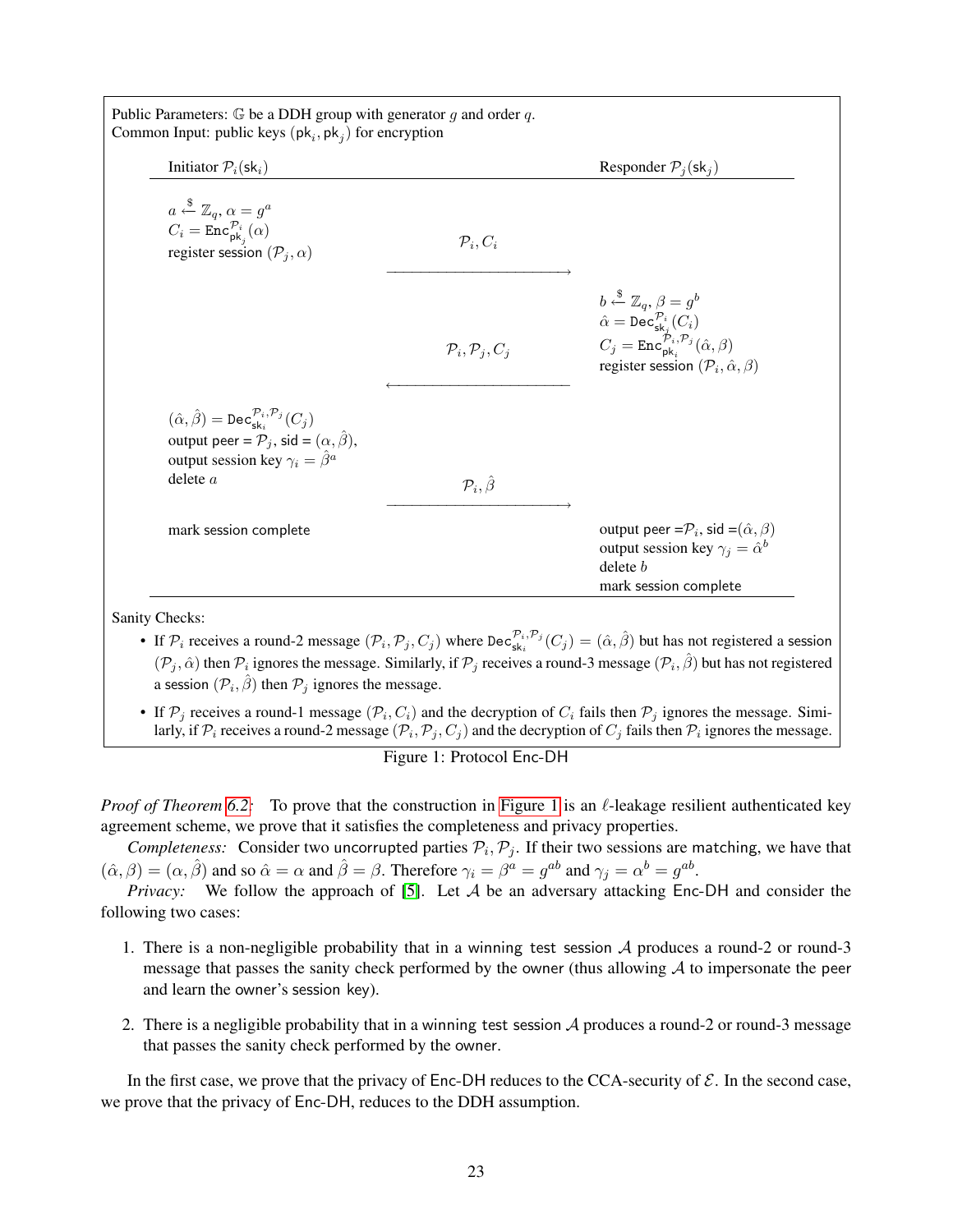Public Parameters: $\mathbb{G}$ be a DDH group with generator $g$ and order $q$.
Common Input: public keys $(\mathsf{pk}_i, \mathsf{pk}_j)$ for encryption

| Initiator $\mathcal{P}_i(\mathsf{sk}_i)$ | | Responder $\mathcal{P}_j(\mathsf{sk}_j)$ |
|---|---|---|
| $a \xleftarrow{\$} \mathbb{Z}_q, \alpha = g^a$ <br> $C_i = \mathtt{Enc}^{\mathcal{P}_i}_{\mathsf{pk}_j}(\alpha)$ <br> register session $(\mathcal{P}_j, \alpha)$ | $\mathcal{P}_i, C_i$ $\longrightarrow$ | |
| | $\longleftarrow$ $\mathcal{P}_i, \mathcal{P}_j, C_j$ | $b \xleftarrow{\$} \mathbb{Z}_q, \beta = g^b$ <br> $\hat{\alpha} = \mathtt{Dec}^{\mathcal{P}_i}_{\mathsf{sk}_j}(C_i)$ <br> $C_j = \mathtt{Enc}^{\mathcal{P}_i,\mathcal{P}_j}_{\mathsf{pk}_i}(\hat{\alpha}, \beta)$ <br> register session $(\mathcal{P}_i, \hat{\alpha}, \beta)$ |
| $(\hat{\alpha}, \hat{\beta}) = \mathtt{Dec}^{\mathcal{P}_i,\mathcal{P}_j}_{\mathsf{sk}_i}(C_j)$ <br> output peer = $\mathcal{P}_j$, sid = $(\alpha, \hat{\beta})$, <br> output session key $\gamma_i = \hat{\beta}^a$ <br> delete $a$ | $\mathcal{P}_i, \hat{\beta}$ $\longrightarrow$ | |
| mark session complete | | output peer =$\mathcal{P}_i$, sid =$(\hat{\alpha}, \beta)$ <br> output session key $\gamma_j = \hat{\alpha}^b$ <br> delete $b$ <br> mark session complete |

Sanity Checks:

- If $\mathcal{P}_i$ receives a round-2 message $(\mathcal{P}_i, \mathcal{P}_j, C_j)$ where $\mathtt{Dec}^{\mathcal{P}_i,\mathcal{P}_j}_{\mathsf{sk}_i}(C_j) = (\hat{\alpha}, \hat{\beta})$ but has not registered a session $(\mathcal{P}_j, \hat{\alpha})$ then $\mathcal{P}_i$ ignores the message. Similarly, if $\mathcal{P}_j$ receives a round-3 message $(\mathcal{P}_i, \hat{\beta})$ but has not registered a session $(\mathcal{P}_i, \hat{\beta})$ then $\mathcal{P}_j$ ignores the message.
- If $\mathcal{P}_j$ receives a round-1 message $(\mathcal{P}_i, C_i)$ and the decryption of $C_i$ fails then $\mathcal{P}_j$ ignores the message. Similarly, if $\mathcal{P}_i$ receives a round-2 message $(\mathcal{P}_i, \mathcal{P}_j, C_j)$ and the decryption of $C_j$ fails then $\mathcal{P}_i$ ignores the message.

Figure 1: Protocol Enc-DH

*Proof of Theorem 6.2:* To prove that the construction in Figure 1 is an $\ell$-leakage resilient authenticated key agreement scheme, we prove that it satisfies the completeness and privacy properties.

*Completeness:* Consider two uncorrupted parties $\mathcal{P}_i, \mathcal{P}_j$. If their two sessions are matching, we have that $(\hat{\alpha}, \beta) = (\alpha, \hat{\beta})$ and so $\hat{\alpha} = \alpha$ and $\hat{\beta} = \beta$. Therefore $\gamma_i = \beta^a = g^{ab}$ and $\gamma_j = \alpha^b = g^{ab}$.

*Privacy:* We follow the approach of [5]. Let $\mathcal{A}$ be an adversary attacking Enc-DH and consider the following two cases:

1. There is a non-negligible probability that in a winning test session $\mathcal{A}$ produces a round-2 or round-3 message that passes the sanity check performed by the owner (thus allowing $\mathcal{A}$ to impersonate the peer and learn the owner's session key).

2. There is a negligible probability that in a winning test session $\mathcal{A}$ produces a round-2 or round-3 message that passes the sanity check performed by the owner.

In the first case, we prove that the privacy of Enc-DH reduces to the CCA-security of $\mathcal{E}$. In the second case, we prove that the privacy of Enc-DH, reduces to the DDH assumption.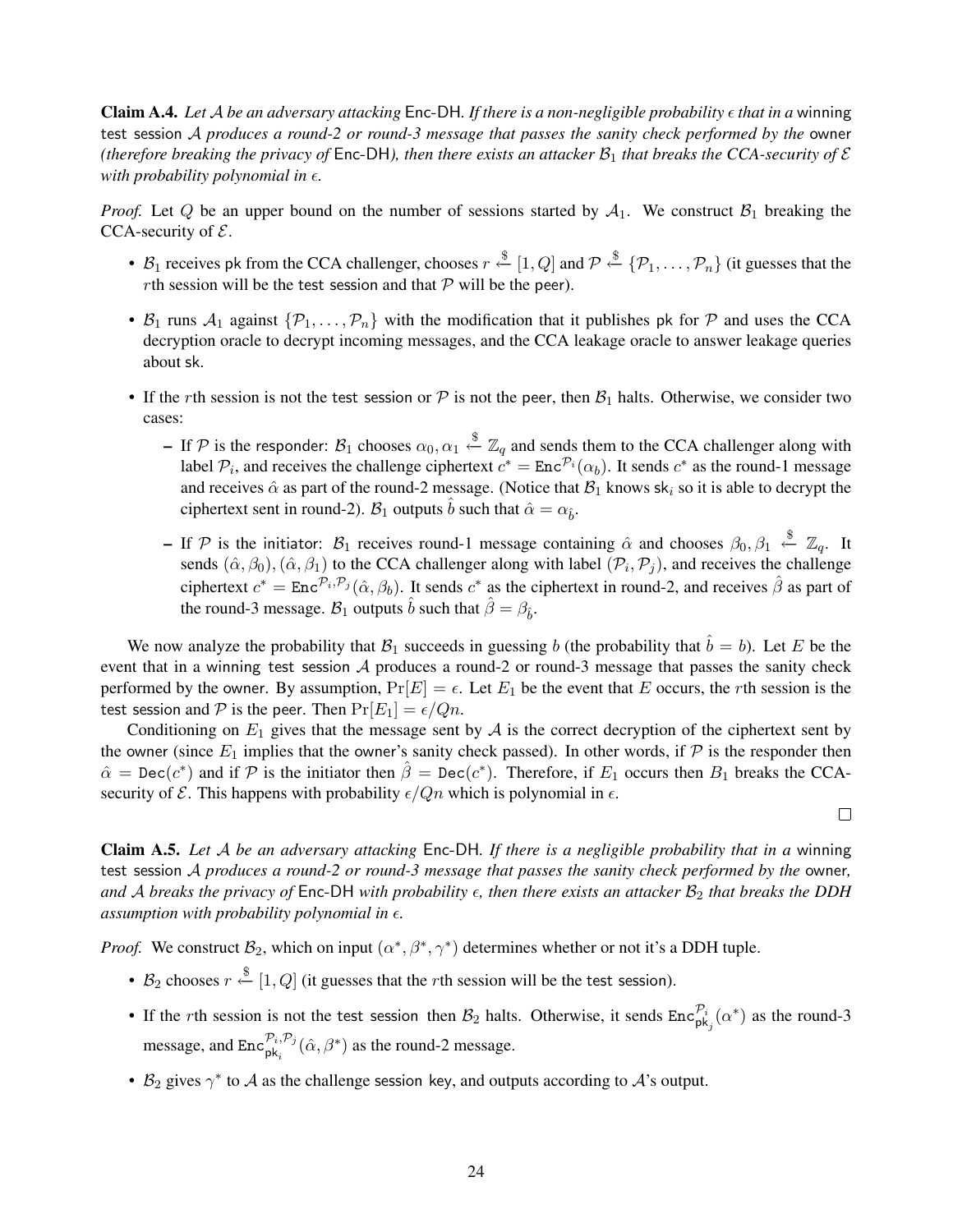**Claim A.4.** *Let $\mathcal{A}$ be an adversary attacking* Enc-DH. *If there is a non-negligible probability $\epsilon$ that in a* winning test session $\mathcal{A}$ *produces a round-2 or round-3 message that passes the sanity check performed by the* owner *(therefore breaking the privacy of* Enc-DH*), then there exists an attacker $\mathcal{B}_1$ that breaks the CCA-security of $\mathcal{E}$ with probability polynomial in $\epsilon$.*

*Proof.* Let $Q$ be an upper bound on the number of sessions started by $\mathcal{A}_1$. We construct $\mathcal{B}_1$ breaking the CCA-security of $\mathcal{E}$.

- $\mathcal{B}_1$ receives pk from the CCA challenger, chooses $r \xleftarrow{\$} [1, Q]$ and $\mathcal{P} \xleftarrow{\$} \{\mathcal{P}_1, \ldots, \mathcal{P}_n\}$ (it guesses that the $r$th session will be the test session and that $\mathcal{P}$ will be the peer).
- $\mathcal{B}_1$ runs $\mathcal{A}_1$ against $\{\mathcal{P}_1, \ldots, \mathcal{P}_n\}$ with the modification that it publishes pk for $\mathcal{P}$ and uses the CCA decryption oracle to decrypt incoming messages, and the CCA leakage oracle to answer leakage queries about sk.
- If the $r$th session is not the test session or $\mathcal{P}$ is not the peer, then $\mathcal{B}_1$ halts. Otherwise, we consider two cases:
  - If $\mathcal{P}$ is the responder: $\mathcal{B}_1$ chooses $\alpha_0, \alpha_1 \xleftarrow{\$} \mathbb{Z}_q$ and sends them to the CCA challenger along with label $\mathcal{P}_i$, and receives the challenge ciphertext $c^* = \texttt{Enc}^{\mathcal{P}_i}(\alpha_b)$. It sends $c^*$ as the round-1 message and receives $\hat{\alpha}$ as part of the round-2 message. (Notice that $\mathcal{B}_1$ knows $\mathsf{sk}_i$ so it is able to decrypt the ciphertext sent in round-2). $\mathcal{B}_1$ outputs $\hat{b}$ such that $\hat{\alpha} = \alpha_{\hat{b}}$.
  - If $\mathcal{P}$ is the initiator: $\mathcal{B}_1$ receives round-1 message containing $\hat{\alpha}$ and chooses $\beta_0, \beta_1 \xleftarrow{\$} \mathbb{Z}_q$. It sends $(\hat{\alpha}, \beta_0), (\hat{\alpha}, \beta_1)$ to the CCA challenger along with label $(\mathcal{P}_i, \mathcal{P}_j)$, and receives the challenge ciphertext $c^* = \texttt{Enc}^{\mathcal{P}_i, \mathcal{P}_j}(\hat{\alpha}, \beta_b)$. It sends $c^*$ as the ciphertext in round-2, and receives $\hat{\beta}$ as part of the round-3 message. $\mathcal{B}_1$ outputs $\hat{b}$ such that $\hat{\beta} = \beta_{\hat{b}}$.

We now analyze the probability that $\mathcal{B}_1$ succeeds in guessing $b$ (the probability that $\hat{b} = b$). Let $E$ be the event that in a winning test session $\mathcal{A}$ produces a round-2 or round-3 message that passes the sanity check performed by the owner. By assumption, $\Pr[E] = \epsilon$. Let $E_1$ be the event that $E$ occurs, the $r$th session is the test session and $\mathcal{P}$ is the peer. Then $\Pr[E_1] = \epsilon / Qn$.

Conditioning on $E_1$ gives that the message sent by $\mathcal{A}$ is the correct decryption of the ciphertext sent by the owner (since $E_1$ implies that the owner's sanity check passed). In other words, if $\mathcal{P}$ is the responder then $\hat{\alpha} = \texttt{Dec}(c^*)$ and if $\mathcal{P}$ is the initiator then $\hat{\beta} = \texttt{Dec}(c^*)$. Therefore, if $E_1$ occurs then $B_1$ breaks the CCA-security of $\mathcal{E}$. This happens with probability $\epsilon/Qn$ which is polynomial in $\epsilon$.

□

**Claim A.5.** *Let $\mathcal{A}$ be an adversary attacking* Enc-DH. *If there is a negligible probability that in a* winning test session $\mathcal{A}$ *produces a round-2 or round-3 message that passes the sanity check performed by the* owner*, and $\mathcal{A}$ breaks the privacy of* Enc-DH *with probability $\epsilon$, then there exists an attacker $\mathcal{B}_2$ that breaks the DDH assumption with probability polynomial in $\epsilon$.*

*Proof.* We construct $\mathcal{B}_2$, which on input $(\alpha^*, \beta^*, \gamma^*)$ determines whether or not it's a DDH tuple.

- $\mathcal{B}_2$ chooses $r \xleftarrow{\$} [1, Q]$ (it guesses that the $r$th session will be the test session).
- If the $r$th session is not the test session then $\mathcal{B}_2$ halts. Otherwise, it sends $\texttt{Enc}^{\mathcal{P}_i}_{\mathsf{pk}_j}(\alpha^*)$ as the round-3 message, and $\texttt{Enc}^{\mathcal{P}_i, \mathcal{P}_j}_{\mathsf{pk}_i}(\hat{\alpha}, \beta^*)$ as the round-2 message.
- $\mathcal{B}_2$ gives $\gamma^*$ to $\mathcal{A}$ as the challenge session key, and outputs according to $\mathcal{A}$'s output.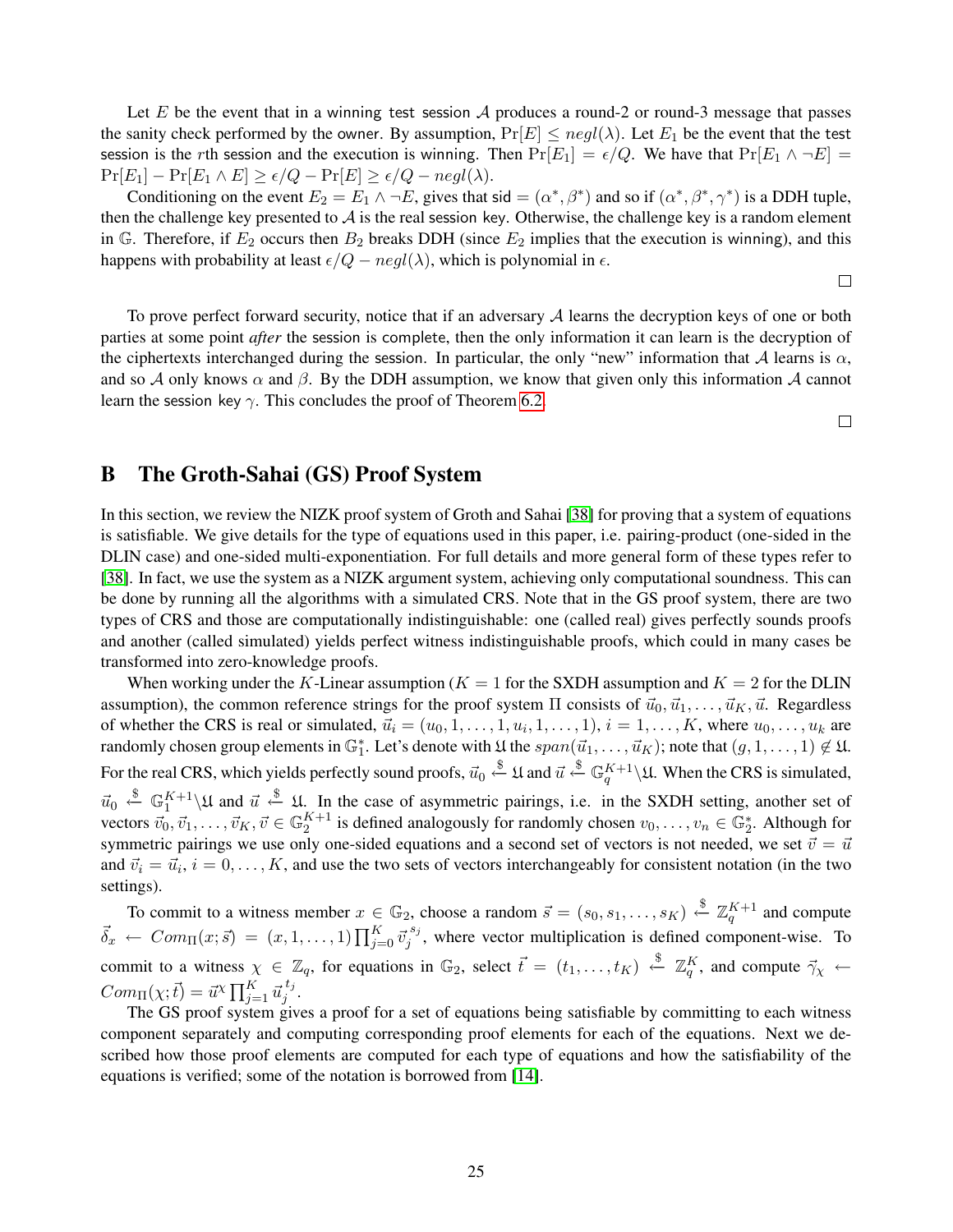Let $E$ be the event that in a winning test session $\mathcal{A}$ produces a round-2 or round-3 message that passes the sanity check performed by the owner. By assumption, $\Pr[E] \leq negl(\lambda)$. Let $E_1$ be the event that the test session is the $r$th session and the execution is winning. Then $\Pr[E_1] = \epsilon/Q$. We have that $\Pr[E_1 \wedge \neg E] = \Pr[E_1] - \Pr[E_1 \wedge E] \geq \epsilon/Q - \Pr[E] \geq \epsilon/Q - negl(\lambda)$.

Conditioning on the event $E_2 = E_1 \wedge \neg E$, gives that sid $= (\alpha^*, \beta^*)$ and so if $(\alpha^*, \beta^*, \gamma^*)$ is a DDH tuple, then the challenge key presented to $\mathcal{A}$ is the real session key. Otherwise, the challenge key is a random element in $\mathbb{G}$. Therefore, if $E_2$ occurs then $B_2$ breaks DDH (since $E_2$ implies that the execution is winning), and this happens with probability at least $\epsilon/Q - negl(\lambda)$, which is polynomial in $\epsilon$.

□

To prove perfect forward security, notice that if an adversary $\mathcal{A}$ learns the decryption keys of one or both parties at some point *after* the session is complete, then the only information it can learn is the decryption of the ciphertexts interchanged during the session. In particular, the only "new" information that $\mathcal{A}$ learns is $\alpha$, and so $\mathcal{A}$ only knows $\alpha$ and $\beta$. By the DDH assumption, we know that given only this information $\mathcal{A}$ cannot learn the session key $\gamma$. This concludes the proof of Theorem 6.2.

□

# B The Groth-Sahai (GS) Proof System

In this section, we review the NIZK proof system of Groth and Sahai [38] for proving that a system of equations is satisfiable. We give details for the type of equations used in this paper, i.e. pairing-product (one-sided in the DLIN case) and one-sided multi-exponentiation. For full details and more general form of these types refer to [38]. In fact, we use the system as a NIZK argument system, achieving only computational soundness. This can be done by running all the algorithms with a simulated CRS. Note that in the GS proof system, there are two types of CRS and those are computationally indistinguishable: one (called real) gives perfectly sounds proofs and another (called simulated) yields perfect witness indistinguishable proofs, which could in many cases be transformed into zero-knowledge proofs.

When working under the $K$-Linear assumption ($K = 1$ for the SXDH assumption and $K = 2$ for the DLIN assumption), the common reference strings for the proof system $\Pi$ consists of $\vec{u}_0, \vec{u}_1, \ldots, \vec{u}_K, \vec{u}$. Regardless of whether the CRS is real or simulated, $\vec{u}_i = (u_0, 1, \ldots, 1, u_i, 1, \ldots, 1)$, $i = 1, \ldots, K$, where $u_0, \ldots, u_k$ are randomly chosen group elements in $\mathbb{G}_1^*$. Let's denote with $\mathfrak{U}$ the $span(\vec{u}_1, \ldots, \vec{u}_K)$; note that $(g, 1, \ldots, 1) \notin \mathfrak{U}$. For the real CRS, which yields perfectly sound proofs, $\vec{u}_0 \xleftarrow{\$} \mathfrak{U}$ and $\vec{u} \xleftarrow{\$} \mathbb{G}_q^{K+1} \backslash \mathfrak{U}$. When the CRS is simulated, $\vec{u}_0 \xleftarrow{\$} \mathbb{G}_1^{K+1} \backslash \mathfrak{U}$ and $\vec{u} \xleftarrow{\$} \mathfrak{U}$. In the case of asymmetric pairings, i.e. in the SXDH setting, another set of vectors $\vec{v}_0, \vec{v}_1, \ldots, \vec{v}_K, \vec{v} \in \mathbb{G}_2^{K+1}$ is defined analogously for randomly chosen $v_0, \ldots, v_n \in \mathbb{G}_2^*$. Although for symmetric pairings we use only one-sided equations and a second set of vectors is not needed, we set $\vec{v} = \vec{u}$ and $\vec{v}_i = \vec{u}_i$, $i = 0, \ldots, K$, and use the two sets of vectors interchangeably for consistent notation (in the two settings).

To commit to a witness member $x \in \mathbb{G}_2$, choose a random $\vec{s} = (s_0, s_1, \ldots, s_K) \xleftarrow{\$} \mathbb{Z}_q^{K+1}$ and compute $\vec{\delta}_x \leftarrow Com_\Pi(x; \vec{s}) = (x, 1, \ldots, 1) \prod_{j=0}^{K} \vec{v}_j^{\,s_j}$, where vector multiplication is defined component-wise. To commit to a witness $\chi \in \mathbb{Z}_q$, for equations in $\mathbb{G}_2$, select $\vec{t} = (t_1, \ldots, t_K) \xleftarrow{\$} \mathbb{Z}_q^K$, and compute $\vec{\gamma}_\chi \leftarrow Com_\Pi(\chi; \vec{t}) = \vec{u}^\chi \prod_{j=1}^{K} \vec{u}_j^{\,t_j}$.

The GS proof system gives a proof for a set of equations being satisfiable by committing to each witness component separately and computing corresponding proof elements for each of the equations. Next we described how those proof elements are computed for each type of equations and how the satisfiability of the equations is verified; some of the notation is borrowed from [14].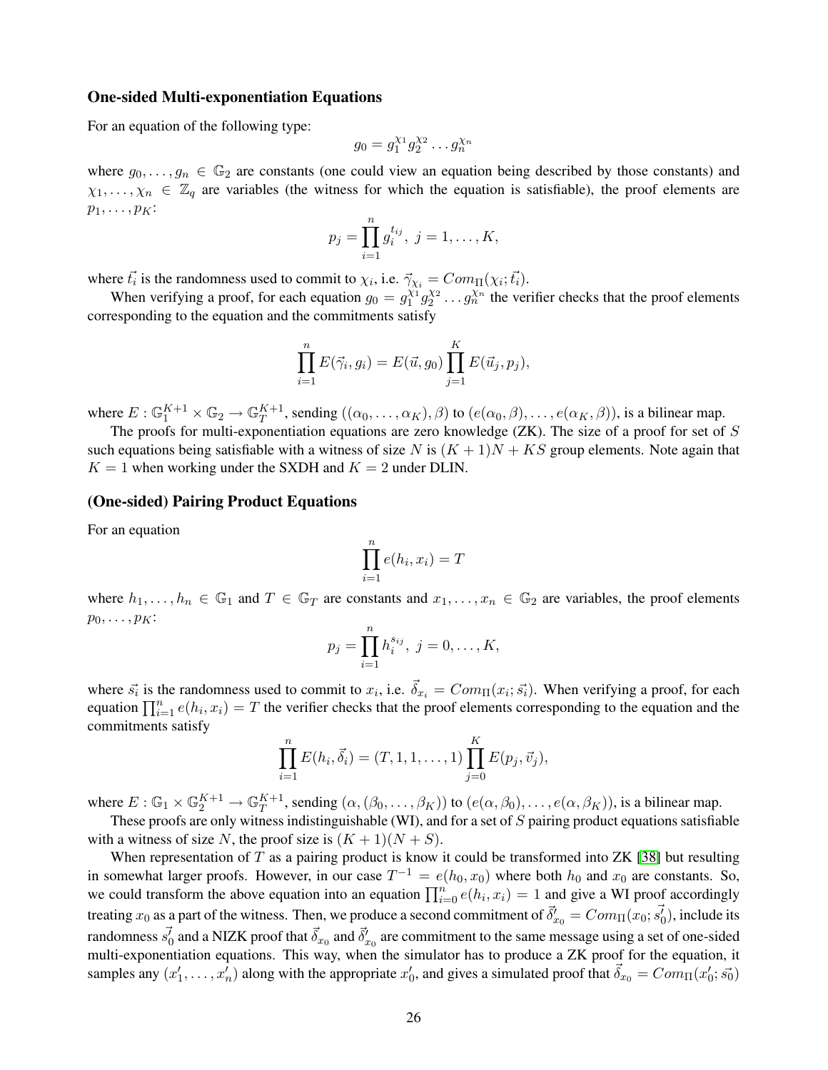**One-sided Multi-exponentiation Equations**

For an equation of the following type:

$$g_0 = g_1^{\chi_1} g_2^{\chi_2} \dots g_n^{\chi_n}$$

where $g_0, \dots, g_n \in \mathbb{G}_2$ are constants (one could view an equation being described by those constants) and $\chi_1, \dots, \chi_n \in \mathbb{Z}_q$ are variables (the witness for which the equation is satisfiable), the proof elements are $p_1, \dots, p_K$:

$$p_j = \prod_{i=1}^{n} g_i^{t_{ij}},\ j = 1, \dots, K,$$

where $\vec{t_i}$ is the randomness used to commit to $\chi_i$, i.e. $\vec{\gamma}_{\chi_i} = Com_\Pi(\chi_i; \vec{t_i})$.

When verifying a proof, for each equation $g_0 = g_1^{\chi_1} g_2^{\chi_2} \dots g_n^{\chi_n}$ the verifier checks that the proof elements corresponding to the equation and the commitments satisfy

$$\prod_{i=1}^{n} E(\vec{\gamma}_i, g_i) = E(\vec{u}, g_0) \prod_{j=1}^{K} E(\vec{u}_j, p_j),$$

where $E : \mathbb{G}_1^{K+1} \times \mathbb{G}_2 \to \mathbb{G}_T^{K+1}$, sending $((\alpha_0, \dots, \alpha_K), \beta)$ to $(e(\alpha_0, \beta), \dots, e(\alpha_K, \beta))$, is a bilinear map.

The proofs for multi-exponentiation equations are zero knowledge (ZK). The size of a proof for set of $S$ such equations being satisfiable with a witness of size $N$ is $(K+1)N + KS$ group elements. Note again that $K = 1$ when working under the SXDH and $K = 2$ under DLIN.

**(One-sided) Pairing Product Equations**

For an equation

$$\prod_{i=1}^{n} e(h_i, x_i) = T$$

where $h_1, \dots, h_n \in \mathbb{G}_1$ and $T \in \mathbb{G}_T$ are constants and $x_1, \dots, x_n \in \mathbb{G}_2$ are variables, the proof elements $p_0, \dots, p_K$:

$$p_j = \prod_{i=1}^{n} h_i^{s_{ij}},\ j = 0, \dots, K,$$

where $\vec{s_i}$ is the randomness used to commit to $x_i$, i.e. $\vec{\delta}_{x_i} = Com_\Pi(x_i; \vec{s_i})$. When verifying a proof, for each equation $\prod_{i=1}^{n} e(h_i, x_i) = T$ the verifier checks that the proof elements corresponding to the equation and the commitments satisfy

$$\prod_{i=1}^{n} E(h_i, \vec{\delta}_i) = (T, 1, 1, \dots, 1) \prod_{j=0}^{K} E(p_j, \vec{v}_j),$$

where $E : \mathbb{G}_1 \times \mathbb{G}_2^{K+1} \to \mathbb{G}_T^{K+1}$, sending $(\alpha, (\beta_0, \dots, \beta_K))$ to $(e(\alpha, \beta_0), \dots, e(\alpha, \beta_K))$, is a bilinear map.

These proofs are only witness indistinguishable (WI), and for a set of $S$ pairing product equations satisfiable with a witness of size $N$, the proof size is $(K+1)(N+S)$.

When representation of $T$ as a pairing product is know it could be transformed into ZK [38] but resulting in somewhat larger proofs. However, in our case $T^{-1} = e(h_0, x_0)$ where both $h_0$ and $x_0$ are constants. So, we could transform the above equation into an equation $\prod_{i=0}^{n} e(h_i, x_i) = 1$ and give a WI proof accordingly treating $x_0$ as a part of the witness. Then, we produce a second commitment of $\vec{\delta}'_{x_0} = Com_\Pi(x_0; \vec{s'_0})$, include its randomness $\vec{s'_0}$ and a NIZK proof that $\vec{\delta}_{x_0}$ and $\vec{\delta}'_{x_0}$ are commitment to the same message using a set of one-sided multi-exponentiation equations. This way, when the simulator has to produce a ZK proof for the equation, it samples any $(x'_1, \dots, x'_n)$ along with the appropriate $x'_0$, and gives a simulated proof that $\vec{\delta}_{x_0} = Com_\Pi(x'_0; \vec{s_0})$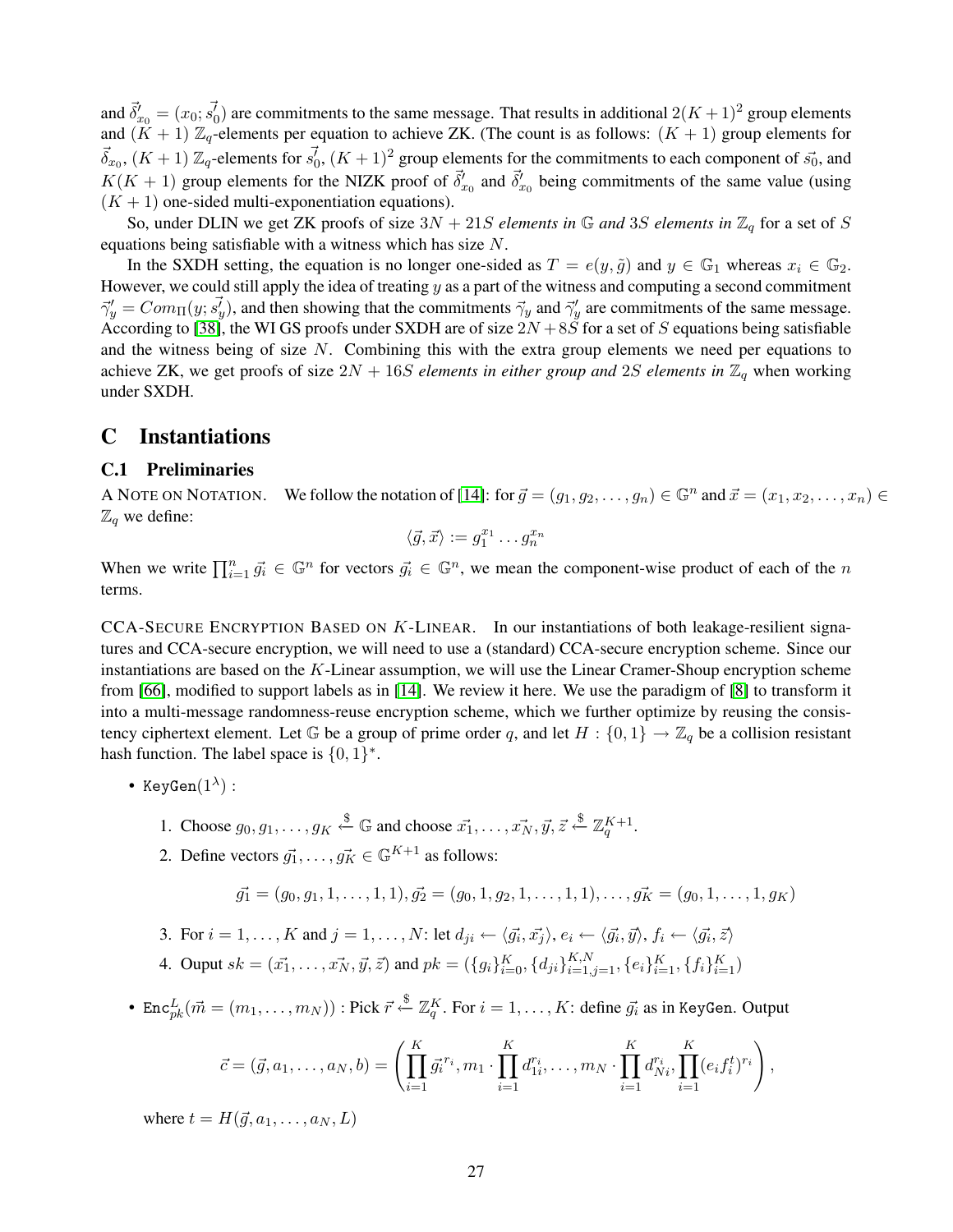and $\vec{\delta}'_{x_0} = (x_0; \vec{s_0'})$ are commitments to the same message. That results in additional $2(K+1)^2$ group elements and $(K+1)$ $\mathbb{Z}_q$-elements per equation to achieve ZK. (The count is as follows: $(K+1)$ group elements for $\vec{\delta}_{x_0}$, $(K+1)$ $\mathbb{Z}_q$-elements for $\vec{s_0'}$, $(K+1)^2$ group elements for the commitments to each component of $\vec{s_0}$, and $K(K+1)$ group elements for the NIZK proof of $\vec{\delta}'_{x_0}$ and $\vec{\delta}'_{x_0}$ being commitments of the same value (using $(K+1)$ one-sided multi-exponentiation equations).

So, under DLIN we get ZK proofs of size $3N + 21S$ *elements in* $\mathbb{G}$ *and* $3S$ *elements in* $\mathbb{Z}_q$ for a set of $S$ equations being satisfiable with a witness which has size $N$.

In the SXDH setting, the equation is no longer one-sided as $T = e(y, \tilde{g})$ and $y \in \mathbb{G}_1$ whereas $x_i \in \mathbb{G}_2$. However, we could still apply the idea of treating $y$ as a part of the witness and computing a second commitment $\vec{\gamma}'_y = Com_\Pi(y; \vec{s_y'})$, and then showing that the commitments $\vec{\gamma}_y$ and $\vec{\gamma}'_y$ are commitments of the same message. According to [38], the WI GS proofs under SXDH are of size $2N + 8S$ for a set of $S$ equations being satisfiable and the witness being of size $N$. Combining this with the extra group elements we need per equations to achieve ZK, we get proofs of size $2N + 16S$ *elements in either group and* $2S$ *elements in* $\mathbb{Z}_q$ when working under SXDH.

# C Instantiations

## C.1 Preliminaries

A NOTE ON NOTATION. We follow the notation of [14]: for $\vec{g} = (g_1, g_2, \dots, g_n) \in \mathbb{G}^n$ and $\vec{x} = (x_1, x_2, \dots, x_n) \in \mathbb{Z}_q$ we define:

$$\langle \vec{g}, \vec{x} \rangle := g_1^{x_1} \dots g_n^{x_n}$$

When we write $\prod_{i=1}^n \vec{g_i} \in \mathbb{G}^n$ for vectors $\vec{g_i} \in \mathbb{G}^n$, we mean the component-wise product of each of the $n$ terms.

CCA-SECURE ENCRYPTION BASED ON $K$-LINEAR. In our instantiations of both leakage-resilient signatures and CCA-secure encryption, we will need to use a (standard) CCA-secure encryption scheme. Since our instantiations are based on the $K$-Linear assumption, we will use the Linear Cramer-Shoup encryption scheme from [66], modified to support labels as in [14]. We review it here. We use the paradigm of [8] to transform it into a multi-message randomness-reuse encryption scheme, which we further optimize by reusing the consistency ciphertext element. Let $\mathbb{G}$ be a group of prime order $q$, and let $H : \{0,1\} \to \mathbb{Z}_q$ be a collision resistant hash function. The label space is $\{0,1\}^*$.

- $\texttt{KeyGen}(1^\lambda)$ :
  1. Choose $g_0, g_1, \dots, g_K \xleftarrow{\$} \mathbb{G}$ and choose $\vec{x_1}, \dots, \vec{x_N}, \vec{y}, \vec{z} \xleftarrow{\$} \mathbb{Z}_q^{K+1}$.
  2. Define vectors $\vec{g_1}, \dots, \vec{g_K} \in \mathbb{G}^{K+1}$ as follows:
  $$\vec{g_1} = (g_0, g_1, 1, \dots, 1, 1), \vec{g_2} = (g_0, 1, g_2, 1, \dots, 1, 1), \dots, \vec{g_K} = (g_0, 1, \dots, 1, g_K)$$
  3. For $i = 1, \dots, K$ and $j = 1, \dots, N$: let $d_{ji} \leftarrow \langle \vec{g_i}, \vec{x_j} \rangle$, $e_i \leftarrow \langle \vec{g_i}, \vec{y} \rangle$, $f_i \leftarrow \langle \vec{g_i}, \vec{z} \rangle$
  4. Ouput $sk = (\vec{x_1}, \dots, \vec{x_N}, \vec{y}, \vec{z})$ and $pk = (\{g_i\}_{i=0}^K, \{d_{ji}\}_{i=1,j=1}^{K,N}, \{e_i\}_{i=1}^K, \{f_i\}_{i=1}^K)$
- $\texttt{Enc}^L_{pk}(\vec{m} = (m_1, \dots, m_N))$ : Pick $\vec{r} \xleftarrow{\$} \mathbb{Z}_q^K$. For $i = 1, \dots, K$: define $\vec{g_i}$ as in $\texttt{KeyGen}$. Output
  $$\vec{c} = (\vec{g}, a_1, \dots, a_N, b) = \left( \prod_{i=1}^K \vec{g_i}^{r_i}, m_1 \cdot \prod_{i=1}^K d_{1i}^{r_i}, \dots, m_N \cdot \prod_{i=1}^K d_{Ni}^{r_i}, \prod_{i=1}^K (e_i f_i^t)^{r_i} \right),$$
  where $t = H(\vec{g}, a_1, \dots, a_N, L)$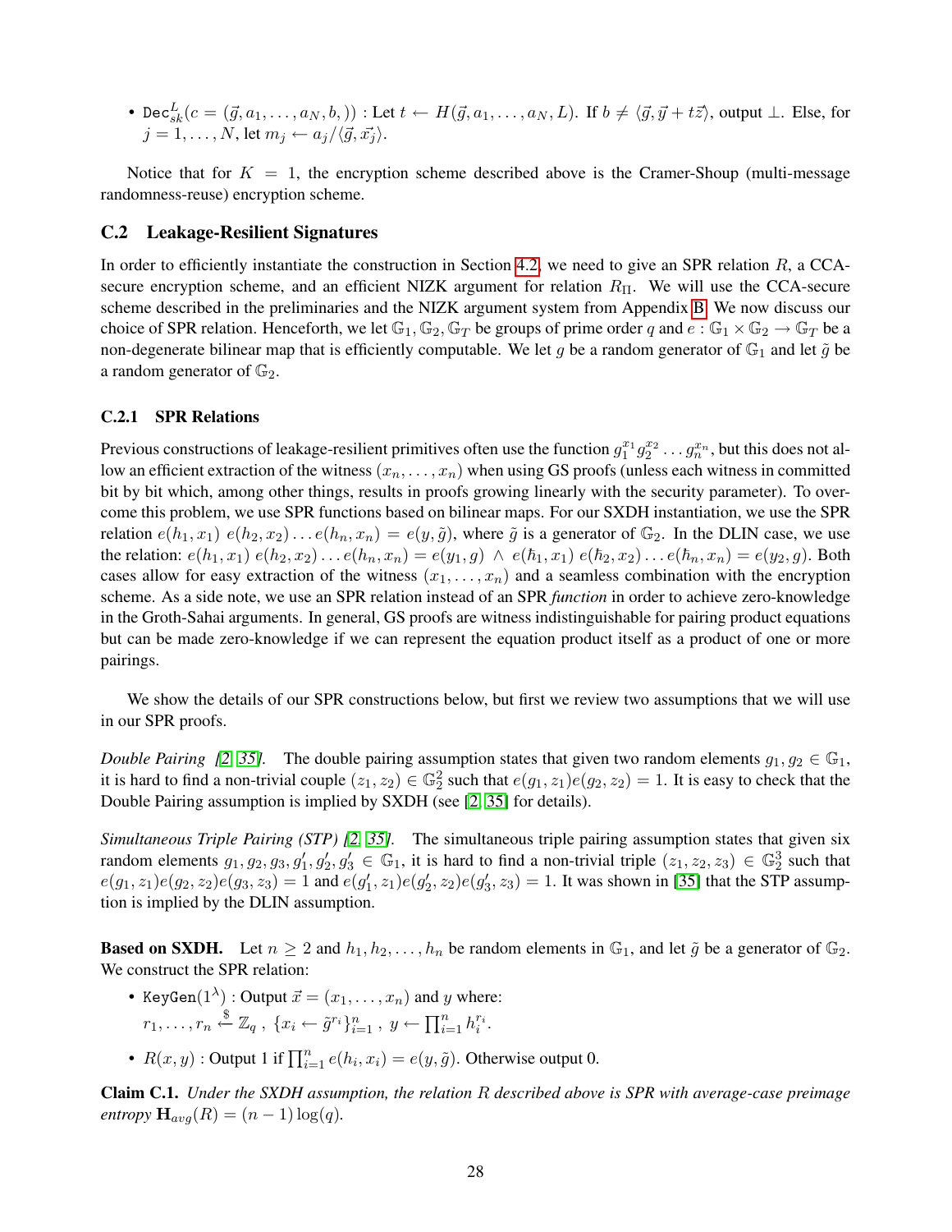- $\texttt{Dec}^L_{sk}(c = (\vec{g}, a_1, \ldots, a_N, b,))$ : Let $t \leftarrow H(\vec{g}, a_1, \ldots, a_N, L)$. If $b \neq \langle \vec{g}, \vec{y} + t\vec{z} \rangle$, output $\perp$. Else, for $j = 1, \ldots, N$, let $m_j \leftarrow a_j / \langle \vec{g}, \vec{x_j} \rangle$.

Notice that for $K = 1$, the encryption scheme described above is the Cramer-Shoup (multi-message randomness-reuse) encryption scheme.

## C.2 Leakage-Resilient Signatures

In order to efficiently instantiate the construction in Section 4.2, we need to give an SPR relation $R$, a CCA-secure encryption scheme, and an efficient NIZK argument for relation $R_\Pi$. We will use the CCA-secure scheme described in the preliminaries and the NIZK argument system from Appendix B. We now discuss our choice of SPR relation. Henceforth, we let $\mathbb{G}_1, \mathbb{G}_2, \mathbb{G}_T$ be groups of prime order $q$ and $e : \mathbb{G}_1 \times \mathbb{G}_2 \to \mathbb{G}_T$ be a non-degenerate bilinear map that is efficiently computable. We let $g$ be a random generator of $\mathbb{G}_1$ and let $\tilde{g}$ be a random generator of $\mathbb{G}_2$.

### C.2.1 SPR Relations

Previous constructions of leakage-resilient primitives often use the function $g_1^{x_1} g_2^{x_2} \ldots g_n^{x_n}$, but this does not allow an efficient extraction of the witness $(x_n, \ldots, x_n)$ when using GS proofs (unless each witness in committed bit by bit which, among other things, results in proofs growing linearly with the security parameter). To overcome this problem, we use SPR functions based on bilinear maps. For our SXDH instantiation, we use the SPR relation $e(h_1, x_1)\ e(h_2, x_2) \ldots e(h_n, x_n) = e(y, \tilde{g})$, where $\tilde{g}$ is a generator of $\mathbb{G}_2$. In the DLIN case, we use the relation: $e(h_1, x_1)\ e(h_2, x_2) \ldots e(h_n, x_n) = e(y_1, g) \ \wedge \ e(\hbar_1, x_1)\ e(\hbar_2, x_2) \ldots e(\hbar_n, x_n) = e(y_2, g)$. Both cases allow for easy extraction of the witness $(x_1, \ldots, x_n)$ and a seamless combination with the encryption scheme. As a side note, we use an SPR relation instead of an SPR *function* in order to achieve zero-knowledge in the Groth-Sahai arguments. In general, GS proofs are witness indistinguishable for pairing product equations but can be made zero-knowledge if we can represent the equation product itself as a product of one or more pairings.

We show the details of our SPR constructions below, but first we review two assumptions that we will use in our SPR proofs.

*Double Pairing [2, 35].* The double pairing assumption states that given two random elements $g_1, g_2 \in \mathbb{G}_1$, it is hard to find a non-trivial couple $(z_1, z_2) \in \mathbb{G}_2^2$ such that $e(g_1, z_1)e(g_2, z_2) = 1$. It is easy to check that the Double Pairing assumption is implied by SXDH (see [2, 35] for details).

*Simultaneous Triple Pairing (STP) [2, 35].* The simultaneous triple pairing assumption states that given six random elements $g_1, g_2, g_3, g_1', g_2', g_3' \in \mathbb{G}_1$, it is hard to find a non-trivial triple $(z_1, z_2, z_3) \in \mathbb{G}_2^3$ such that $e(g_1, z_1)e(g_2, z_2)e(g_3, z_3) = 1$ and $e(g_1', z_1)e(g_2', z_2)e(g_3', z_3) = 1$. It was shown in [35] that the STP assumption is implied by the DLIN assumption.

**Based on SXDH.** Let $n \geq 2$ and $h_1, h_2, \ldots, h_n$ be random elements in $\mathbb{G}_1$, and let $\tilde{g}$ be a generator of $\mathbb{G}_2$. We construct the SPR relation:

- $\texttt{KeyGen}(1^\lambda)$ : Output $\vec{x} = (x_1, \ldots, x_n)$ and $y$ where:
  $r_1, \ldots, r_n \xleftarrow{\$} \mathbb{Z}_q$ , $\{x_i \leftarrow \tilde{g}^{r_i}\}_{i=1}^n$ , $y \leftarrow \prod_{i=1}^n h_i^{r_i}$.
- $R(x, y)$ : Output 1 if $\prod_{i=1}^n e(h_i, x_i) = e(y, \tilde{g})$. Otherwise output 0.

**Claim C.1.** *Under the SXDH assumption, the relation $R$ described above is SPR with average-case preimage entropy $\mathbf{H}_{avg}(R) = (n-1)\log(q)$.*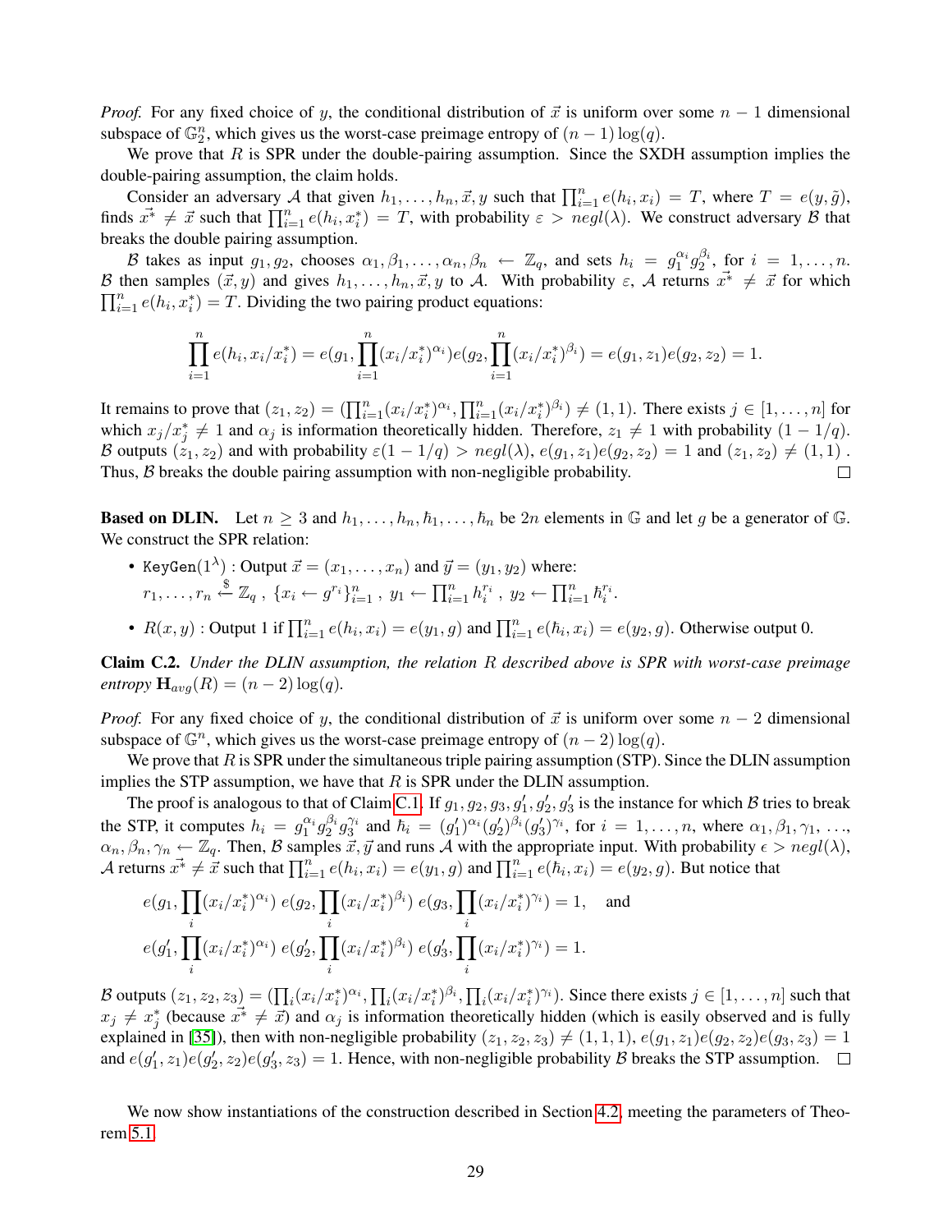*Proof.* For any fixed choice of $y$, the conditional distribution of $\vec{x}$ is uniform over some $n-1$ dimensional subspace of $\mathbb{G}_2^n$, which gives us the worst-case preimage entropy of $(n-1)\log(q)$.

We prove that $R$ is SPR under the double-pairing assumption. Since the SXDH assumption implies the double-pairing assumption, the claim holds.

Consider an adversary $\mathcal{A}$ that given $h_1, \ldots, h_n, \vec{x}, y$ such that $\prod_{i=1}^n e(h_i, x_i) = T$, where $T = e(y, \tilde{g})$, finds $\vec{x^*} \neq \vec{x}$ such that $\prod_{i=1}^n e(h_i, x_i^*) = T$, with probability $\varepsilon > negl(\lambda)$. We construct adversary $\mathcal{B}$ that breaks the double pairing assumption.

$\mathcal{B}$ takes as input $g_1, g_2$, chooses $\alpha_1, \beta_1, \ldots, \alpha_n, \beta_n \leftarrow \mathbb{Z}_q$, and sets $h_i = g_1^{\alpha_i} g_2^{\beta_i}$, for $i = 1, \ldots, n$. $\mathcal{B}$ then samples $(\vec{x}, y)$ and gives $h_1, \ldots, h_n, \vec{x}, y$ to $\mathcal{A}$. With probability $\varepsilon$, $\mathcal{A}$ returns $\vec{x^*} \neq \vec{x}$ for which $\prod_{i=1}^n e(h_i, x_i^*) = T$. Dividing the two pairing product equations:

$$\prod_{i=1}^n e(h_i, x_i/x_i^*) = e(g_1, \prod_{i=1}^n (x_i/x_i^*)^{\alpha_i}) e(g_2, \prod_{i=1}^n (x_i/x_i^*)^{\beta_i}) = e(g_1, z_1) e(g_2, z_2) = 1.$$

It remains to prove that $(z_1, z_2) = (\prod_{i=1}^n (x_i/x_i^*)^{\alpha_i}, \prod_{i=1}^n (x_i/x_i^*)^{\beta_i}) \neq (1, 1)$. There exists $j \in [1, \ldots, n]$ for which $x_j/x_j^* \neq 1$ and $\alpha_j$ is information theoretically hidden. Therefore, $z_1 \neq 1$ with probability $(1 - 1/q)$. $\mathcal{B}$ outputs $(z_1, z_2)$ and with probability $\varepsilon(1 - 1/q) > negl(\lambda)$, $e(g_1, z_1)e(g_2, z_2) = 1$ and $(z_1, z_2) \neq (1, 1)$. Thus, $\mathcal{B}$ breaks the double pairing assumption with non-negligible probability. □

**Based on DLIN.** Let $n \geq 3$ and $h_1, \ldots, h_n, \hbar_1, \ldots, \hbar_n$ be $2n$ elements in $\mathbb{G}$ and let $g$ be a generator of $\mathbb{G}$. We construct the SPR relation:

- $\mathtt{KeyGen}(1^\lambda)$ : Output $\vec{x} = (x_1, \ldots, x_n)$ and $\vec{y} = (y_1, y_2)$ where:
  $r_1, \ldots, r_n \xleftarrow{\$} \mathbb{Z}_q$ , $\{x_i \leftarrow g^{r_i}\}_{i=1}^n$ , $y_1 \leftarrow \prod_{i=1}^n h_i^{r_i}$ , $y_2 \leftarrow \prod_{i=1}^n \hbar_i^{r_i}$.
- $R(x, y)$ : Output 1 if $\prod_{i=1}^n e(h_i, x_i) = e(y_1, g)$ and $\prod_{i=1}^n e(\hbar_i, x_i) = e(y_2, g)$. Otherwise output 0.

**Claim C.2.** *Under the DLIN assumption, the relation $R$ described above is SPR with worst-case preimage entropy $\mathbf{H}_{avg}(R) = (n-2)\log(q)$.*

*Proof.* For any fixed choice of $y$, the conditional distribution of $\vec{x}$ is uniform over some $n-2$ dimensional subspace of $\mathbb{G}^n$, which gives us the worst-case preimage entropy of $(n-2)\log(q)$.

We prove that $R$ is SPR under the simultaneous triple pairing assumption (STP). Since the DLIN assumption implies the STP assumption, we have that $R$ is SPR under the DLIN assumption.

The proof is analogous to that of Claim C.1. If $g_1, g_2, g_3, g_1', g_2', g_3'$ is the instance for which $\mathcal{B}$ tries to break the STP, it computes $h_i = g_1^{\alpha_i} g_2^{\beta_i} g_3^{\gamma_i}$ and $\hbar_i = (g_1')^{\alpha_i}(g_2')^{\beta_i}(g_3')^{\gamma_i}$, for $i = 1, \ldots, n$, where $\alpha_1, \beta_1, \gamma_1, \ldots, \alpha_n, \beta_n, \gamma_n \leftarrow \mathbb{Z}_q$. Then, $\mathcal{B}$ samples $\vec{x}, \vec{y}$ and runs $\mathcal{A}$ with the appropriate input. With probability $\epsilon > negl(\lambda)$, $\mathcal{A}$ returns $\vec{x^*} \neq \vec{x}$ such that $\prod_{i=1}^n e(h_i, x_i) = e(y_1, g)$ and $\prod_{i=1}^n e(\hbar_i, x_i) = e(y_2, g)$. But notice that

$$e(g_1, \prod_i (x_i/x_i^*)^{\alpha_i})\ e(g_2, \prod_i (x_i/x_i^*)^{\beta_i})\ e(g_3, \prod_i (x_i/x_i^*)^{\gamma_i}) = 1, \quad \text{and}$$

$$e(g_1', \prod_i (x_i/x_i^*)^{\alpha_i})\ e(g_2', \prod_i (x_i/x_i^*)^{\beta_i})\ e(g_3', \prod_i (x_i/x_i^*)^{\gamma_i}) = 1.$$

$\mathcal{B}$ outputs $(z_1, z_2, z_3) = (\prod_i (x_i/x_i^*)^{\alpha_i}, \prod_i (x_i/x_i^*)^{\beta_i}, \prod_i (x_i/x_i^*)^{\gamma_i})$. Since there exists $j \in [1, \ldots, n]$ such that $x_j \neq x_j^*$ (because $\vec{x^*} \neq \vec{x}$) and $\alpha_j$ is information theoretically hidden (which is easily observed and is fully explained in [35]), then with non-negligible probability $(z_1, z_2, z_3) \neq (1, 1, 1)$, $e(g_1, z_1)e(g_2, z_2)e(g_3, z_3) = 1$ and $e(g_1', z_1)e(g_2', z_2)e(g_3', z_3) = 1$. Hence, with non-negligible probability $\mathcal{B}$ breaks the STP assumption. □

We now show instantiations of the construction described in Section 4.2, meeting the parameters of Theorem 5.1.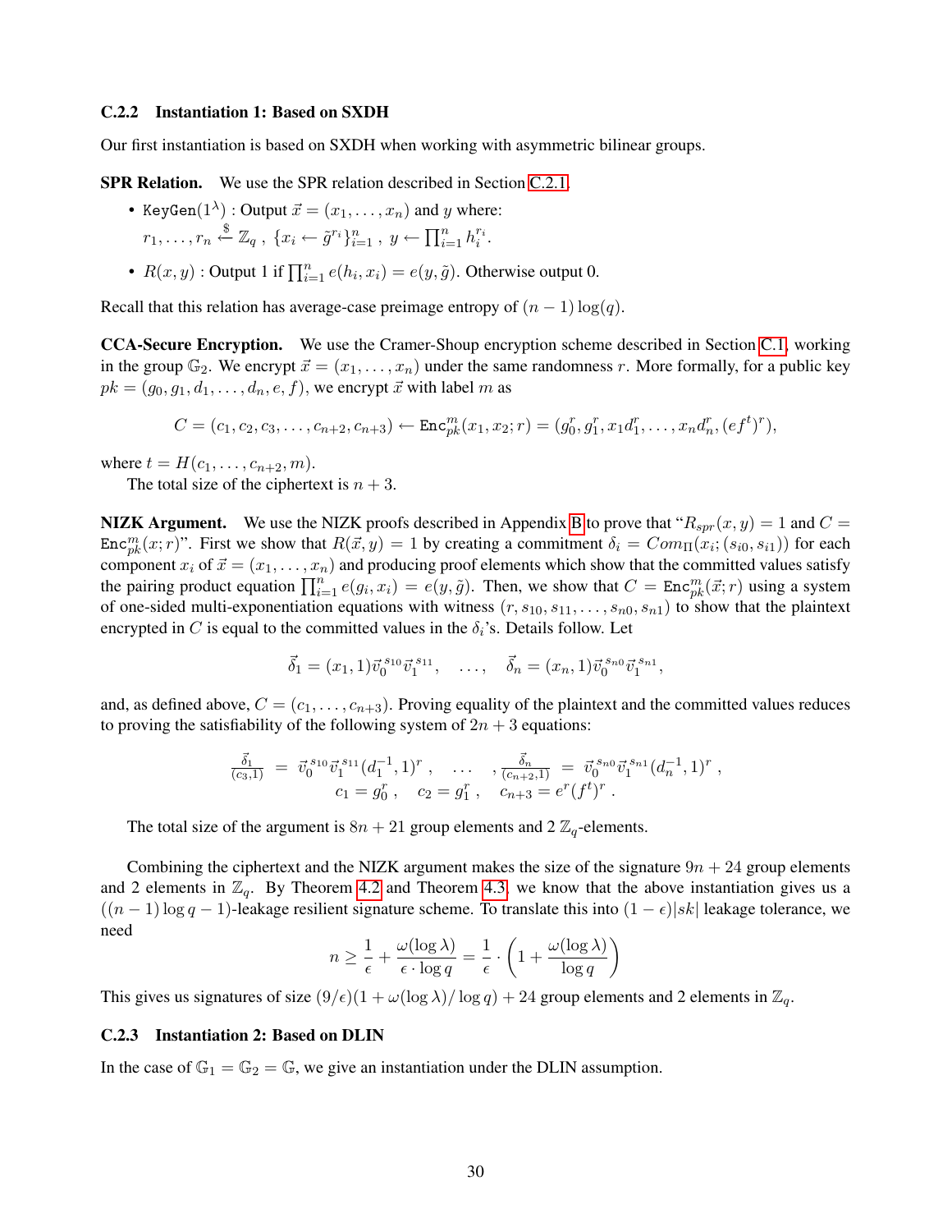### C.2.2 Instantiation 1: Based on SXDH

Our first instantiation is based on SXDH when working with asymmetric bilinear groups.

**SPR Relation.** We use the SPR relation described in Section C.2.1.

- $\mathtt{KeyGen}(1^\lambda)$ : Output $\vec{x} = (x_1, \ldots, x_n)$ and $y$ where:
  $r_1, \ldots, r_n \xleftarrow{\$} \mathbb{Z}_q$ , $\{x_i \leftarrow \tilde{g}^{r_i}\}_{i=1}^n$ , $y \leftarrow \prod_{i=1}^n h_i^{r_i}$.
- $R(x, y)$ : Output 1 if $\prod_{i=1}^n e(h_i, x_i) = e(y, \tilde{g})$. Otherwise output 0.

Recall that this relation has average-case preimage entropy of $(n-1)\log(q)$.

**CCA-Secure Encryption.** We use the Cramer-Shoup encryption scheme described in Section C.1, working in the group $\mathbb{G}_2$. We encrypt $\vec{x} = (x_1, \ldots, x_n)$ under the same randomness $r$. More formally, for a public key $pk = (g_0, g_1, d_1, \ldots, d_n, e, f)$, we encrypt $\vec{x}$ with label $m$ as

$$C = (c_1, c_2, c_3, \ldots, c_{n+2}, c_{n+3}) \leftarrow \mathtt{Enc}^m_{pk}(x_1, x_2; r) = (g_0^r, g_1^r, x_1 d_1^r, \ldots, x_n d_n^r, (ef^t)^r),$$

where $t = H(c_1, \ldots, c_{n+2}, m)$.

The total size of the ciphertext is $n+3$.

**NIZK Argument.** We use the NIZK proofs described in Appendix B to prove that "$R_{spr}(x, y) = 1$ and $C = \mathtt{Enc}^m_{pk}(x; r)$". First we show that $R(\vec{x}, y) = 1$ by creating a commitment $\delta_i = Com_\Pi(x_i; (s_{i0}, s_{i1}))$ for each component $x_i$ of $\vec{x} = (x_1, \ldots, x_n)$ and producing proof elements which show that the committed values satisfy the pairing product equation $\prod_{i=1}^n e(g_i, x_i) = e(y, \tilde{g})$. Then, we show that $C = \mathtt{Enc}^m_{pk}(\vec{x}; r)$ using a system of one-sided multi-exponentiation equations with witness $(r, s_{10}, s_{11}, \ldots, s_{n0}, s_{n1})$ to show that the plaintext encrypted in $C$ is equal to the committed values in the $\delta_i$'s. Details follow. Let

$$\vec{\delta}_1 = (x_1, 1)\vec{v}_0^{\,s_{10}}\vec{v}_1^{\,s_{11}}, \quad \ldots, \quad \vec{\delta}_n = (x_n, 1)\vec{v}_0^{\,s_{n0}}\vec{v}_1^{\,s_{n1}},$$

and, as defined above, $C = (c_1, \ldots, c_{n+3})$. Proving equality of the plaintext and the committed values reduces to proving the satisfiability of the following system of $2n+3$ equations:

$$\frac{\vec{\delta}_1}{(c_3, 1)} = \vec{v}_0^{\,s_{10}}\vec{v}_1^{\,s_{11}}(d_1^{-1}, 1)^r , \quad \ldots \quad , \frac{\vec{\delta}_n}{(c_{n+2}, 1)} = \vec{v}_0^{\,s_{n0}}\vec{v}_1^{\,s_{n1}}(d_n^{-1}, 1)^r ,$$
$$c_1 = g_0^r , \quad c_2 = g_1^r , \quad c_{n+3} = e^r (f^t)^r .$$

The total size of the argument is $8n + 21$ group elements and 2 $\mathbb{Z}_q$-elements.

Combining the ciphertext and the NIZK argument makes the size of the signature $9n + 24$ group elements and 2 elements in $\mathbb{Z}_q$. By Theorem 4.2 and Theorem 4.3, we know that the above instantiation gives us a $((n-1)\log q - 1)$-leakage resilient signature scheme. To translate this into $(1-\epsilon)|sk|$ leakage tolerance, we need

$$n \geq \frac{1}{\epsilon} + \frac{\omega(\log \lambda)}{\epsilon \cdot \log q} = \frac{1}{\epsilon} \cdot \left(1 + \frac{\omega(\log \lambda)}{\log q}\right)$$

This gives us signatures of size $(9/\epsilon)(1 + \omega(\log \lambda)/\log q) + 24$ group elements and 2 elements in $\mathbb{Z}_q$.

### C.2.3 Instantiation 2: Based on DLIN

In the case of $\mathbb{G}_1 = \mathbb{G}_2 = \mathbb{G}$, we give an instantiation under the DLIN assumption.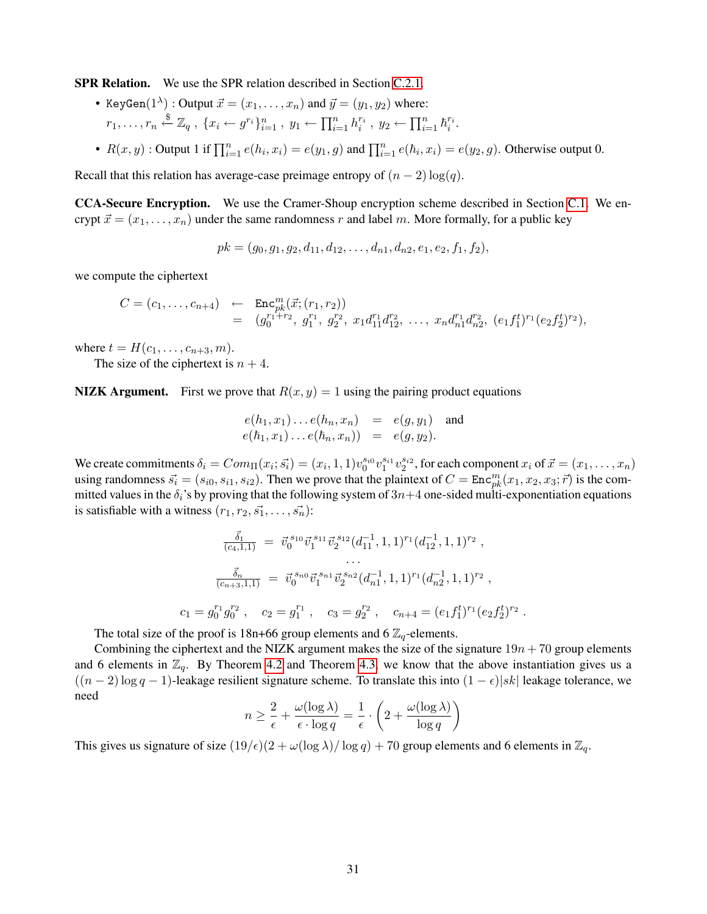**SPR Relation.** We use the SPR relation described in Section C.2.1.

- $\texttt{KeyGen}(1^\lambda)$ : Output $\vec{x} = (x_1, \dots, x_n)$ and $\vec{y} = (y_1, y_2)$ where: $r_1, \dots, r_n \xleftarrow{\$} \mathbb{Z}_q$ , $\{x_i \leftarrow g^{r_i}\}_{i=1}^n$ , $y_1 \leftarrow \prod_{i=1}^n h_i^{r_i}$ , $y_2 \leftarrow \prod_{i=1}^n \hbar_i^{r_i}$.
- $R(x, y)$ : Output 1 if $\prod_{i=1}^n e(h_i, x_i) = e(y_1, g)$ and $\prod_{i=1}^n e(\hbar_i, x_i) = e(y_2, g)$. Otherwise output 0.

Recall that this relation has average-case preimage entropy of $(n-2)\log(q)$.

**CCA-Secure Encryption.** We use the Cramer-Shoup encryption scheme described in Section C.1. We encrypt $\vec{x} = (x_1, \dots, x_n)$ under the same randomness $r$ and label $m$. More formally, for a public key

$$pk = (g_0, g_1, g_2, d_{11}, d_{12}, \dots, d_{n1}, d_{n2}, e_1, e_2, f_1, f_2),$$

we compute the ciphertext

$$\begin{aligned} C = (c_1, \dots, c_{n+4}) &\leftarrow \texttt{Enc}_{pk}^m(\vec{x}; (r_1, r_2)) \\ &= (g_0^{r_1+r_2},\ g_1^{r_1},\ g_2^{r_2},\ x_1 d_{11}^{r_1} d_{12}^{r_2},\ \dots,\ x_n d_{n1}^{r_1} d_{n2}^{r_2},\ (e_1 f_1^t)^{r_1} (e_2 f_2^t)^{r_2}), \end{aligned}$$

where $t = H(c_1, \dots, c_{n+3}, m)$.

The size of the ciphertext is $n+4$.

**NIZK Argument.** First we prove that $R(x, y) = 1$ using the pairing product equations

$$\begin{aligned} e(h_1, x_1) \dots e(h_n, x_n) &= e(g, y_1) \quad \text{and} \\ e(\hbar_1, x_1) \dots e(\hbar_n, x_n)) &= e(g, y_2). \end{aligned}$$

We create commitments $\delta_i = Com_\Pi(x_i; \vec{s_i}) = (x_i, 1, 1) v_0^{s_{i0}} v_1^{s_{i1}} v_2^{s_{i2}}$, for each component $x_i$ of $\vec{x} = (x_1, \dots, x_n)$ using randomness $\vec{s_i} = (s_{i0}, s_{i1}, s_{i2})$. Then we prove that the plaintext of $C = \texttt{Enc}_{pk}^m(x_1, x_2, x_3; \vec{r})$ is the committed values in the $\delta_i$'s by proving that the following system of $3n+4$ one-sided multi-exponentiation equations is satisfiable with a witness $(r_1, r_2, \vec{s_1}, \dots, \vec{s_n})$:

$$\begin{aligned} \frac{\vec{\delta}_1}{(c_4, 1, 1)} &= \vec{v}_0^{\,s_{10}} \vec{v}_1^{\,s_{11}} \vec{v}_2^{\,s_{12}} (d_{11}^{-1}, 1, 1)^{r_1} (d_{12}^{-1}, 1, 1)^{r_2} , \\ &\dots \\ \frac{\vec{\delta}_n}{(c_{n+3}, 1, 1)} &= \vec{v}_0^{\,s_{n0}} \vec{v}_1^{\,s_{n1}} \vec{v}_2^{\,s_{n2}} (d_{n1}^{-1}, 1, 1)^{r_1} (d_{n2}^{-1}, 1, 1)^{r_2} , \end{aligned}$$

$$c_1 = g_0^{r_1} g_0^{r_2} , \quad c_2 = g_1^{r_1} , \quad c_3 = g_2^{r_2} , \quad c_{n+4} = (e_1 f_1^t)^{r_1} (e_2 f_2^t)^{r_2} .$$

The total size of the proof is 18n+66 group elements and 6 $\mathbb{Z}_q$-elements.

Combining the ciphertext and the NIZK argument makes the size of the signature $19n + 70$ group elements and 6 elements in $\mathbb{Z}_q$. By Theorem 4.2 and Theorem 4.3, we know that the above instantiation gives us a $((n-2)\log q - 1)$-leakage resilient signature scheme. To translate this into $(1-\epsilon)|sk|$ leakage tolerance, we need

$$n \geq \frac{2}{\epsilon} + \frac{\omega(\log \lambda)}{\epsilon \cdot \log q} = \frac{1}{\epsilon} \cdot \left(2 + \frac{\omega(\log \lambda)}{\log q}\right)$$

This gives us signature of size $(19/\epsilon)(2 + \omega(\log \lambda)/\log q) + 70$ group elements and 6 elements in $\mathbb{Z}_q$.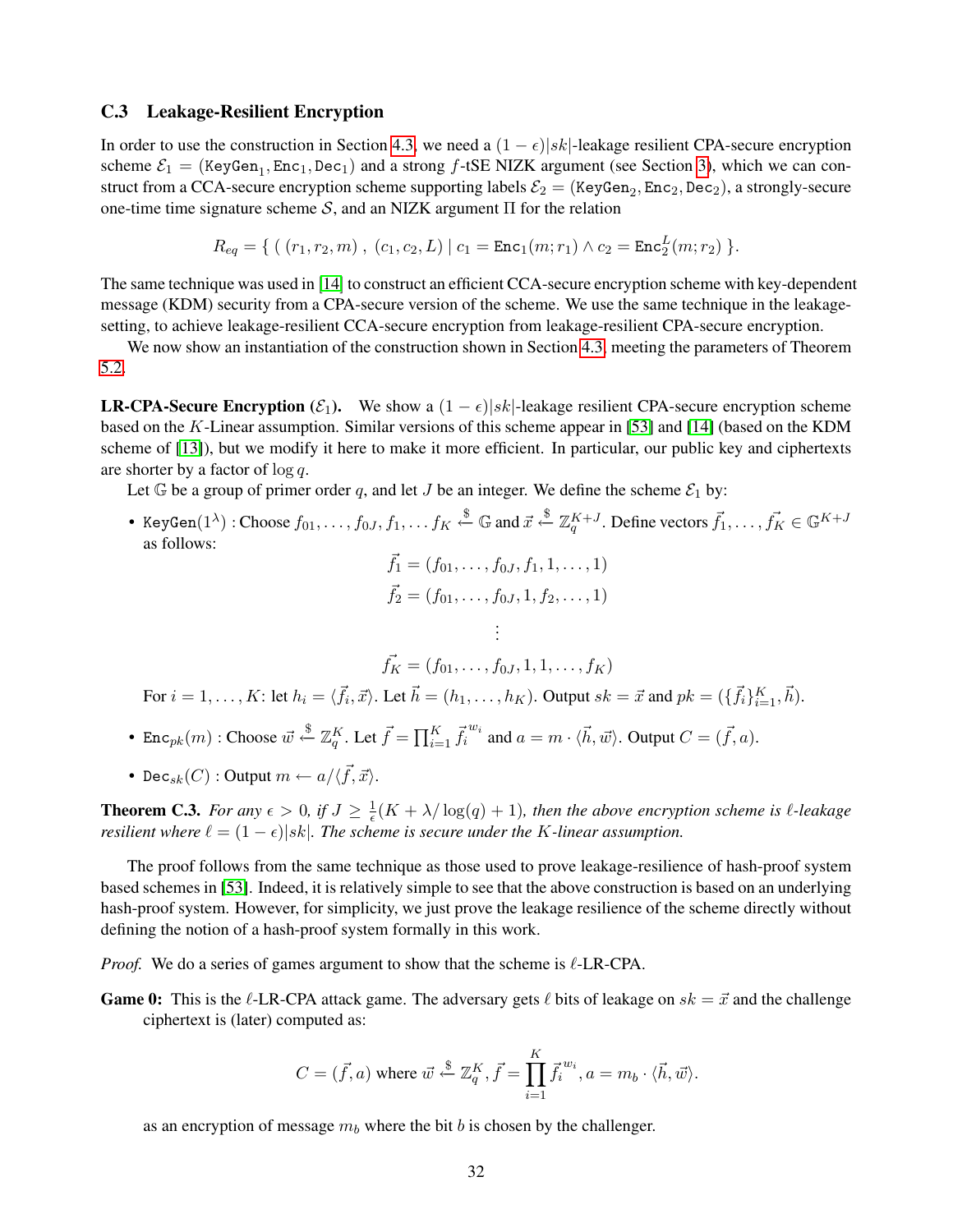### C.3 Leakage-Resilient Encryption

In order to use the construction in Section 4.3, we need a $(1-\epsilon)|sk|$-leakage resilient CPA-secure encryption scheme $\mathcal{E}_1 = (\texttt{KeyGen}_1, \texttt{Enc}_1, \texttt{Dec}_1)$ and a strong $f$-tSE NIZK argument (see Section 3), which we can construct from a CCA-secure encryption scheme supporting labels $\mathcal{E}_2 = (\texttt{KeyGen}_2, \texttt{Enc}_2, \texttt{Dec}_2)$, a strongly-secure one-time time signature scheme $\mathcal{S}$, and an NIZK argument $\Pi$ for the relation

$$R_{eq} = \{ \ ( (r_1, r_2, m) \ , \ (c_1, c_2, L) \mid c_1 = \texttt{Enc}_1(m; r_1) \wedge c_2 = \texttt{Enc}_2^L(m; r_2) \ \}.$$

The same technique was used in [14] to construct an efficient CCA-secure encryption scheme with key-dependent message (KDM) security from a CPA-secure version of the scheme. We use the same technique in the leakage-setting, to achieve leakage-resilient CCA-secure encryption from leakage-resilient CPA-secure encryption.

We now show an instantiation of the construction shown in Section 4.3, meeting the parameters of Theorem 5.2.

**LR-CPA-Secure Encryption ($\mathcal{E}_1$).** We show a $(1-\epsilon)|sk|$-leakage resilient CPA-secure encryption scheme based on the $K$-Linear assumption. Similar versions of this scheme appear in [53] and [14] (based on the KDM scheme of [13]), but we modify it here to make it more efficient. In particular, our public key and ciphertexts are shorter by a factor of $\log q$.

Let $\mathbb{G}$ be a group of primer order $q$, and let $J$ be an integer. We define the scheme $\mathcal{E}_1$ by:

- $\texttt{KeyGen}(1^\lambda)$ : Choose $f_{01}, \ldots, f_{0J}, f_1, \ldots f_K \xleftarrow{\$} \mathbb{G}$ and $\vec{x} \xleftarrow{\$} \mathbb{Z}_q^{K+J}$. Define vectors $\vec{f_1}, \ldots, \vec{f_K} \in \mathbb{G}^{K+J}$ as follows:

$$\vec{f_1} = (f_{01}, \ldots, f_{0J}, f_1, 1, \ldots, 1)$$
$$\vec{f_2} = (f_{01}, \ldots, f_{0J}, 1, f_2, \ldots, 1)$$
$$\vdots$$
$$\vec{f_K} = (f_{01}, \ldots, f_{0J}, 1, 1, \ldots, f_K)$$

  For $i = 1, \ldots, K$: let $h_i = \langle \vec{f_i}, \vec{x} \rangle$. Let $\vec{h} = (h_1, \ldots, h_K)$. Output $sk = \vec{x}$ and $pk = (\{\vec{f_i}\}_{i=1}^K, \vec{h})$.

- $\texttt{Enc}_{pk}(m)$ : Choose $\vec{w} \xleftarrow{\$} \mathbb{Z}_q^K$. Let $\vec{f} = \prod_{i=1}^K \vec{f_i}^{\,w_i}$ and $a = m \cdot \langle \vec{h}, \vec{w} \rangle$. Output $C = (\vec{f}, a)$.

- $\texttt{Dec}_{sk}(C)$ : Output $m \leftarrow a / \langle \vec{f}, \vec{x} \rangle$.

**Theorem C.3.** *For any $\epsilon > 0$, if $J \geq \frac{1}{\epsilon}(K + \lambda/\log(q) + 1)$, then the above encryption scheme is $\ell$-leakage resilient where $\ell = (1-\epsilon)|sk|$. The scheme is secure under the $K$-linear assumption.*

The proof follows from the same technique as those used to prove leakage-resilience of hash-proof system based schemes in [53]. Indeed, it is relatively simple to see that the above construction is based on an underlying hash-proof system. However, for simplicity, we just prove the leakage resilience of the scheme directly without defining the notion of a hash-proof system formally in this work.

*Proof.* We do a series of games argument to show that the scheme is $\ell$-LR-CPA.

**Game 0:** This is the $\ell$-LR-CPA attack game. The adversary gets $\ell$ bits of leakage on $sk = \vec{x}$ and the challenge ciphertext is (later) computed as:

$$C = (\vec{f}, a) \text{ where } \vec{w} \xleftarrow{\$} \mathbb{Z}_q^K, \vec{f} = \prod_{i=1}^{K} \vec{f_i}^{\,w_i}, a = m_b \cdot \langle \vec{h}, \vec{w} \rangle.$$

as an encryption of message $m_b$ where the bit $b$ is chosen by the challenger.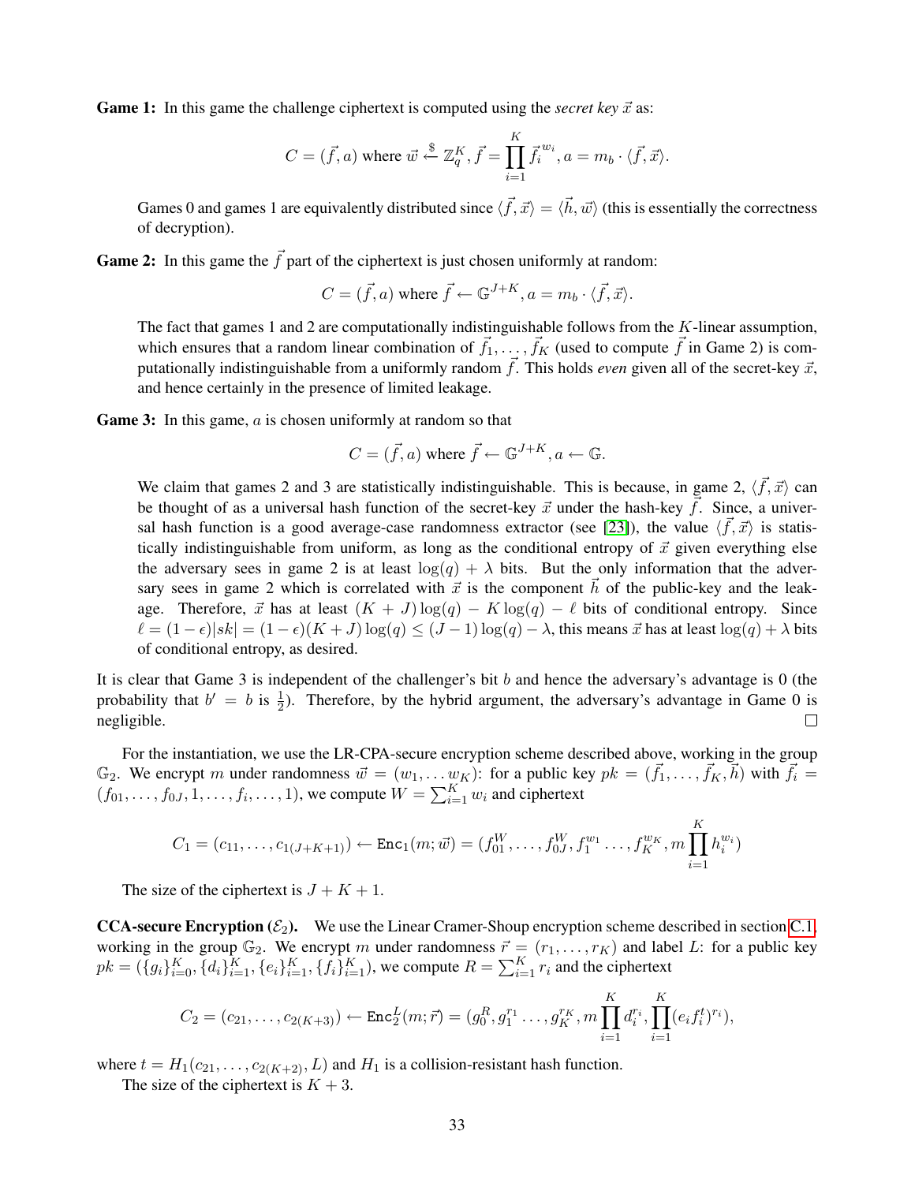**Game 1:** In this game the challenge ciphertext is computed using the *secret key* $\vec{x}$ as:

$$C = (\vec{f}, a) \text{ where } \vec{w} \xleftarrow{\$} \mathbb{Z}_q^K, \vec{f} = \prod_{i=1}^{K} \vec{f_i}^{w_i}, a = m_b \cdot \langle \vec{f}, \vec{x} \rangle.$$

Games 0 and games 1 are equivalently distributed since $\langle \vec{f}, \vec{x} \rangle = \langle \vec{h}, \vec{w} \rangle$ (this is essentially the correctness of decryption).

**Game 2:** In this game the $\vec{f}$ part of the ciphertext is just chosen uniformly at random:

$$C = (\vec{f}, a) \text{ where } \vec{f} \leftarrow \mathbb{G}^{J+K}, a = m_b \cdot \langle \vec{f}, \vec{x} \rangle.$$

The fact that games 1 and 2 are computationally indistinguishable follows from the $K$-linear assumption, which ensures that a random linear combination of $\vec{f}_1, \ldots, \vec{f}_K$ (used to compute $\vec{f}$ in Game 2) is computationally indistinguishable from a uniformly random $\vec{f}$. This holds *even* given all of the secret-key $\vec{x}$, and hence certainly in the presence of limited leakage.

**Game 3:** In this game, $a$ is chosen uniformly at random so that

$$C = (\vec{f}, a) \text{ where } \vec{f} \leftarrow \mathbb{G}^{J+K}, a \leftarrow \mathbb{G}.$$

We claim that games 2 and 3 are statistically indistinguishable. This is because, in game 2, $\langle \vec{f}, \vec{x} \rangle$ can be thought of as a universal hash function of the secret-key $\vec{x}$ under the hash-key $\vec{f}$. Since, a universal hash function is a good average-case randomness extractor (see [23]), the value $\langle \vec{f}, \vec{x} \rangle$ is statistically indistinguishable from uniform, as long as the conditional entropy of $\vec{x}$ given everything else the adversary sees in game 2 is at least $\log(q) + \lambda$ bits. But the only information that the adversary sees in game 2 which is correlated with $\vec{x}$ is the component $\vec{h}$ of the public-key and the leakage. Therefore, $\vec{x}$ has at least $(K + J)\log(q) - K\log(q) - \ell$ bits of conditional entropy. Since $\ell = (1 - \epsilon)|sk| = (1 - \epsilon)(K + J)\log(q) \leq (J - 1)\log(q) - \lambda$, this means $\vec{x}$ has at least $\log(q) + \lambda$ bits of conditional entropy, as desired.

It is clear that Game 3 is independent of the challenger's bit $b$ and hence the adversary's advantage is 0 (the probability that $b' = b$ is $\frac{1}{2}$). Therefore, by the hybrid argument, the adversary's advantage in Game 0 is negligible. □

For the instantiation, we use the LR-CPA-secure encryption scheme described above, working in the group $\mathbb{G}_2$. We encrypt $m$ under randomness $\vec{w} = (w_1, \ldots w_K)$: for a public key $pk = (\vec{f}_1, \ldots, \vec{f}_K, \vec{h})$ with $\vec{f}_i = (f_{01}, \ldots, f_{0J}, 1, \ldots, f_i, \ldots, 1)$, we compute $W = \sum_{i=1}^{K} w_i$ and ciphertext

$$C_1 = (c_{11}, \ldots, c_{1(J+K+1)}) \leftarrow \texttt{Enc}_1(m; \vec{w}) = (f_{01}^W, \ldots, f_{0J}^W, f_1^{w_1} \ldots, f_K^{w_K}, m \prod_{i=1}^{K} h_i^{w_i})$$

The size of the ciphertext is $J + K + 1$.

**CCA-secure Encryption ($\mathcal{E}_2$).** We use the Linear Cramer-Shoup encryption scheme described in section C.1, working in the group $\mathbb{G}_2$. We encrypt $m$ under randomness $\vec{r} = (r_1, \ldots, r_K)$ and label $L$: for a public key $pk = (\{g_i\}_{i=0}^K, \{d_i\}_{i=1}^K, \{e_i\}_{i=1}^K, \{f_i\}_{i=1}^K)$, we compute $R = \sum_{i=1}^{K} r_i$ and the ciphertext

$$C_2 = (c_{21}, \ldots, c_{2(K+3)}) \leftarrow \texttt{Enc}_2^L(m; \vec{r}) = (g_0^R, g_1^{r_1} \ldots, g_K^{r_K}, m \prod_{i=1}^{K} d_i^{r_i}, \prod_{i=1}^{K} (e_i f_i^t)^{r_i}),$$

where $t = H_1(c_{21}, \ldots, c_{2(K+2)}, L)$ and $H_1$ is a collision-resistant hash function.

The size of the ciphertext is $K + 3$.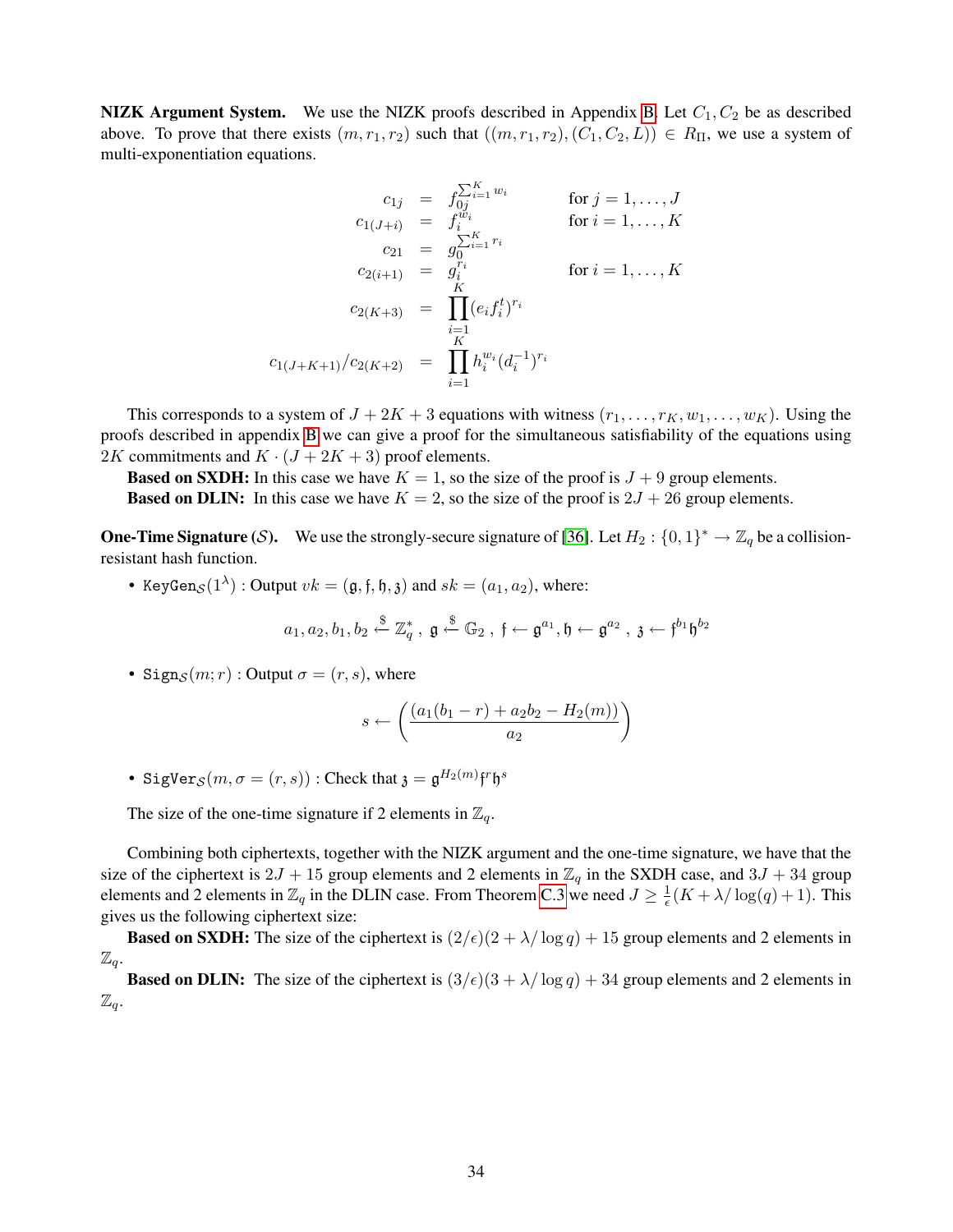**NIZK Argument System.** We use the NIZK proofs described in Appendix B. Let $C_1, C_2$ be as described above. To prove that there exists $(m, r_1, r_2)$ such that $((m, r_1, r_2), (C_1, C_2, L)) \in R_{\text{II}}$, we use a system of multi-exponentiation equations.

$$
\begin{aligned}
c_{1j} &= f_{0j}^{\sum_{i=1}^{K} w_i} && \text{for } j = 1, \ldots, J \\
c_{1(J+i)} &= f_i^{w_i} && \text{for } i = 1, \ldots, K \\
c_{21} &= g_0^{\sum_{i=1}^{K} r_i} \\
c_{2(i+1)} &= g_i^{r_i} && \text{for } i = 1, \ldots, K \\
c_{2(K+3)} &= \prod_{i=1}^{K} (e_i f_i^t)^{r_i} \\
c_{1(J+K+1)}/c_{2(K+2)} &= \prod_{i=1}^{K} h_i^{w_i} (d_i^{-1})^{r_i}
\end{aligned}
$$

This corresponds to a system of $J + 2K + 3$ equations with witness $(r_1, \ldots, r_K, w_1, \ldots, w_K)$. Using the proofs described in appendix B we can give a proof for the simultaneous satisfiability of the equations using $2K$ commitments and $K \cdot (J + 2K + 3)$ proof elements.

**Based on SXDH:** In this case we have $K = 1$, so the size of the proof is $J + 9$ group elements.

**Based on DLIN:** In this case we have $K = 2$, so the size of the proof is $2J + 26$ group elements.

**One-Time Signature ($\mathcal{S}$).** We use the strongly-secure signature of [36]. Let $H_2 : \{0, 1\}^* \to \mathbb{Z}_q$ be a collision-resistant hash function.

- $\texttt{KeyGen}_{\mathcal{S}}(1^\lambda)$ : Output $vk = (\mathfrak{g}, \mathfrak{f}, \mathfrak{h}, \mathfrak{z})$ and $sk = (a_1, a_2)$, where:

$$
a_1, a_2, b_1, b_2 \xleftarrow{\$} \mathbb{Z}_q^* \,,\ \mathfrak{g} \xleftarrow{\$} \mathbb{G}_2 \,,\ \mathfrak{f} \leftarrow \mathfrak{g}^{a_1}, \mathfrak{h} \leftarrow \mathfrak{g}^{a_2} \,,\ \mathfrak{z} \leftarrow \mathfrak{f}^{b_1} \mathfrak{h}^{b_2}
$$

- $\texttt{Sign}_{\mathcal{S}}(m; r)$ : Output $\sigma = (r, s)$, where

$$
s \leftarrow \left( \frac{(a_1(b_1 - r) + a_2 b_2 - H_2(m))}{a_2} \right)
$$

- $\texttt{SigVer}_{\mathcal{S}}(m, \sigma = (r, s))$ : Check that $\mathfrak{z} = \mathfrak{g}^{H_2(m)} \mathfrak{f}^r \mathfrak{h}^s$

The size of the one-time signature if 2 elements in $\mathbb{Z}_q$.

Combining both ciphertexts, together with the NIZK argument and the one-time signature, we have that the size of the ciphertext is $2J + 15$ group elements and 2 elements in $\mathbb{Z}_q$ in the SXDH case, and $3J + 34$ group elements and 2 elements in $\mathbb{Z}_q$ in the DLIN case. From Theorem C.3 we need $J \geq \frac{1}{\epsilon}(K + \lambda/\log(q) + 1)$. This gives us the following ciphertext size:

**Based on SXDH:** The size of the ciphertext is $(2/\epsilon)(2 + \lambda/\log q) + 15$ group elements and 2 elements in $\mathbb{Z}_q$.

**Based on DLIN:** The size of the ciphertext is $(3/\epsilon)(3 + \lambda/\log q) + 34$ group elements and 2 elements in $\mathbb{Z}_q$.